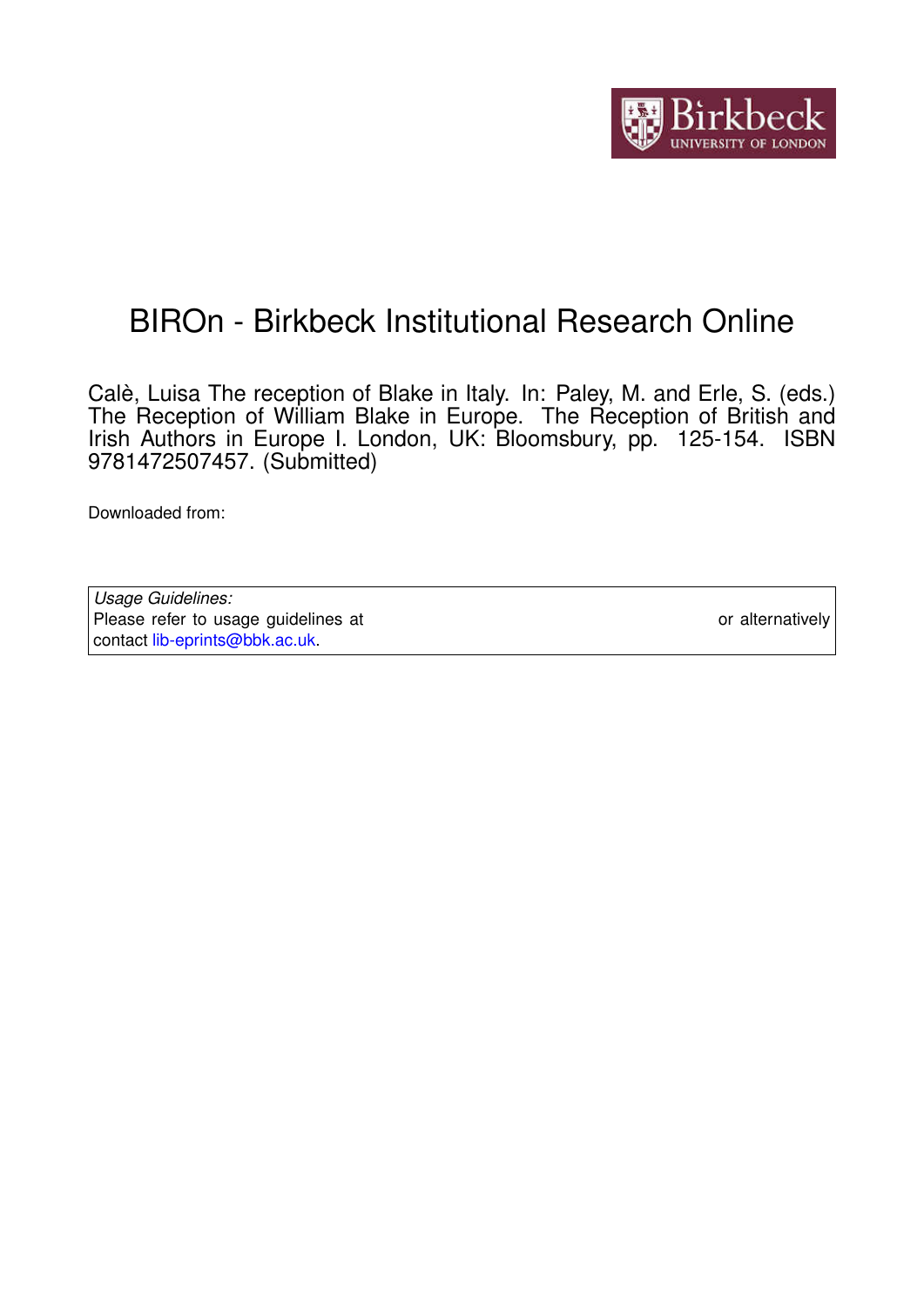# BIROn - Birkbeck Institutional Research Online

Calè, Luisa The reception of Blake in Italy. In: Paley, M. and Erle, S. (eds.) The Reception of William Blake in Europe. The Reception of British and Irish Authors in Europe I. London, UK: Bloomsbury, pp. 125-154. ISBN 9781472507457. (Submitted)

Downloaded from:

*Usage Guidelines:*
Please refer to usage guidelines at or alternatively contact lib-eprints@bbk.ac.uk.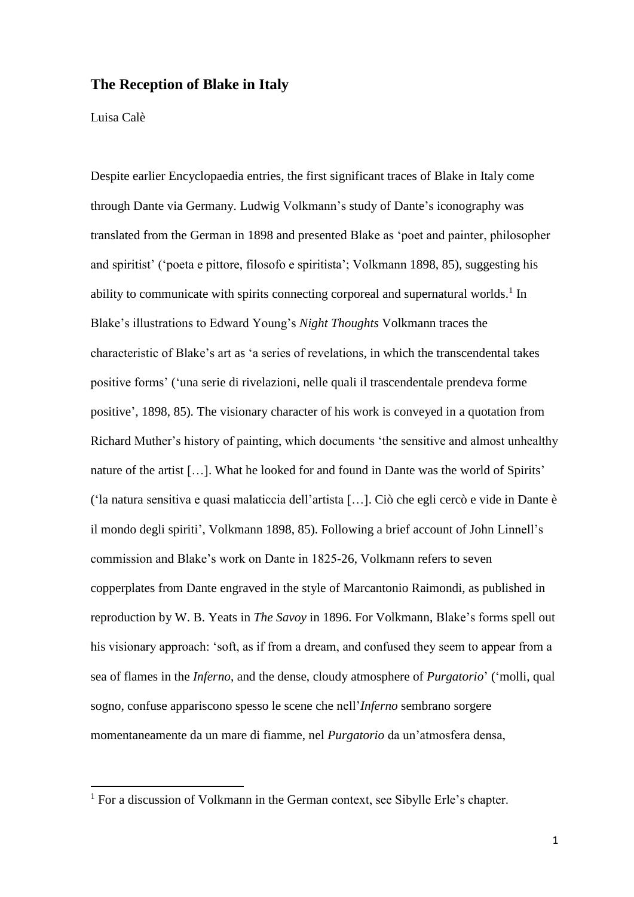# The Reception of Blake in Italy

Luisa Calè

Despite earlier Encyclopaedia entries, the first significant traces of Blake in Italy come through Dante via Germany. Ludwig Volkmann's study of Dante's iconography was translated from the German in 1898 and presented Blake as 'poet and painter, philosopher and spiritist' ('poeta e pittore, filosofo e spiritista'; Volkmann 1898, 85), suggesting his ability to communicate with spirits connecting corporeal and supernatural worlds.[1] In Blake's illustrations to Edward Young's *Night Thoughts* Volkmann traces the characteristic of Blake's art as 'a series of revelations, in which the transcendental takes positive forms' ('una serie di rivelazioni, nelle quali il trascendentale prendeva forme positive', 1898, 85). The visionary character of his work is conveyed in a quotation from Richard Muther's history of painting, which documents 'the sensitive and almost unhealthy nature of the artist […]. What he looked for and found in Dante was the world of Spirits' ('la natura sensitiva e quasi malaticcia dell'artista […]. Ciò che egli cercò e vide in Dante è il mondo degli spiriti', Volkmann 1898, 85). Following a brief account of John Linnell's commission and Blake's work on Dante in 1825-26, Volkmann refers to seven copperplates from Dante engraved in the style of Marcantonio Raimondi, as published in reproduction by W. B. Yeats in *The Savoy* in 1896. For Volkmann, Blake's forms spell out his visionary approach: 'soft, as if from a dream, and confused they seem to appear from a sea of flames in the *Inferno*, and the dense, cloudy atmosphere of *Purgatorio*' ('molli, qual sogno, confuse appariscono spesso le scene che nell'*Inferno* sembrano sorgere momentaneamente da un mare di fiamme, nel *Purgatorio* da un'atmosfera densa,

[1] For a discussion of Volkmann in the German context, see Sibylle Erle's chapter.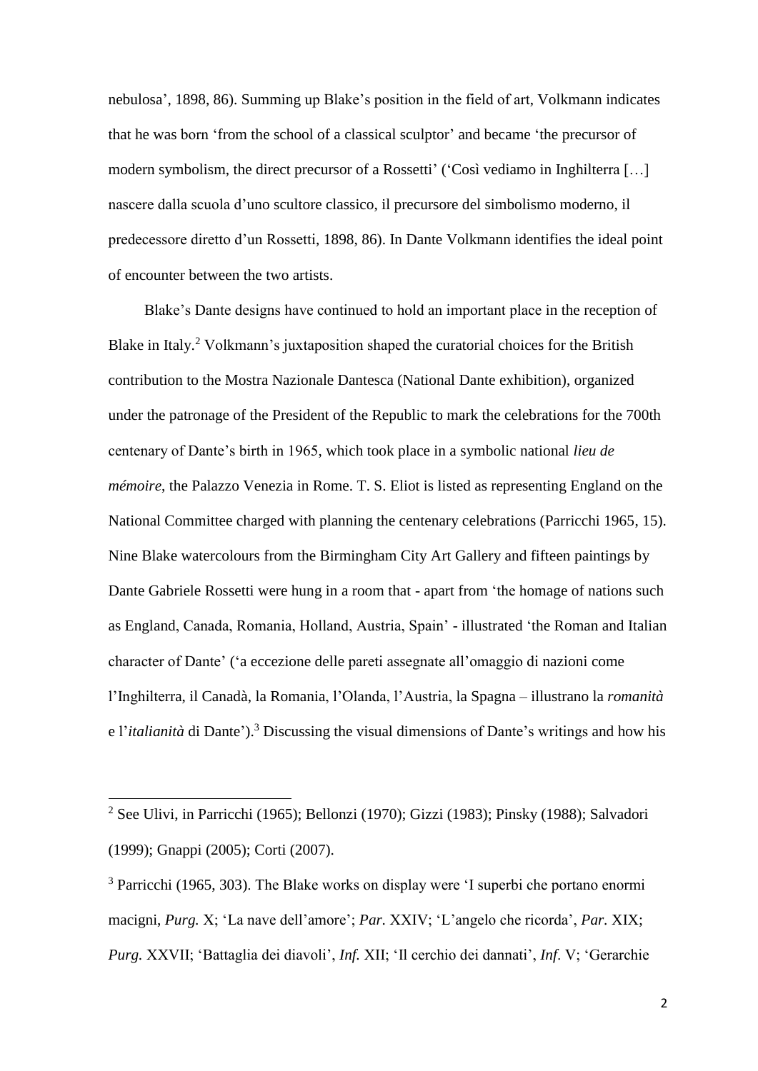nebulosa', 1898, 86). Summing up Blake's position in the field of art, Volkmann indicates that he was born 'from the school of a classical sculptor' and became 'the precursor of modern symbolism, the direct precursor of a Rossetti' ('Così vediamo in Inghilterra […] nascere dalla scuola d'uno scultore classico, il precursore del simbolismo moderno, il predecessore diretto d'un Rossetti, 1898, 86). In Dante Volkmann identifies the ideal point of encounter between the two artists.

Blake's Dante designs have continued to hold an important place in the reception of Blake in Italy.[2] Volkmann's juxtaposition shaped the curatorial choices for the British contribution to the Mostra Nazionale Dantesca (National Dante exhibition), organized under the patronage of the President of the Republic to mark the celebrations for the 700th centenary of Dante's birth in 1965, which took place in a symbolic national *lieu de mémoire*, the Palazzo Venezia in Rome. T. S. Eliot is listed as representing England on the National Committee charged with planning the centenary celebrations (Parricchi 1965, 15). Nine Blake watercolours from the Birmingham City Art Gallery and fifteen paintings by Dante Gabriele Rossetti were hung in a room that - apart from 'the homage of nations such as England, Canada, Romania, Holland, Austria, Spain' - illustrated 'the Roman and Italian character of Dante' ('a eccezione delle pareti assegnate all'omaggio di nazioni come l'Inghilterra, il Canadà, la Romania, l'Olanda, l'Austria, la Spagna – illustrano la *romanità* e l'*italianità* di Dante').[3] Discussing the visual dimensions of Dante's writings and how his

---

[2] See Ulivi, in Parricchi (1965); Bellonzi (1970); Gizzi (1983); Pinsky (1988); Salvadori (1999); Gnappi (2005); Corti (2007).

[3] Parricchi (1965, 303). The Blake works on display were 'I superbi che portano enormi macigni, *Purg.* X; 'La nave dell'amore'; *Par.* XXIV; 'L'angelo che ricorda', *Par.* XIX; *Purg.* XXVII; 'Battaglia dei diavoli', *Inf.* XII; 'Il cerchio dei dannati', *Inf*. V; 'Gerarchie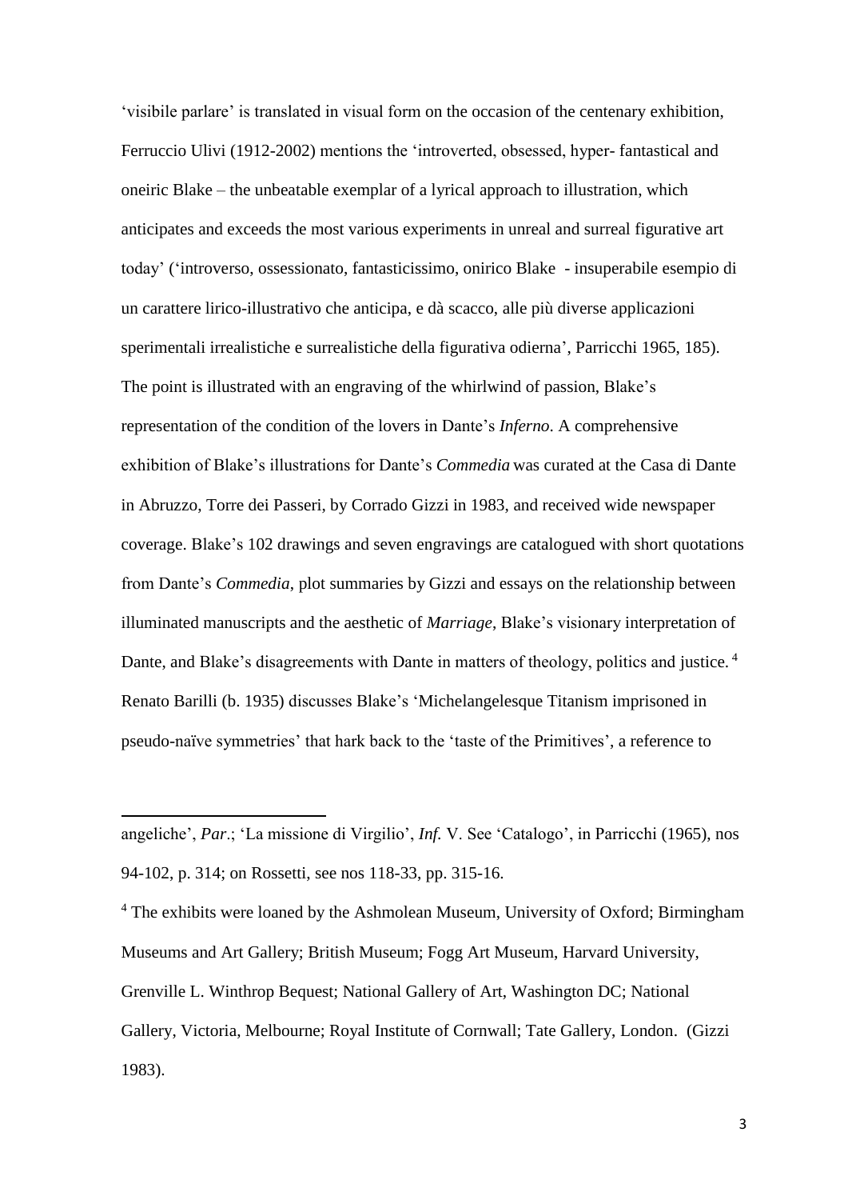'visibile parlare' is translated in visual form on the occasion of the centenary exhibition, Ferruccio Ulivi (1912-2002) mentions the 'introverted, obsessed, hyper- fantastical and oneiric Blake – the unbeatable exemplar of a lyrical approach to illustration, which anticipates and exceeds the most various experiments in unreal and surreal figurative art today' ('introverso, ossessionato, fantasticissimo, onirico Blake - insuperabile esempio di un carattere lirico-illustrativo che anticipa, e dà scacco, alle più diverse applicazioni sperimentali irrealistiche e surrealistiche della figurativa odierna', Parricchi 1965, 185). The point is illustrated with an engraving of the whirlwind of passion, Blake's representation of the condition of the lovers in Dante's *Inferno*. A comprehensive exhibition of Blake's illustrations for Dante's *Commedia* was curated at the Casa di Dante in Abruzzo, Torre dei Passeri, by Corrado Gizzi in 1983, and received wide newspaper coverage. Blake's 102 drawings and seven engravings are catalogued with short quotations from Dante's *Commedia*, plot summaries by Gizzi and essays on the relationship between illuminated manuscripts and the aesthetic of *Marriage*, Blake's visionary interpretation of Dante, and Blake's disagreements with Dante in matters of theology, politics and justice.[4] Renato Barilli (b. 1935) discusses Blake's 'Michelangelesque Titanism imprisoned in pseudo-naïve symmetries' that hark back to the 'taste of the Primitives', a reference to

---

angeliche', *Par.*; 'La missione di Virgilio', *Inf.* V. See 'Catalogo', in Parricchi (1965), nos 94-102, p. 314; on Rossetti, see nos 118-33, pp. 315-16.

[4] The exhibits were loaned by the Ashmolean Museum, University of Oxford; Birmingham Museums and Art Gallery; British Museum; Fogg Art Museum, Harvard University, Grenville L. Winthrop Bequest; National Gallery of Art, Washington DC; National Gallery, Victoria, Melbourne; Royal Institute of Cornwall; Tate Gallery, London. (Gizzi 1983).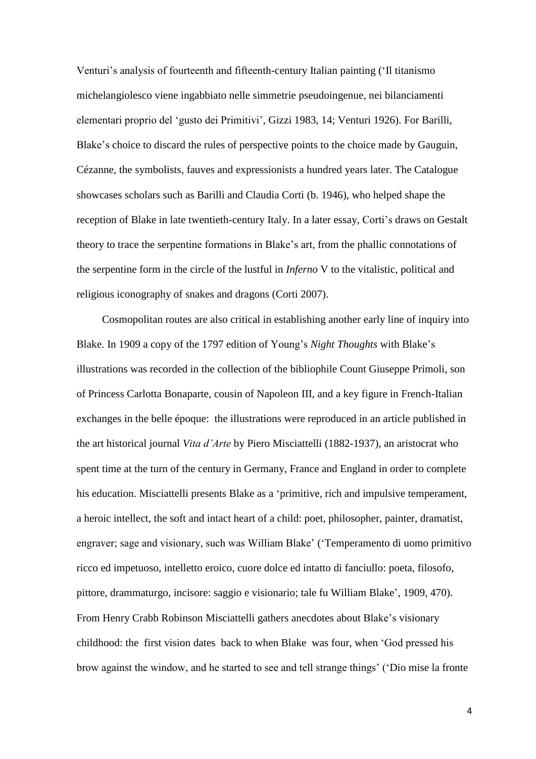Venturi's analysis of fourteenth and fifteenth-century Italian painting ('Il titanismo michelangiolesco viene ingabbiato nelle simmetrie pseudoingenue, nei bilanciamenti elementari proprio del 'gusto dei Primitivi', Gizzi 1983, 14; Venturi 1926). For Barilli, Blake's choice to discard the rules of perspective points to the choice made by Gauguin, Cézanne, the symbolists, fauves and expressionists a hundred years later. The Catalogue showcases scholars such as Barilli and Claudia Corti (b. 1946), who helped shape the reception of Blake in late twentieth-century Italy. In a later essay, Corti's draws on Gestalt theory to trace the serpentine formations in Blake's art, from the phallic connotations of the serpentine form in the circle of the lustful in *Inferno* V to the vitalistic, political and religious iconography of snakes and dragons (Corti 2007).

Cosmopolitan routes are also critical in establishing another early line of inquiry into Blake. In 1909 a copy of the 1797 edition of Young's *Night Thoughts* with Blake's illustrations was recorded in the collection of the bibliophile Count Giuseppe Primoli, son of Princess Carlotta Bonaparte, cousin of Napoleon III, and a key figure in French-Italian exchanges in the belle époque: the illustrations were reproduced in an article published in the art historical journal *Vita d'Arte* by Piero Misciattelli (1882-1937), an aristocrat who spent time at the turn of the century in Germany, France and England in order to complete his education. Misciattelli presents Blake as a 'primitive, rich and impulsive temperament, a heroic intellect, the soft and intact heart of a child: poet, philosopher, painter, dramatist, engraver; sage and visionary, such was William Blake' ('Temperamento di uomo primitivo ricco ed impetuoso, intelletto eroico, cuore dolce ed intatto di fanciullo: poeta, filosofo, pittore, drammaturgo, incisore: saggio e visionario; tale fu William Blake', 1909, 470). From Henry Crabb Robinson Misciattelli gathers anecdotes about Blake's visionary childhood: the first vision dates back to when Blake was four, when 'God pressed his brow against the window, and he started to see and tell strange things' ('Dio mise la fronte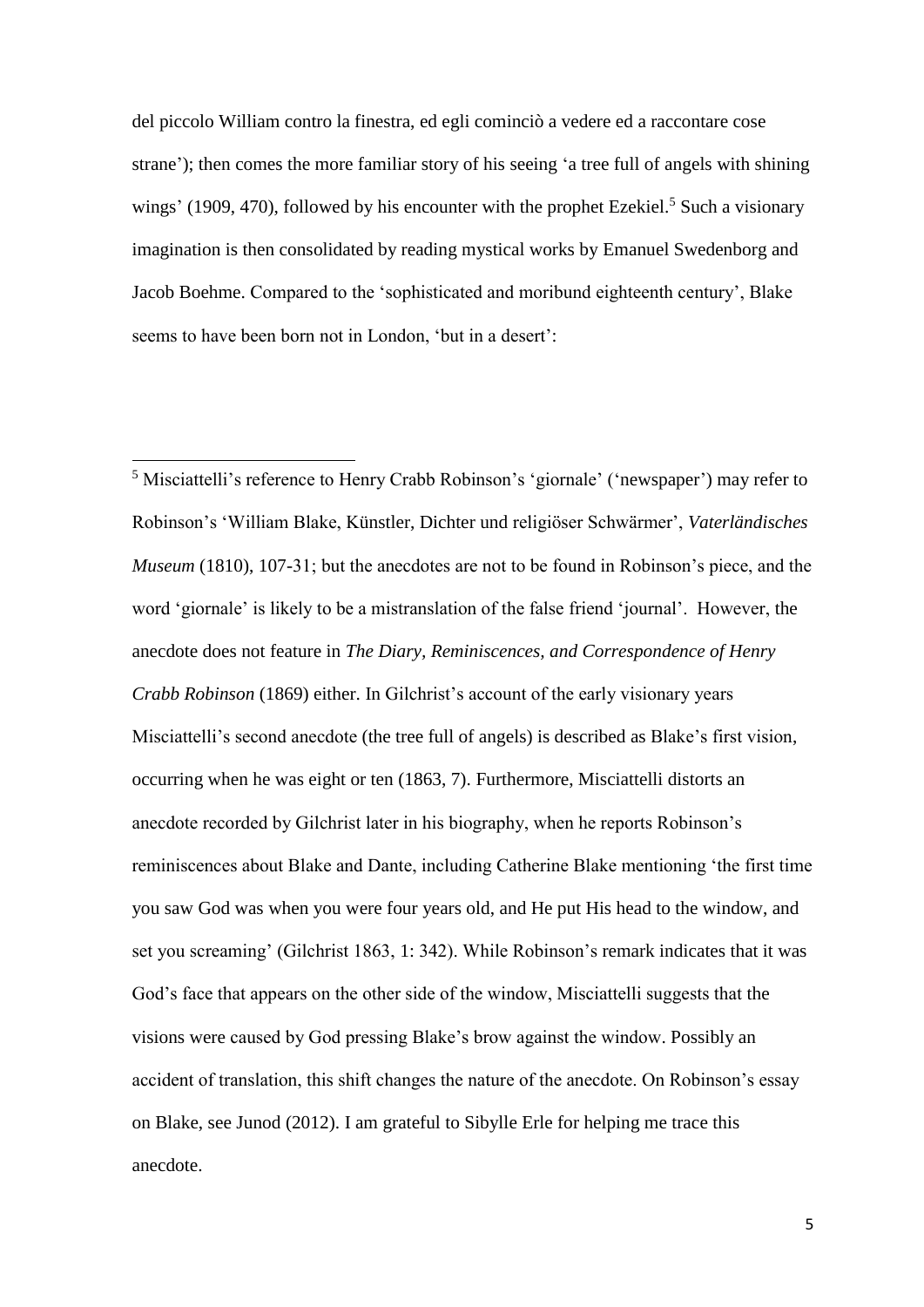del piccolo William contro la finestra, ed egli cominciò a vedere ed a raccontare cose strane'); then comes the more familiar story of his seeing 'a tree full of angels with shining wings' (1909, 470), followed by his encounter with the prophet Ezekiel.[5] Such a visionary imagination is then consolidated by reading mystical works by Emanuel Swedenborg and Jacob Boehme. Compared to the 'sophisticated and moribund eighteenth century', Blake seems to have been born not in London, 'but in a desert':

---

[5] Misciattelli's reference to Henry Crabb Robinson's 'giornale' ('newspaper') may refer to Robinson's 'William Blake, Künstler, Dichter und religiöser Schwärmer', *Vaterländisches Museum* (1810), 107-31; but the anecdotes are not to be found in Robinson's piece, and the word 'giornale' is likely to be a mistranslation of the false friend 'journal'. However, the anecdote does not feature in *The Diary, Reminiscences, and Correspondence of Henry Crabb Robinson* (1869) either. In Gilchrist's account of the early visionary years Misciattelli's second anecdote (the tree full of angels) is described as Blake's first vision, occurring when he was eight or ten (1863, 7). Furthermore, Misciattelli distorts an anecdote recorded by Gilchrist later in his biography, when he reports Robinson's reminiscences about Blake and Dante, including Catherine Blake mentioning 'the first time you saw God was when you were four years old, and He put His head to the window, and set you screaming' (Gilchrist 1863, 1: 342). While Robinson's remark indicates that it was God's face that appears on the other side of the window, Misciattelli suggests that the visions were caused by God pressing Blake's brow against the window. Possibly an accident of translation, this shift changes the nature of the anecdote. On Robinson's essay on Blake, see Junod (2012). I am grateful to Sibylle Erle for helping me trace this anecdote.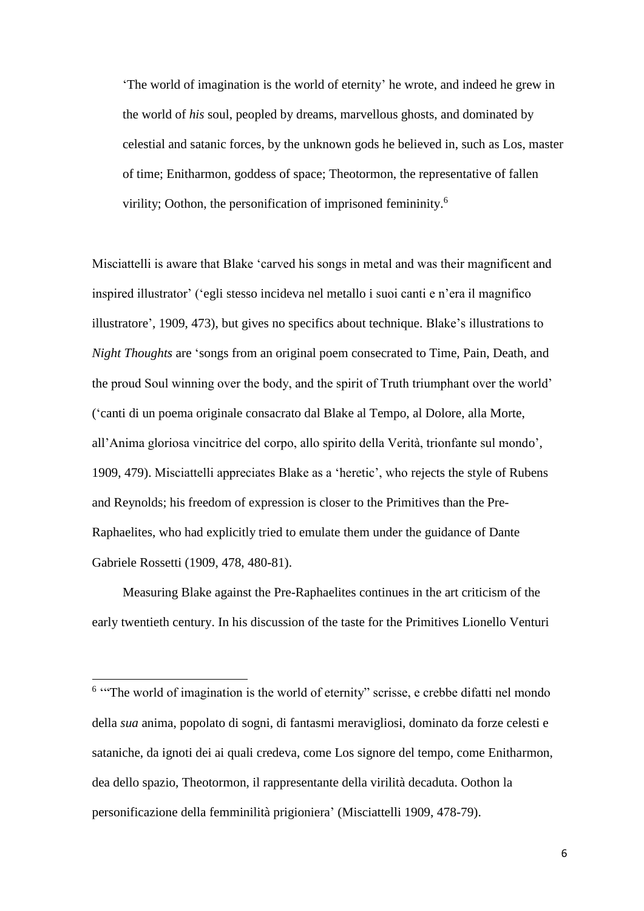> 'The world of imagination is the world of eternity' he wrote, and indeed he grew in the world of *his* soul, peopled by dreams, marvellous ghosts, and dominated by celestial and satanic forces, by the unknown gods he believed in, such as Los, master of time; Enitharmon, goddess of space; Theotormon, the representative of fallen virility; Oothon, the personification of imprisoned femininity.[6]

Misciattelli is aware that Blake 'carved his songs in metal and was their magnificent and inspired illustrator' ('egli stesso incideva nel metallo i suoi canti e n'era il magnifico illustratore', 1909, 473), but gives no specifics about technique. Blake's illustrations to *Night Thoughts* are 'songs from an original poem consecrated to Time, Pain, Death, and the proud Soul winning over the body, and the spirit of Truth triumphant over the world' ('canti di un poema originale consacrato dal Blake al Tempo, al Dolore, alla Morte, all'Anima gloriosa vincitrice del corpo, allo spirito della Verità, trionfante sul mondo', 1909, 479). Misciattelli appreciates Blake as a 'heretic', who rejects the style of Rubens and Reynolds; his freedom of expression is closer to the Primitives than the Pre-Raphaelites, who had explicitly tried to emulate them under the guidance of Dante Gabriele Rossetti (1909, 478, 480-81).

Measuring Blake against the Pre-Raphaelites continues in the art criticism of the early twentieth century. In his discussion of the taste for the Primitives Lionello Venturi

---

[6] '"The world of imagination is the world of eternity" scrisse, e crebbe difatti nel mondo della *sua* anima, popolato di sogni, di fantasmi meravigliosi, dominato da forze celesti e sataniche, da ignoti dei ai quali credeva, come Los signore del tempo, come Enitharmon, dea dello spazio, Theotormon, il rappresentante della virilità decaduta. Oothon la personificazione della femminilità prigioniera' (Misciattelli 1909, 478-79).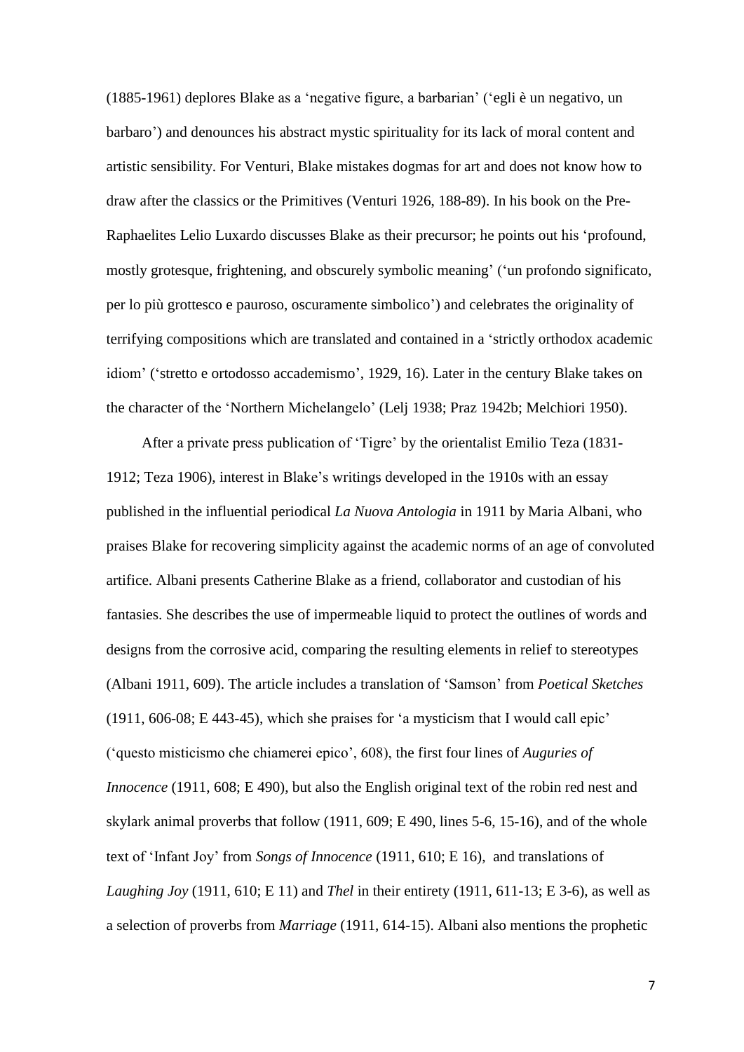(1885-1961) deplores Blake as a 'negative figure, a barbarian' ('egli è un negativo, un barbaro') and denounces his abstract mystic spirituality for its lack of moral content and artistic sensibility. For Venturi, Blake mistakes dogmas for art and does not know how to draw after the classics or the Primitives (Venturi 1926, 188-89). In his book on the Pre-Raphaelites Lelio Luxardo discusses Blake as their precursor; he points out his 'profound, mostly grotesque, frightening, and obscurely symbolic meaning' ('un profondo significato, per lo più grottesco e pauroso, oscuramente simbolico') and celebrates the originality of terrifying compositions which are translated and contained in a 'strictly orthodox academic idiom' ('stretto e ortodosso accademismo', 1929, 16). Later in the century Blake takes on the character of the 'Northern Michelangelo' (Lelj 1938; Praz 1942b; Melchiori 1950).

After a private press publication of 'Tigre' by the orientalist Emilio Teza (1831-1912; Teza 1906), interest in Blake's writings developed in the 1910s with an essay published in the influential periodical *La Nuova Antologia* in 1911 by Maria Albani, who praises Blake for recovering simplicity against the academic norms of an age of convoluted artifice. Albani presents Catherine Blake as a friend, collaborator and custodian of his fantasies. She describes the use of impermeable liquid to protect the outlines of words and designs from the corrosive acid, comparing the resulting elements in relief to stereotypes (Albani 1911, 609). The article includes a translation of 'Samson' from *Poetical Sketches* (1911, 606-08; E 443-45), which she praises for 'a mysticism that I would call epic' ('questo misticismo che chiamerei epico', 608), the first four lines of *Auguries of Innocence* (1911, 608; E 490), but also the English original text of the robin red nest and skylark animal proverbs that follow (1911, 609; E 490, lines 5-6, 15-16), and of the whole text of 'Infant Joy' from *Songs of Innocence* (1911, 610; E 16), and translations of *Laughing Joy* (1911, 610; E 11) and *Thel* in their entirety (1911, 611-13; E 3-6), as well as a selection of proverbs from *Marriage* (1911, 614-15). Albani also mentions the prophetic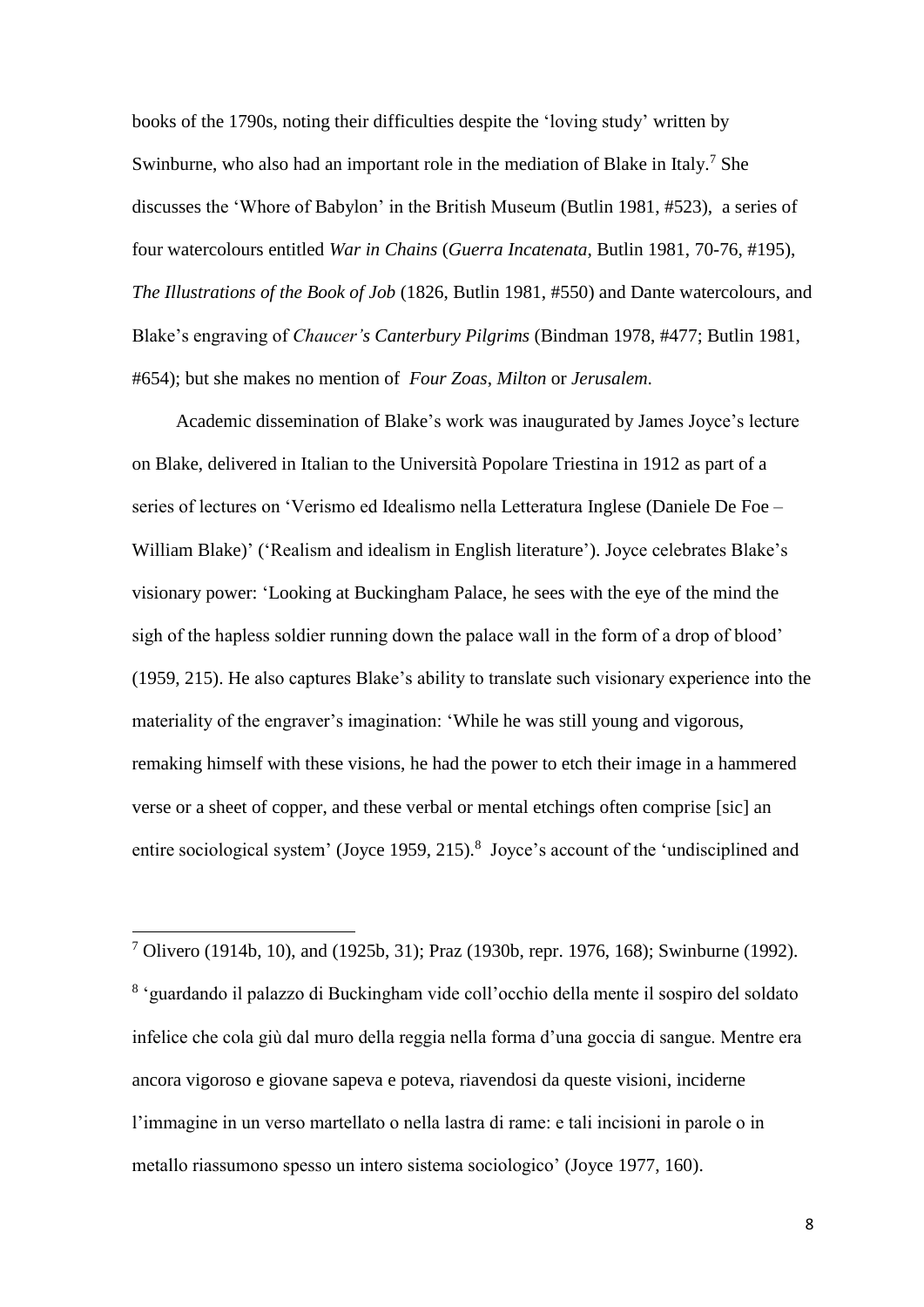books of the 1790s, noting their difficulties despite the 'loving study' written by Swinburne, who also had an important role in the mediation of Blake in Italy.[7] She discusses the 'Whore of Babylon' in the British Museum (Butlin 1981, #523), a series of four watercolours entitled *War in Chains* (*Guerra Incatenata*, Butlin 1981, 70-76, #195), *The Illustrations of the Book of Job* (1826, Butlin 1981, #550) and Dante watercolours, and Blake's engraving of *Chaucer's Canterbury Pilgrims* (Bindman 1978, #477; Butlin 1981, #654); but she makes no mention of *Four Zoas*, *Milton* or *Jerusalem*.

Academic dissemination of Blake's work was inaugurated by James Joyce's lecture on Blake, delivered in Italian to the Università Popolare Triestina in 1912 as part of a series of lectures on 'Verismo ed Idealismo nella Letteratura Inglese (Daniele De Foe – William Blake)' ('Realism and idealism in English literature'). Joyce celebrates Blake's visionary power: 'Looking at Buckingham Palace, he sees with the eye of the mind the sigh of the hapless soldier running down the palace wall in the form of a drop of blood' (1959, 215). He also captures Blake's ability to translate such visionary experience into the materiality of the engraver's imagination: 'While he was still young and vigorous, remaking himself with these visions, he had the power to etch their image in a hammered verse or a sheet of copper, and these verbal or mental etchings often comprise [sic] an entire sociological system' (Joyce 1959, 215).[8] Joyce's account of the 'undisciplined and

---

[7] Olivero (1914b, 10), and (1925b, 31); Praz (1930b, repr. 1976, 168); Swinburne (1992).

[8] 'guardando il palazzo di Buckingham vide coll'occhio della mente il sospiro del soldato infelice che cola giù dal muro della reggia nella forma d'una goccia di sangue. Mentre era ancora vigoroso e giovane sapeva e poteva, riavendosi da queste visioni, inciderne l'immagine in un verso martellato o nella lastra di rame: e tali incisioni in parole o in metallo riassumono spesso un intero sistema sociologico' (Joyce 1977, 160).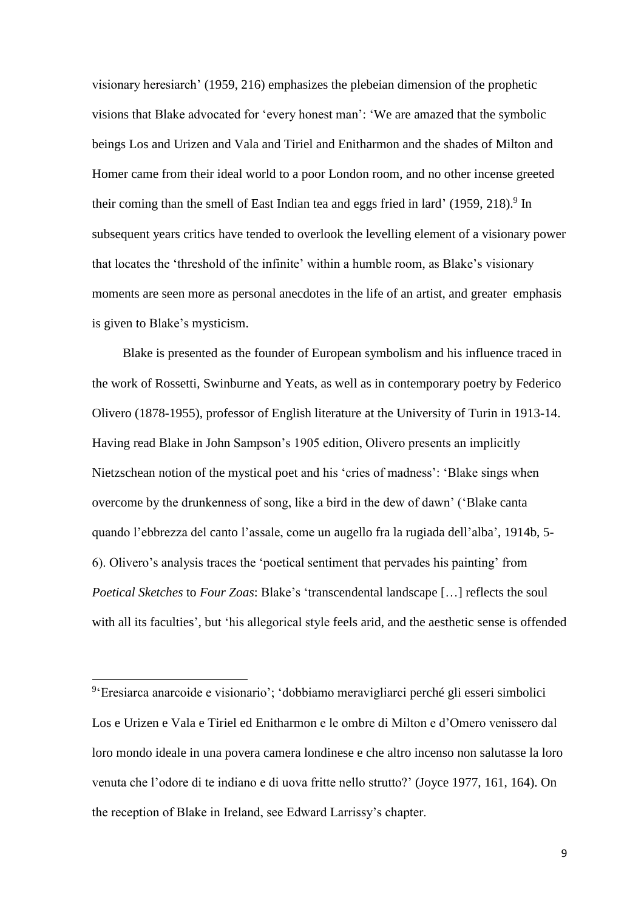visionary heresiarch' (1959, 216) emphasizes the plebeian dimension of the prophetic visions that Blake advocated for 'every honest man': 'We are amazed that the symbolic beings Los and Urizen and Vala and Tiriel and Enitharmon and the shades of Milton and Homer came from their ideal world to a poor London room, and no other incense greeted their coming than the smell of East Indian tea and eggs fried in lard' (1959, 218).[9] In subsequent years critics have tended to overlook the levelling element of a visionary power that locates the 'threshold of the infinite' within a humble room, as Blake's visionary moments are seen more as personal anecdotes in the life of an artist, and greater emphasis is given to Blake's mysticism.

Blake is presented as the founder of European symbolism and his influence traced in the work of Rossetti, Swinburne and Yeats, as well as in contemporary poetry by Federico Olivero (1878-1955), professor of English literature at the University of Turin in 1913-14. Having read Blake in John Sampson's 1905 edition, Olivero presents an implicitly Nietzschean notion of the mystical poet and his 'cries of madness': 'Blake sings when overcome by the drunkenness of song, like a bird in the dew of dawn' ('Blake canta quando l'ebbrezza del canto l'assale, come un augello fra la rugiada dell'alba', 1914b, 5-6). Olivero's analysis traces the 'poetical sentiment that pervades his painting' from *Poetical Sketches* to *Four Zoas*: Blake's 'transcendental landscape […] reflects the soul with all its faculties', but 'his allegorical style feels arid, and the aesthetic sense is offended

---

[9] 'Eresiarca anarcoide e visionario'; 'dobbiamo meravigliarci perché gli esseri simbolici Los e Urizen e Vala e Tiriel ed Enitharmon e le ombre di Milton e d'Omero venissero dal loro mondo ideale in una povera camera londinese e che altro incenso non salutasse la loro venuta che l'odore di te indiano e di uova fritte nello strutto?' (Joyce 1977, 161, 164). On the reception of Blake in Ireland, see Edward Larrissy's chapter.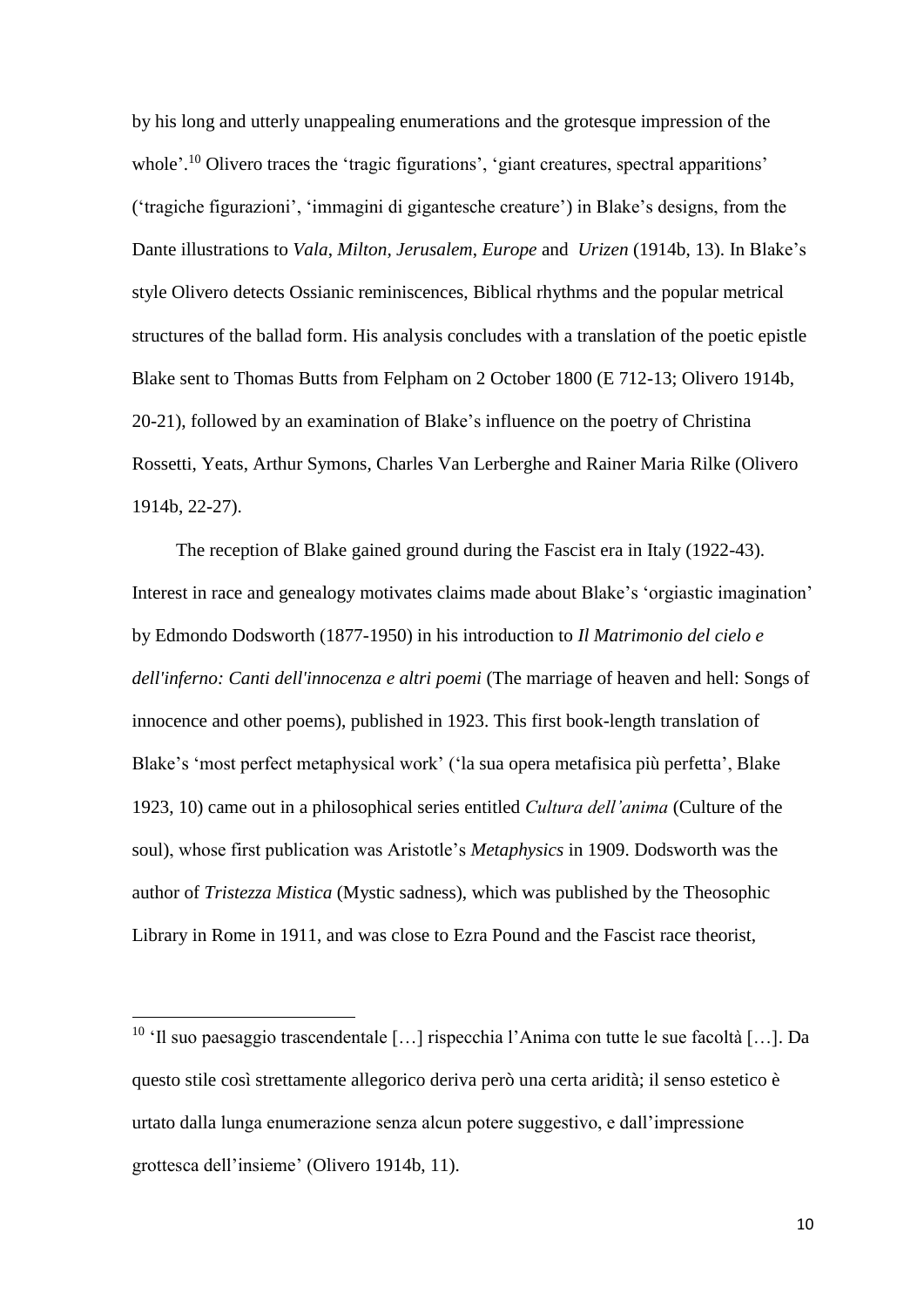by his long and utterly unappealing enumerations and the grotesque impression of the whole'.[10] Olivero traces the 'tragic figurations', 'giant creatures, spectral apparitions' ('tragiche figurazioni', 'immagini di gigantesche creature') in Blake's designs, from the Dante illustrations to *Vala*, *Milton*, *Jerusalem*, *Europe* and *Urizen* (1914b, 13). In Blake's style Olivero detects Ossianic reminiscences, Biblical rhythms and the popular metrical structures of the ballad form. His analysis concludes with a translation of the poetic epistle Blake sent to Thomas Butts from Felpham on 2 October 1800 (E 712-13; Olivero 1914b, 20-21), followed by an examination of Blake's influence on the poetry of Christina Rossetti, Yeats, Arthur Symons, Charles Van Lerberghe and Rainer Maria Rilke (Olivero 1914b, 22-27).

The reception of Blake gained ground during the Fascist era in Italy (1922-43). Interest in race and genealogy motivates claims made about Blake's 'orgiastic imagination' by Edmondo Dodsworth (1877-1950) in his introduction to *Il Matrimonio del cielo e dell'inferno: Canti dell'innocenza e altri poemi* (The marriage of heaven and hell: Songs of innocence and other poems), published in 1923. This first book-length translation of Blake's 'most perfect metaphysical work' ('la sua opera metafisica più perfetta', Blake 1923, 10) came out in a philosophical series entitled *Cultura dell'anima* (Culture of the soul), whose first publication was Aristotle's *Metaphysics* in 1909. Dodsworth was the author of *Tristezza Mistica* (Mystic sadness), which was published by the Theosophic Library in Rome in 1911, and was close to Ezra Pound and the Fascist race theorist,

[10] 'Il suo paesaggio trascendentale […] rispecchia l'Anima con tutte le sue facoltà […]. Da questo stile così strettamente allegorico deriva però una certa aridità; il senso estetico è urtato dalla lunga enumerazione senza alcun potere suggestivo, e dall'impressione grottesca dell'insieme' (Olivero 1914b, 11).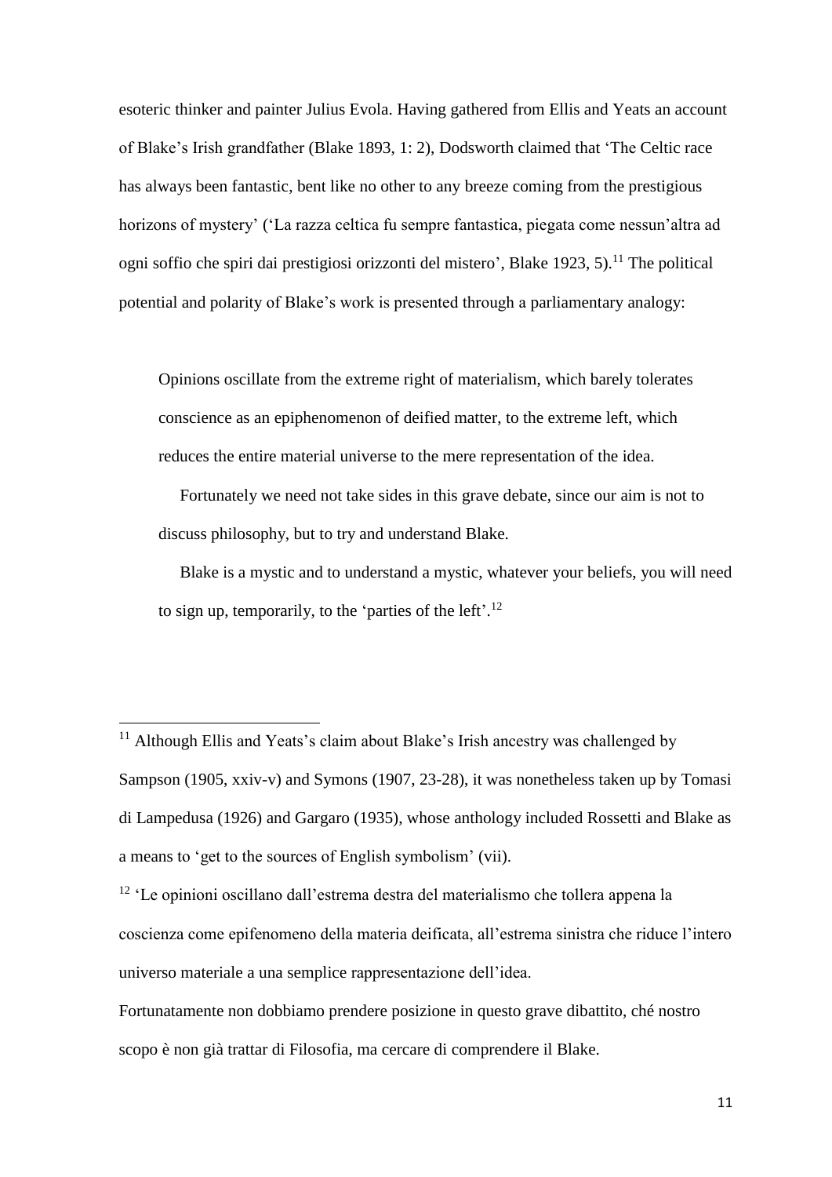esoteric thinker and painter Julius Evola. Having gathered from Ellis and Yeats an account of Blake's Irish grandfather (Blake 1893, 1: 2), Dodsworth claimed that 'The Celtic race has always been fantastic, bent like no other to any breeze coming from the prestigious horizons of mystery' ('La razza celtica fu sempre fantastica, piegata come nessun'altra ad ogni soffio che spiri dai prestigiosi orizzonti del mistero', Blake 1923, 5).[11] The political potential and polarity of Blake's work is presented through a parliamentary analogy:

> Opinions oscillate from the extreme right of materialism, which barely tolerates conscience as an epiphenomenon of deified matter, to the extreme left, which reduces the entire material universe to the mere representation of the idea.
>
> Fortunately we need not take sides in this grave debate, since our aim is not to discuss philosophy, but to try and understand Blake.
>
> Blake is a mystic and to understand a mystic, whatever your beliefs, you will need to sign up, temporarily, to the 'parties of the left'.[12]

---

[11] Although Ellis and Yeats's claim about Blake's Irish ancestry was challenged by Sampson (1905, xxiv-v) and Symons (1907, 23-28), it was nonetheless taken up by Tomasi di Lampedusa (1926) and Gargaro (1935), whose anthology included Rossetti and Blake as a means to 'get to the sources of English symbolism' (vii).

[12] 'Le opinioni oscillano dall'estrema destra del materialismo che tollera appena la coscienza come epifenomeno della materia deificata, all'estrema sinistra che riduce l'intero universo materiale a una semplice rappresentazione dell'idea.

Fortunatamente non dobbiamo prendere posizione in questo grave dibattito, ché nostro scopo è non già trattar di Filosofia, ma cercare di comprendere il Blake.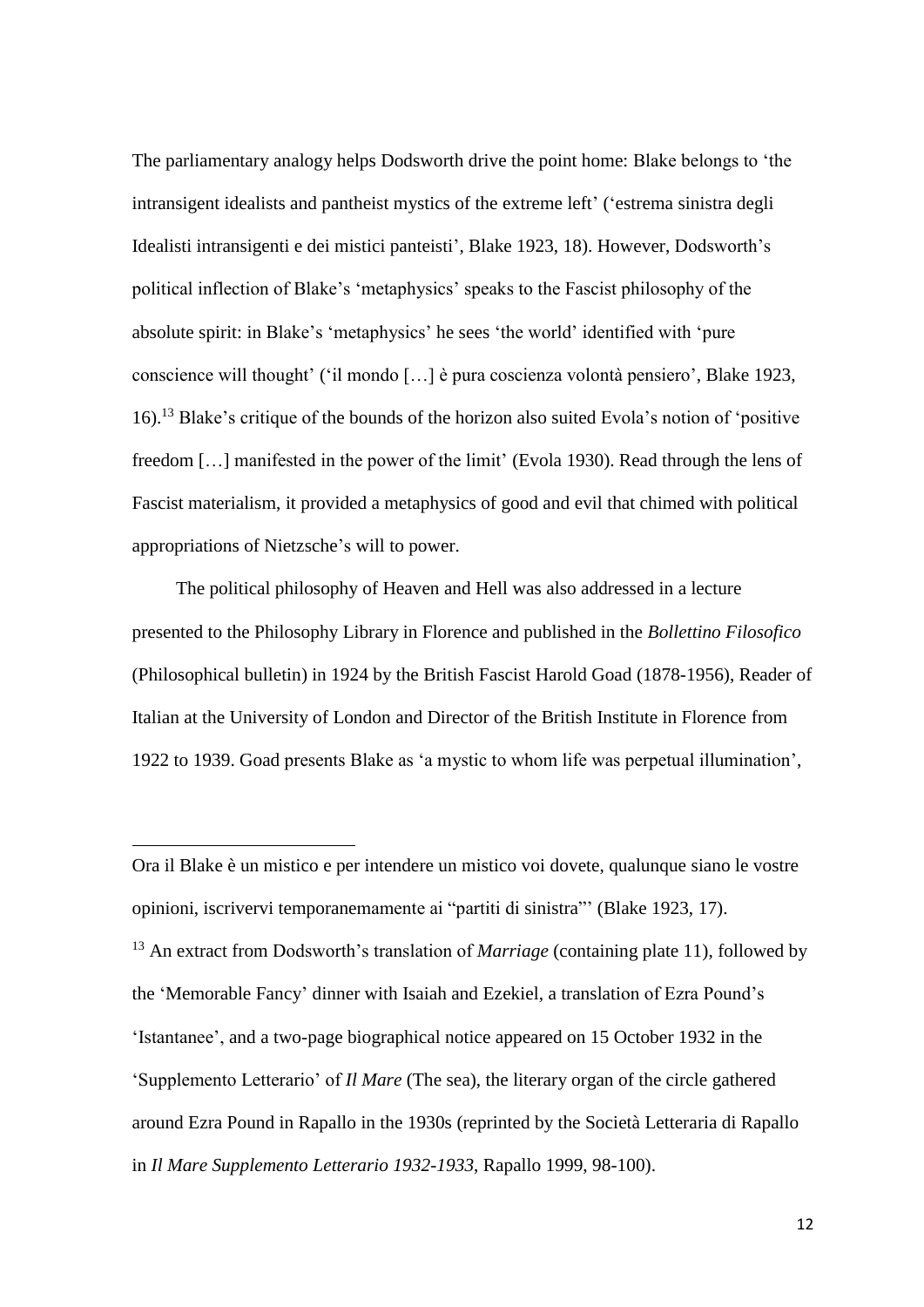The parliamentary analogy helps Dodsworth drive the point home: Blake belongs to 'the intransigent idealists and pantheist mystics of the extreme left' ('estrema sinistra degli Idealisti intransigenti e dei mistici panteisti', Blake 1923, 18). However, Dodsworth's political inflection of Blake's 'metaphysics' speaks to the Fascist philosophy of the absolute spirit: in Blake's 'metaphysics' he sees 'the world' identified with 'pure conscience will thought' ('il mondo […] è pura coscienza volontà pensiero', Blake 1923, 16).[13] Blake's critique of the bounds of the horizon also suited Evola's notion of 'positive freedom […] manifested in the power of the limit' (Evola 1930). Read through the lens of Fascist materialism, it provided a metaphysics of good and evil that chimed with political appropriations of Nietzsche's will to power.

The political philosophy of Heaven and Hell was also addressed in a lecture presented to the Philosophy Library in Florence and published in the *Bollettino Filosofico* (Philosophical bulletin) in 1924 by the British Fascist Harold Goad (1878-1956), Reader of Italian at the University of London and Director of the British Institute in Florence from 1922 to 1939. Goad presents Blake as 'a mystic to whom life was perpetual illumination',

---

Ora il Blake è un mistico e per intendere un mistico voi dovete, qualunque siano le vostre opinioni, iscrivervi temporanemamente ai "partiti di sinistra"' (Blake 1923, 17).

[13] An extract from Dodsworth's translation of *Marriage* (containing plate 11), followed by the 'Memorable Fancy' dinner with Isaiah and Ezekiel, a translation of Ezra Pound's 'Istantanee', and a two-page biographical notice appeared on 15 October 1932 in the 'Supplemento Letterario' of *Il Mare* (The sea), the literary organ of the circle gathered around Ezra Pound in Rapallo in the 1930s (reprinted by the Società Letteraria di Rapallo in *Il Mare Supplemento Letterario 1932-1933*, Rapallo 1999, 98-100).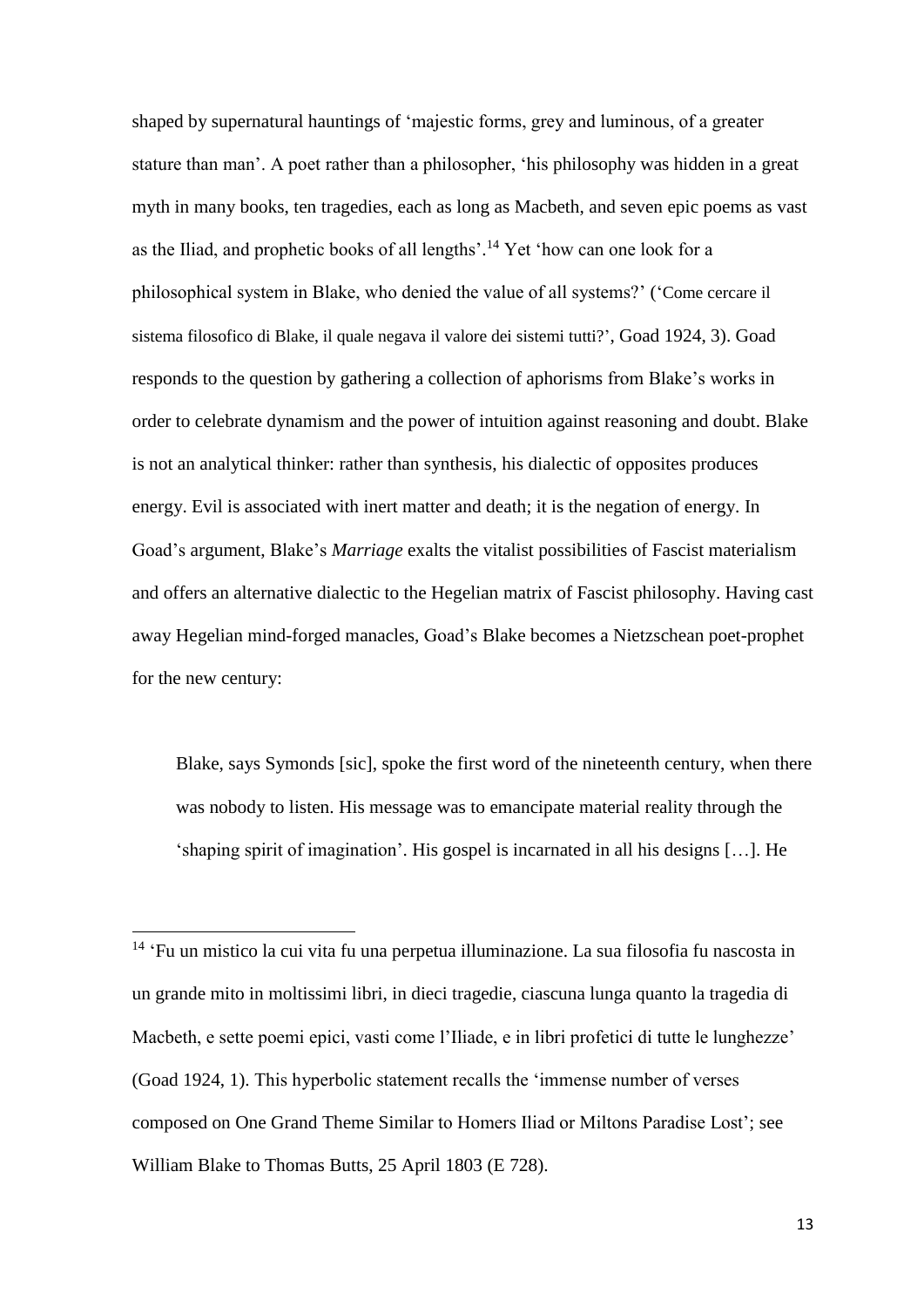shaped by supernatural hauntings of 'majestic forms, grey and luminous, of a greater stature than man'. A poet rather than a philosopher, 'his philosophy was hidden in a great myth in many books, ten tragedies, each as long as Macbeth, and seven epic poems as vast as the Iliad, and prophetic books of all lengths'.[14] Yet 'how can one look for a philosophical system in Blake, who denied the value of all systems?' ('Come cercare il sistema filosofico di Blake, il quale negava il valore dei sistemi tutti?', Goad 1924, 3). Goad responds to the question by gathering a collection of aphorisms from Blake's works in order to celebrate dynamism and the power of intuition against reasoning and doubt. Blake is not an analytical thinker: rather than synthesis, his dialectic of opposites produces energy. Evil is associated with inert matter and death; it is the negation of energy. In Goad's argument, Blake's *Marriage* exalts the vitalist possibilities of Fascist materialism and offers an alternative dialectic to the Hegelian matrix of Fascist philosophy. Having cast away Hegelian mind-forged manacles, Goad's Blake becomes a Nietzschean poet-prophet for the new century:

> Blake, says Symonds [sic], spoke the first word of the nineteenth century, when there was nobody to listen. His message was to emancipate material reality through the 'shaping spirit of imagination'. His gospel is incarnated in all his designs […]. He

---

[14] 'Fu un mistico la cui vita fu una perpetua illuminazione. La sua filosofia fu nascosta in un grande mito in moltissimi libri, in dieci tragedie, ciascuna lunga quanto la tragedia di Macbeth, e sette poemi epici, vasti come l'Iliade, e in libri profetici di tutte le lunghezze' (Goad 1924, 1). This hyperbolic statement recalls the 'immense number of verses composed on One Grand Theme Similar to Homers Iliad or Miltons Paradise Lost'; see William Blake to Thomas Butts, 25 April 1803 (E 728).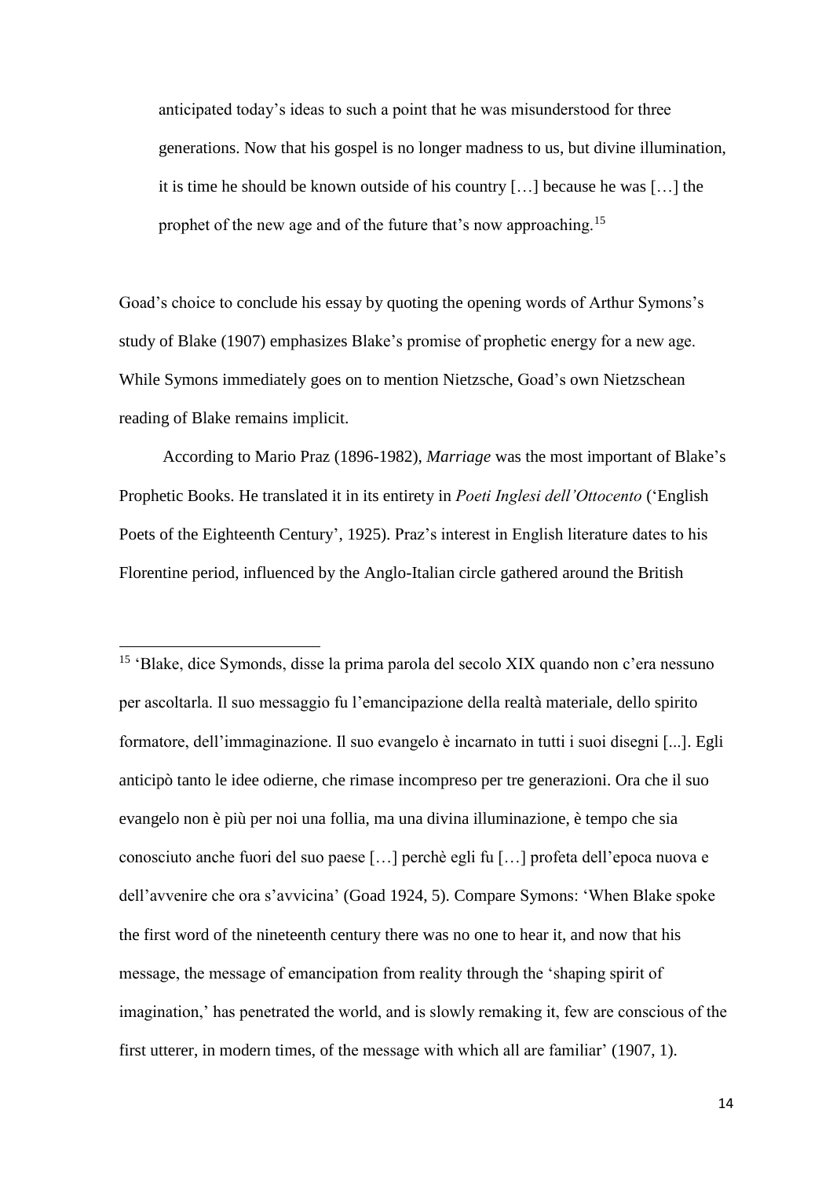> anticipated today's ideas to such a point that he was misunderstood for three generations. Now that his gospel is no longer madness to us, but divine illumination, it is time he should be known outside of his country […] because he was […] the prophet of the new age and of the future that's now approaching.[15]

Goad's choice to conclude his essay by quoting the opening words of Arthur Symons's study of Blake (1907) emphasizes Blake's promise of prophetic energy for a new age. While Symons immediately goes on to mention Nietzsche, Goad's own Nietzschean reading of Blake remains implicit.

According to Mario Praz (1896-1982), *Marriage* was the most important of Blake's Prophetic Books. He translated it in its entirety in *Poeti Inglesi dell'Ottocento* ('English Poets of the Eighteenth Century', 1925). Praz's interest in English literature dates to his Florentine period, influenced by the Anglo-Italian circle gathered around the British

---

[15] 'Blake, dice Symonds, disse la prima parola del secolo XIX quando non c'era nessuno per ascoltarla. Il suo messaggio fu l'emancipazione della realtà materiale, dello spirito formatore, dell'immaginazione. Il suo evangelo è incarnato in tutti i suoi disegni [...]. Egli anticipò tanto le idee odierne, che rimase incompreso per tre generazioni. Ora che il suo evangelo non è più per noi una follia, ma una divina illuminazione, è tempo che sia conosciuto anche fuori del suo paese […] perchè egli fu […] profeta dell'epoca nuova e dell'avvenire che ora s'avvicina' (Goad 1924, 5). Compare Symons: 'When Blake spoke the first word of the nineteenth century there was no one to hear it, and now that his message, the message of emancipation from reality through the 'shaping spirit of imagination,' has penetrated the world, and is slowly remaking it, few are conscious of the first utterer, in modern times, of the message with which all are familiar' (1907, 1).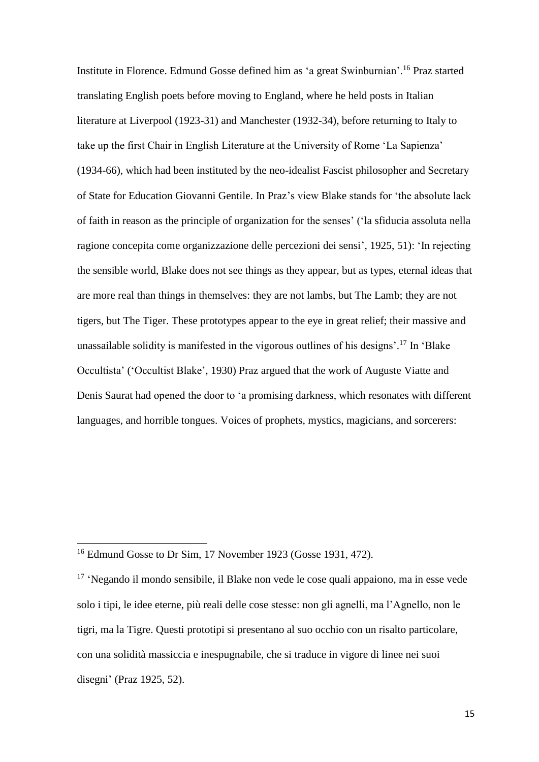Institute in Florence. Edmund Gosse defined him as 'a great Swinburnian'.[16] Praz started translating English poets before moving to England, where he held posts in Italian literature at Liverpool (1923-31) and Manchester (1932-34), before returning to Italy to take up the first Chair in English Literature at the University of Rome 'La Sapienza' (1934-66), which had been instituted by the neo-idealist Fascist philosopher and Secretary of State for Education Giovanni Gentile. In Praz's view Blake stands for 'the absolute lack of faith in reason as the principle of organization for the senses' ('la sfiducia assoluta nella ragione concepita come organizzazione delle percezioni dei sensi', 1925, 51): 'In rejecting the sensible world, Blake does not see things as they appear, but as types, eternal ideas that are more real than things in themselves: they are not lambs, but The Lamb; they are not tigers, but The Tiger. These prototypes appear to the eye in great relief; their massive and unassailable solidity is manifested in the vigorous outlines of his designs'.[17] In 'Blake Occultista' ('Occultist Blake', 1930) Praz argued that the work of Auguste Viatte and Denis Saurat had opened the door to 'a promising darkness, which resonates with different languages, and horrible tongues. Voices of prophets, mystics, magicians, and sorcerers:

---

[16] Edmund Gosse to Dr Sim, 17 November 1923 (Gosse 1931, 472).

[17] 'Negando il mondo sensibile, il Blake non vede le cose quali appaiono, ma in esse vede solo i tipi, le idee eterne, più reali delle cose stesse: non gli agnelli, ma l'Agnello, non le tigri, ma la Tigre. Questi prototipi si presentano al suo occhio con un risalto particolare, con una solidità massiccia e inespugnabile, che si traduce in vigore di linee nei suoi disegni' (Praz 1925, 52).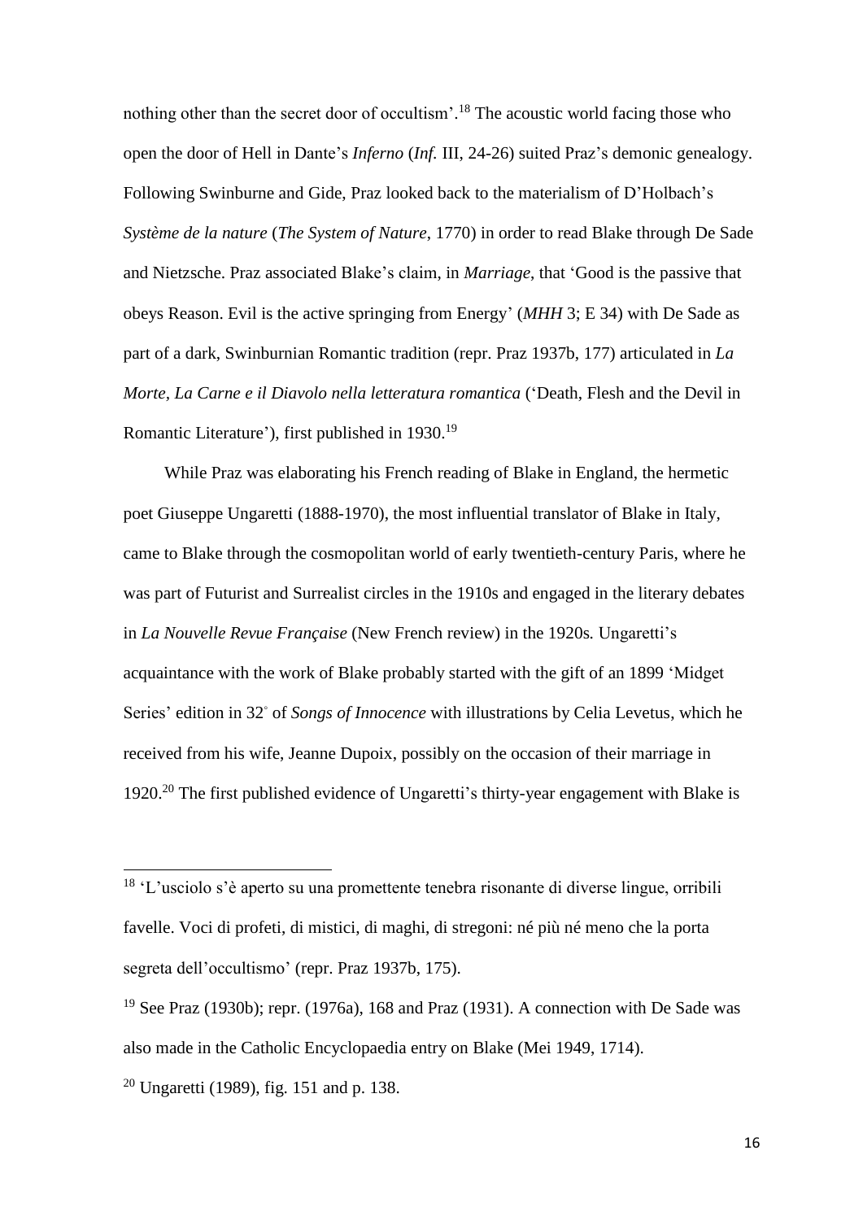nothing other than the secret door of occultism'.[18] The acoustic world facing those who open the door of Hell in Dante's *Inferno* (*Inf.* III, 24-26) suited Praz's demonic genealogy. Following Swinburne and Gide, Praz looked back to the materialism of D'Holbach's *Système de la nature* (*The System of Nature*, 1770) in order to read Blake through De Sade and Nietzsche. Praz associated Blake's claim, in *Marriage*, that 'Good is the passive that obeys Reason. Evil is the active springing from Energy' (*MHH* 3; E 34) with De Sade as part of a dark, Swinburnian Romantic tradition (repr. Praz 1937b, 177) articulated in *La Morte, La Carne e il Diavolo nella letteratura romantica* ('Death, Flesh and the Devil in Romantic Literature'), first published in 1930.[19]

While Praz was elaborating his French reading of Blake in England, the hermetic poet Giuseppe Ungaretti (1888-1970), the most influential translator of Blake in Italy, came to Blake through the cosmopolitan world of early twentieth-century Paris, where he was part of Futurist and Surrealist circles in the 1910s and engaged in the literary debates in *La Nouvelle Revue Française* (New French review) in the 1920s. Ungaretti's acquaintance with the work of Blake probably started with the gift of an 1899 'Midget Series' edition in 32° of *Songs of Innocence* with illustrations by Celia Levetus, which he received from his wife, Jeanne Dupoix, possibly on the occasion of their marriage in 1920.[20] The first published evidence of Ungaretti's thirty-year engagement with Blake is

---

[18] 'L'usciolo s'è aperto su una promettente tenebra risonante di diverse lingue, orribili favelle. Voci di profeti, di mistici, di maghi, di stregoni: né più né meno che la porta segreta dell'occultismo' (repr. Praz 1937b, 175).

[19] See Praz (1930b); repr. (1976a), 168 and Praz (1931). A connection with De Sade was also made in the Catholic Encyclopaedia entry on Blake (Mei 1949, 1714).

[20] Ungaretti (1989), fig. 151 and p. 138.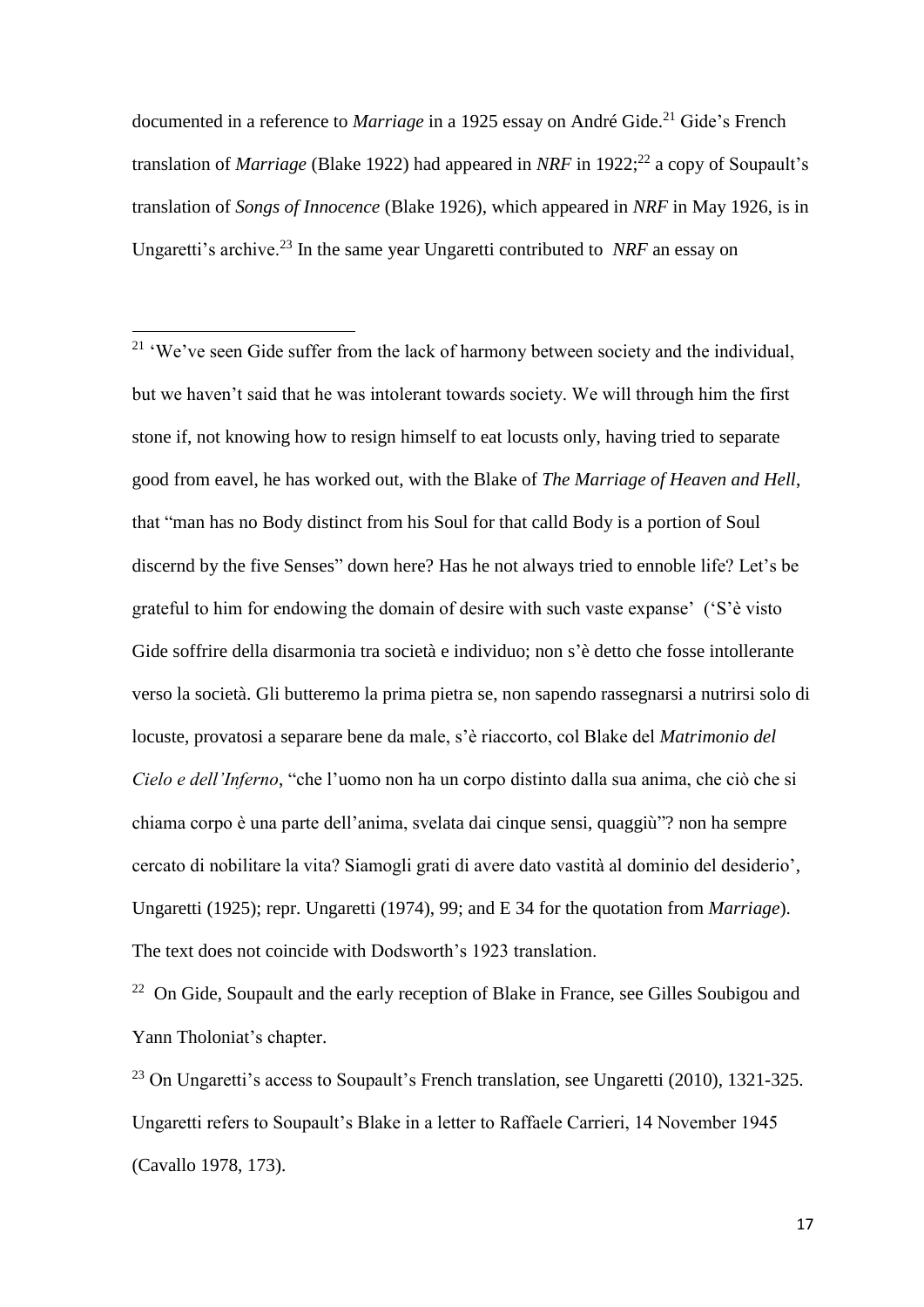documented in a reference to *Marriage* in a 1925 essay on André Gide.[21] Gide's French translation of *Marriage* (Blake 1922) had appeared in *NRF* in 1922;[22] a copy of Soupault's translation of *Songs of Innocence* (Blake 1926), which appeared in *NRF* in May 1926, is in Ungaretti's archive.[23] In the same year Ungaretti contributed to *NRF* an essay on

---

[21] 'We've seen Gide suffer from the lack of harmony between society and the individual, but we haven't said that he was intolerant towards society. We will through him the first stone if, not knowing how to resign himself to eat locusts only, having tried to separate good from eavel, he has worked out, with the Blake of *The Marriage of Heaven and Hell*, that "man has no Body distinct from his Soul for that calld Body is a portion of Soul discernd by the five Senses" down here? Has he not always tried to ennoble life? Let's be grateful to him for endowing the domain of desire with such vaste expanse' ('S'è visto Gide soffrire della disarmonia tra società e individuo; non s'è detto che fosse intollerante verso la società. Gli butteremo la prima pietra se, non sapendo rassegnarsi a nutrirsi solo di locuste, provatosi a separare bene da male, s'è riaccorto, col Blake del *Matrimonio del Cielo e dell'Inferno*, "che l'uomo non ha un corpo distinto dalla sua anima, che ciò che si chiama corpo è una parte dell'anima, svelata dai cinque sensi, quaggiù"? non ha sempre cercato di nobilitare la vita? Siamogli grati di avere dato vastità al dominio del desiderio', Ungaretti (1925); repr. Ungaretti (1974), 99; and E 34 for the quotation from *Marriage*). The text does not coincide with Dodsworth's 1923 translation.

[22] On Gide, Soupault and the early reception of Blake in France, see Gilles Soubigou and Yann Tholoniat's chapter.

[23] On Ungaretti's access to Soupault's French translation, see Ungaretti (2010), 1321-325. Ungaretti refers to Soupault's Blake in a letter to Raffaele Carrieri, 14 November 1945 (Cavallo 1978, 173).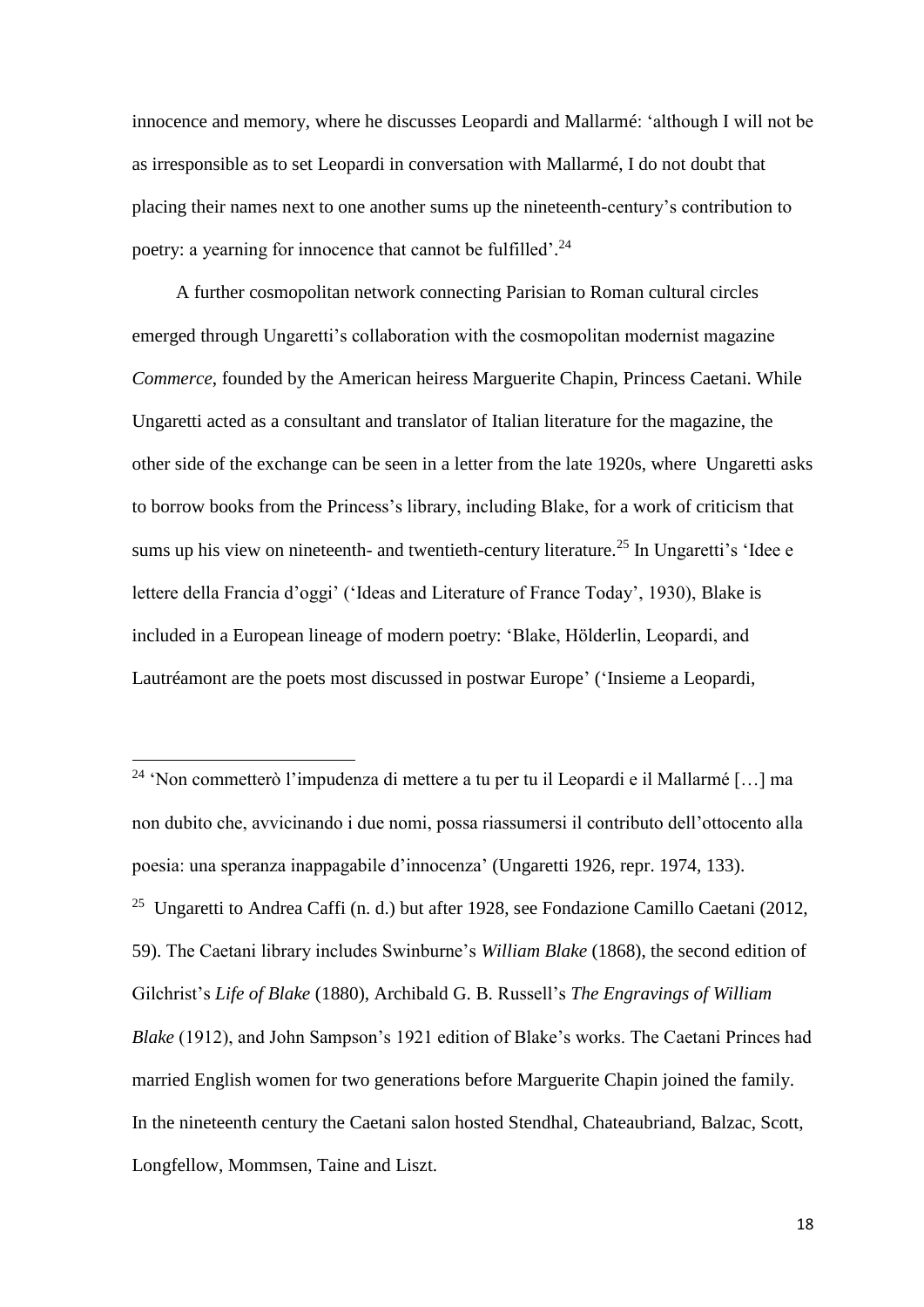innocence and memory, where he discusses Leopardi and Mallarmé: 'although I will not be as irresponsible as to set Leopardi in conversation with Mallarmé, I do not doubt that placing their names next to one another sums up the nineteenth-century's contribution to poetry: a yearning for innocence that cannot be fulfilled'.[24]

A further cosmopolitan network connecting Parisian to Roman cultural circles emerged through Ungaretti's collaboration with the cosmopolitan modernist magazine *Commerce*, founded by the American heiress Marguerite Chapin, Princess Caetani. While Ungaretti acted as a consultant and translator of Italian literature for the magazine, the other side of the exchange can be seen in a letter from the late 1920s, where Ungaretti asks to borrow books from the Princess's library, including Blake, for a work of criticism that sums up his view on nineteenth- and twentieth-century literature.[25] In Ungaretti's 'Idee e lettere della Francia d'oggi' ('Ideas and Literature of France Today', 1930), Blake is included in a European lineage of modern poetry: 'Blake, Hölderlin, Leopardi, and Lautréamont are the poets most discussed in postwar Europe' ('Insieme a Leopardi,

---

[24] 'Non commetterò l'impudenza di mettere a tu per tu il Leopardi e il Mallarmé […] ma non dubito che, avvicinando i due nomi, possa riassumersi il contributo dell'ottocento alla poesia: una speranza inappagabile d'innocenza' (Ungaretti 1926, repr. 1974, 133).

[25] Ungaretti to Andrea Caffi (n. d.) but after 1928, see Fondazione Camillo Caetani (2012, 59). The Caetani library includes Swinburne's *William Blake* (1868), the second edition of Gilchrist's *Life of Blake* (1880), Archibald G. B. Russell's *The Engravings of William Blake* (1912), and John Sampson's 1921 edition of Blake's works. The Caetani Princes had married English women for two generations before Marguerite Chapin joined the family. In the nineteenth century the Caetani salon hosted Stendhal, Chateaubriand, Balzac, Scott, Longfellow, Mommsen, Taine and Liszt.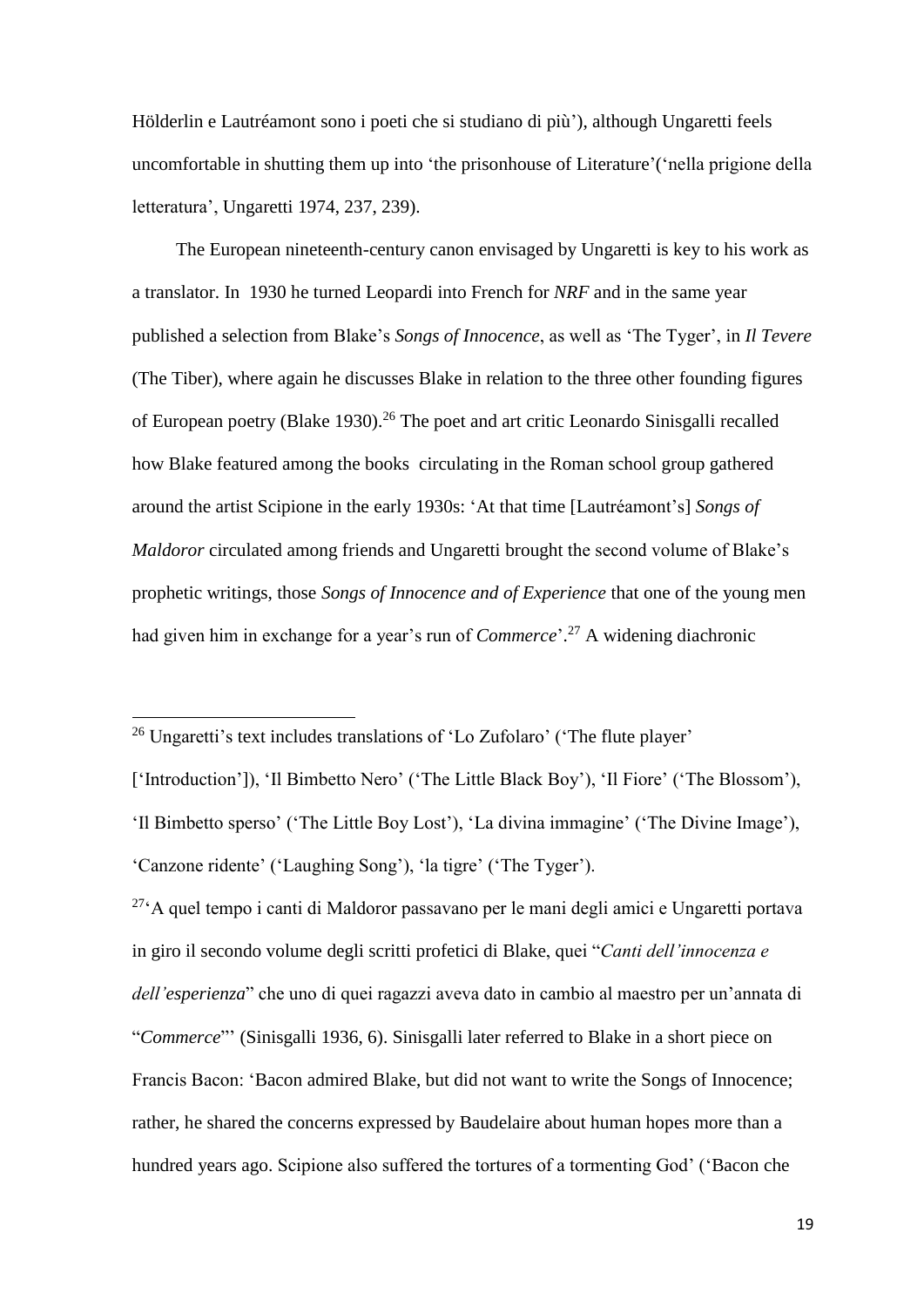Hölderlin e Lautréamont sono i poeti che si studiano di più'), although Ungaretti feels uncomfortable in shutting them up into 'the prisonhouse of Literature'('nella prigione della letteratura', Ungaretti 1974, 237, 239).

The European nineteenth-century canon envisaged by Ungaretti is key to his work as a translator. In 1930 he turned Leopardi into French for *NRF* and in the same year published a selection from Blake's *Songs of Innocence*, as well as 'The Tyger', in *Il Tevere* (The Tiber), where again he discusses Blake in relation to the three other founding figures of European poetry (Blake 1930).[26] The poet and art critic Leonardo Sinisgalli recalled how Blake featured among the books circulating in the Roman school group gathered around the artist Scipione in the early 1930s: 'At that time [Lautréamont's] *Songs of Maldoror* circulated among friends and Ungaretti brought the second volume of Blake's prophetic writings, those *Songs of Innocence and of Experience* that one of the young men had given him in exchange for a year's run of *Commerce*'.[27] A widening diachronic

---

[26] Ungaretti's text includes translations of 'Lo Zufolaro' ('The flute player' ['Introduction']), 'Il Bimbetto Nero' ('The Little Black Boy'), 'Il Fiore' ('The Blossom'), 'Il Bimbetto sperso' ('The Little Boy Lost'), 'La divina immagine' ('The Divine Image'), 'Canzone ridente' ('Laughing Song'), 'la tigre' ('The Tyger').

[27] 'A quel tempo i canti di Maldoror passavano per le mani degli amici e Ungaretti portava in giro il secondo volume degli scritti profetici di Blake, quei "*Canti dell'innocenza e dell'esperienza*" che uno di quei ragazzi aveva dato in cambio al maestro per un'annata di "*Commerce*"' (Sinisgalli 1936, 6). Sinisgalli later referred to Blake in a short piece on Francis Bacon: 'Bacon admired Blake, but did not want to write the Songs of Innocence; rather, he shared the concerns expressed by Baudelaire about human hopes more than a hundred years ago. Scipione also suffered the tortures of a tormenting God' ('Bacon che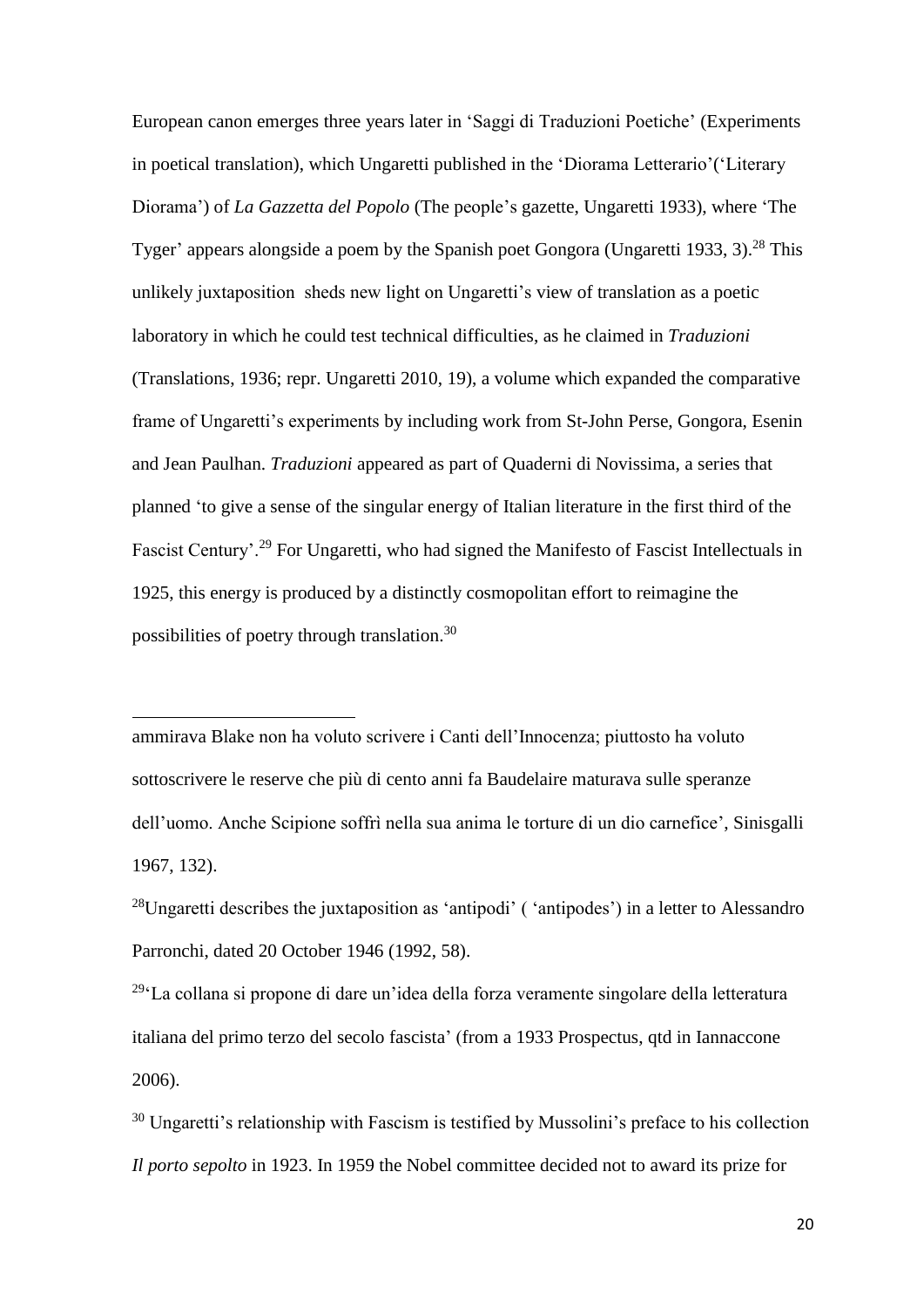European canon emerges three years later in 'Saggi di Traduzioni Poetiche' (Experiments in poetical translation), which Ungaretti published in the 'Diorama Letterario'('Literary Diorama') of *La Gazzetta del Popolo* (The people's gazette, Ungaretti 1933), where 'The Tyger' appears alongside a poem by the Spanish poet Gongora (Ungaretti 1933, 3).[28] This unlikely juxtaposition sheds new light on Ungaretti's view of translation as a poetic laboratory in which he could test technical difficulties, as he claimed in *Traduzioni* (Translations, 1936; repr. Ungaretti 2010, 19), a volume which expanded the comparative frame of Ungaretti's experiments by including work from St-John Perse, Gongora, Esenin and Jean Paulhan. *Traduzioni* appeared as part of Quaderni di Novissima, a series that planned 'to give a sense of the singular energy of Italian literature in the first third of the Fascist Century'.[29] For Ungaretti, who had signed the Manifesto of Fascist Intellectuals in 1925, this energy is produced by a distinctly cosmopolitan effort to reimagine the possibilities of poetry through translation.[30]

---

ammirava Blake non ha voluto scrivere i Canti dell'Innocenza; piuttosto ha voluto sottoscrivere le reserve che più di cento anni fa Baudelaire maturava sulle speranze dell'uomo. Anche Scipione soffrì nella sua anima le torture di un dio carnefice', Sinisgalli 1967, 132).

[28]Ungaretti describes the juxtaposition as 'antipodi' ( 'antipodes') in a letter to Alessandro Parronchi, dated 20 October 1946 (1992, 58).

[29]'La collana si propone di dare un'idea della forza veramente singolare della letteratura italiana del primo terzo del secolo fascista' (from a 1933 Prospectus, qtd in Iannaccone 2006).

[30] Ungaretti's relationship with Fascism is testified by Mussolini's preface to his collection *Il porto sepolto* in 1923. In 1959 the Nobel committee decided not to award its prize for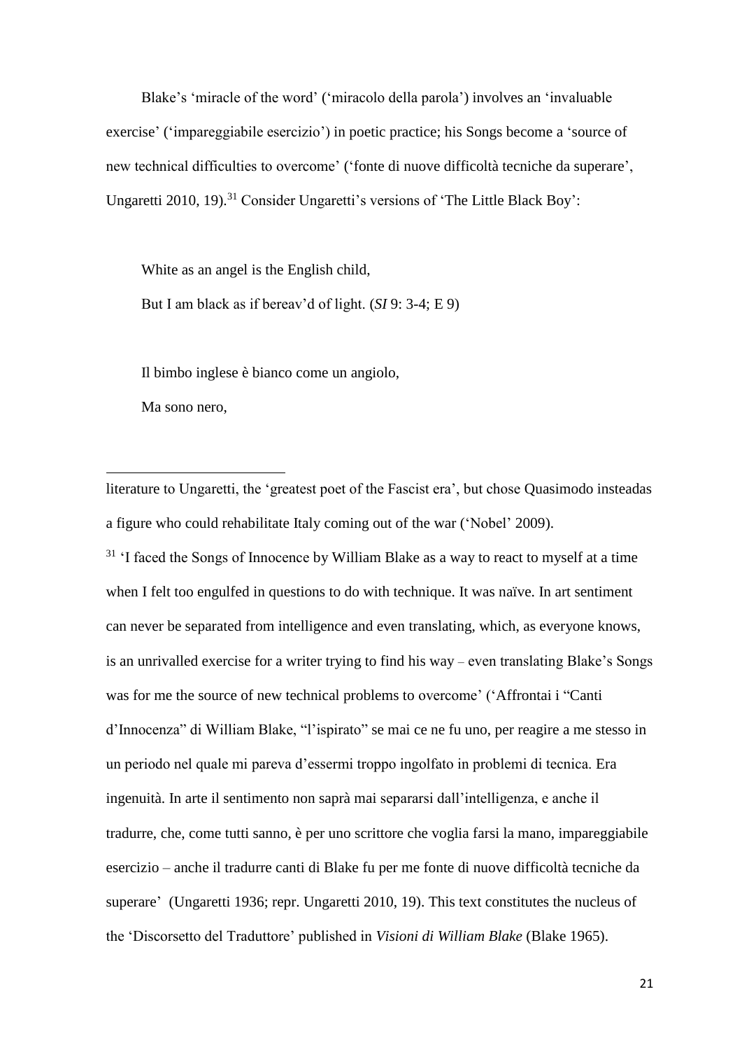Blake's 'miracle of the word' ('miracolo della parola') involves an 'invaluable exercise' ('impareggiabile esercizio') in poetic practice; his Songs become a 'source of new technical difficulties to overcome' ('fonte di nuove difficoltà tecniche da superare', Ungaretti 2010, 19).[31] Consider Ungaretti's versions of 'The Little Black Boy':

> White as an angel is the English child,
> But I am black as if bereav'd of light. (*SI* 9: 3-4; E 9)

> Il bimbo inglese è bianco come un angiolo,
> Ma sono nero,

---

literature to Ungaretti, the 'greatest poet of the Fascist era', but chose Quasimodo insteadas a figure who could rehabilitate Italy coming out of the war ('Nobel' 2009).

[31] 'I faced the Songs of Innocence by William Blake as a way to react to myself at a time when I felt too engulfed in questions to do with technique. It was naïve. In art sentiment can never be separated from intelligence and even translating, which, as everyone knows, is an unrivalled exercise for a writer trying to find his way – even translating Blake's Songs was for me the source of new technical problems to overcome' ('Affrontai i "Canti d'Innocenza" di William Blake, "l'ispirato" se mai ce ne fu uno, per reagire a me stesso in un periodo nel quale mi pareva d'essermi troppo ingolfato in problemi di tecnica. Era ingenuità. In arte il sentimento non saprà mai separarsi dall'intelligenza, e anche il tradurre, che, come tutti sanno, è per uno scrittore che voglia farsi la mano, impareggiabile esercizio – anche il tradurre canti di Blake fu per me fonte di nuove difficoltà tecniche da superare' (Ungaretti 1936; repr. Ungaretti 2010, 19). This text constitutes the nucleus of the 'Discorsetto del Traduttore' published in *Visioni di William Blake* (Blake 1965).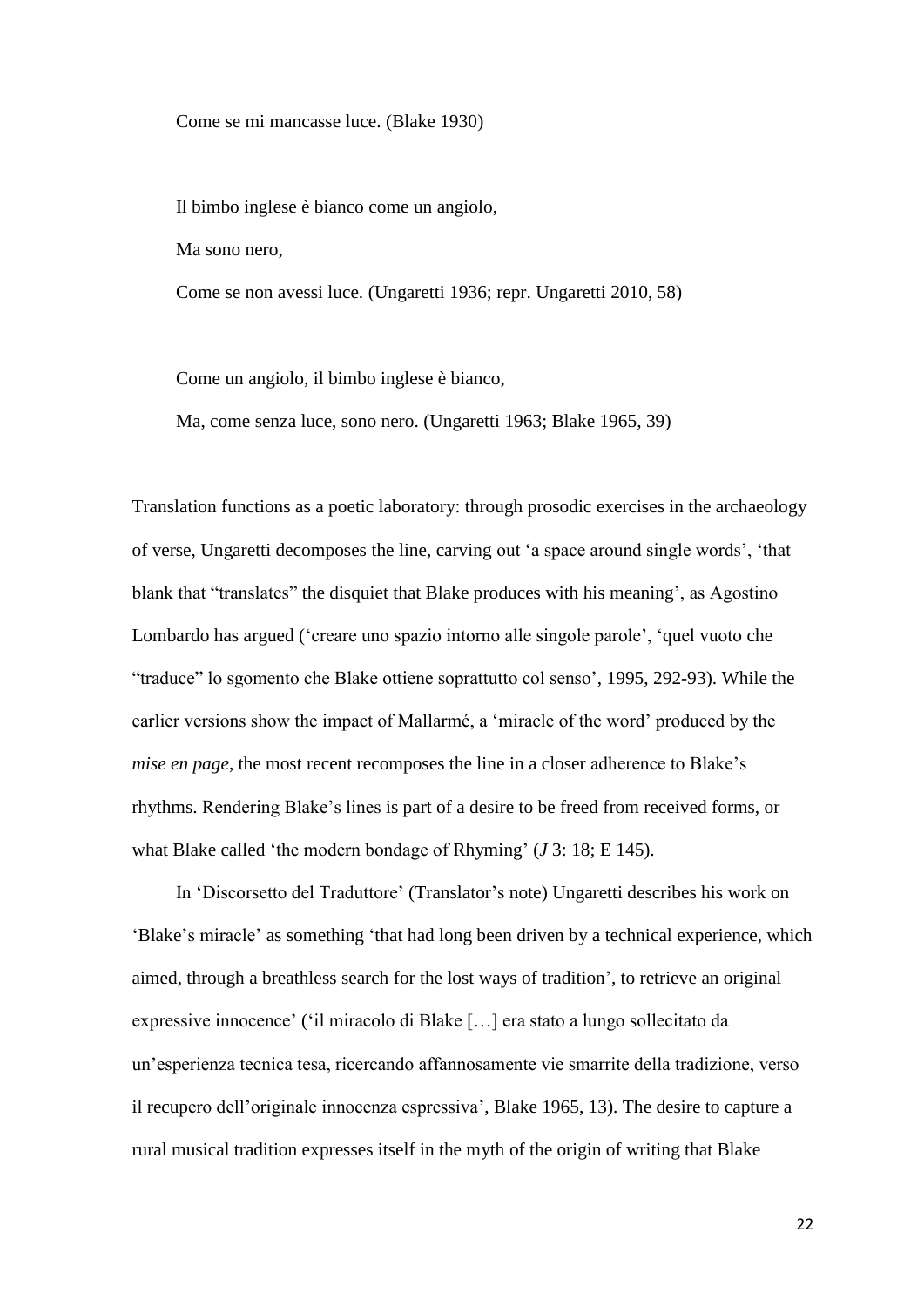Come se mi mancasse luce. (Blake 1930)

Il bimbo inglese è bianco come un angiolo,

Ma sono nero,

Come se non avessi luce. (Ungaretti 1936; repr. Ungaretti 2010, 58)

Come un angiolo, il bimbo inglese è bianco,

Ma, come senza luce, sono nero. (Ungaretti 1963; Blake 1965, 39)

Translation functions as a poetic laboratory: through prosodic exercises in the archaeology of verse, Ungaretti decomposes the line, carving out 'a space around single words', 'that blank that "translates" the disquiet that Blake produces with his meaning', as Agostino Lombardo has argued ('creare uno spazio intorno alle singole parole', 'quel vuoto che "traduce" lo sgomento che Blake ottiene soprattutto col senso', 1995, 292-93). While the earlier versions show the impact of Mallarmé, a 'miracle of the word' produced by the *mise en page*, the most recent recomposes the line in a closer adherence to Blake's rhythms. Rendering Blake's lines is part of a desire to be freed from received forms, or what Blake called 'the modern bondage of Rhyming' (*J* 3: 18; E 145).

In 'Discorsetto del Traduttore' (Translator's note) Ungaretti describes his work on 'Blake's miracle' as something 'that had long been driven by a technical experience, which aimed, through a breathless search for the lost ways of tradition', to retrieve an original expressive innocence' ('il miracolo di Blake […] era stato a lungo sollecitato da un'esperienza tecnica tesa, ricercando affannosamente vie smarrite della tradizione, verso il recupero dell'originale innocenza espressiva', Blake 1965, 13). The desire to capture a rural musical tradition expresses itself in the myth of the origin of writing that Blake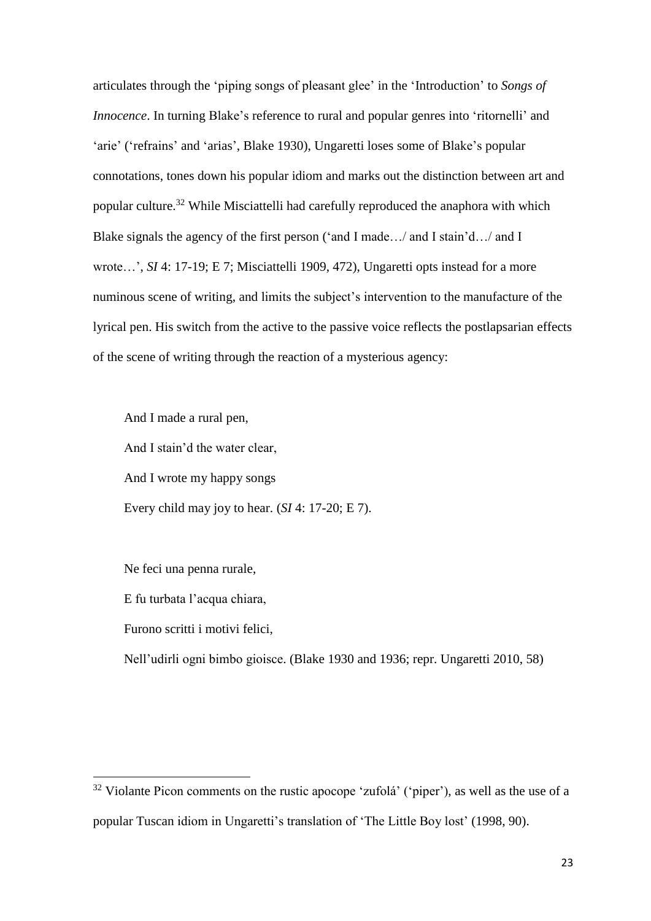articulates through the 'piping songs of pleasant glee' in the 'Introduction' to *Songs of Innocence*. In turning Blake's reference to rural and popular genres into 'ritornelli' and 'arie' ('refrains' and 'arias', Blake 1930), Ungaretti loses some of Blake's popular connotations, tones down his popular idiom and marks out the distinction between art and popular culture.[32] While Misciattelli had carefully reproduced the anaphora with which Blake signals the agency of the first person ('and I made…/ and I stain'd…/ and I wrote…', *SI* 4: 17-19; E 7; Misciattelli 1909, 472), Ungaretti opts instead for a more numinous scene of writing, and limits the subject's intervention to the manufacture of the lyrical pen. His switch from the active to the passive voice reflects the postlapsarian effects of the scene of writing through the reaction of a mysterious agency:

> And I made a rural pen,
> And I stain'd the water clear,
> And I wrote my happy songs
> Every child may joy to hear. (*SI* 4: 17-20; E 7).

> Ne feci una penna rurale,
> E fu turbata l'acqua chiara,
> Furono scritti i motivi felici,
> Nell'udirli ogni bimbo gioisce. (Blake 1930 and 1936; repr. Ungaretti 2010, 58)

---

[32] Violante Picon comments on the rustic apocope 'zufolá' ('piper'), as well as the use of a popular Tuscan idiom in Ungaretti's translation of 'The Little Boy lost' (1998, 90).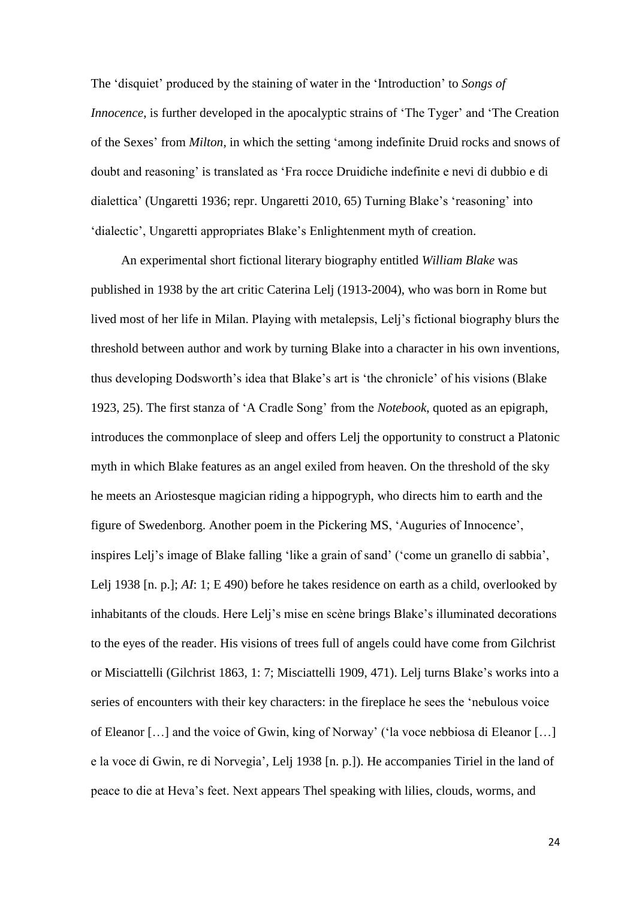The 'disquiet' produced by the staining of water in the 'Introduction' to *Songs of Innocence*, is further developed in the apocalyptic strains of 'The Tyger' and 'The Creation of the Sexes' from *Milton*, in which the setting 'among indefinite Druid rocks and snows of doubt and reasoning' is translated as 'Fra rocce Druidiche indefinite e nevi di dubbio e di dialettica' (Ungaretti 1936; repr. Ungaretti 2010, 65) Turning Blake's 'reasoning' into 'dialectic', Ungaretti appropriates Blake's Enlightenment myth of creation.

An experimental short fictional literary biography entitled *William Blake* was published in 1938 by the art critic Caterina Lelj (1913-2004), who was born in Rome but lived most of her life in Milan. Playing with metalepsis, Lelj's fictional biography blurs the threshold between author and work by turning Blake into a character in his own inventions, thus developing Dodsworth's idea that Blake's art is 'the chronicle' of his visions (Blake 1923, 25). The first stanza of 'A Cradle Song' from the *Notebook*, quoted as an epigraph, introduces the commonplace of sleep and offers Lelj the opportunity to construct a Platonic myth in which Blake features as an angel exiled from heaven. On the threshold of the sky he meets an Ariostesque magician riding a hippogryph, who directs him to earth and the figure of Swedenborg. Another poem in the Pickering MS, 'Auguries of Innocence', inspires Lelj's image of Blake falling 'like a grain of sand' ('come un granello di sabbia', Lelj 1938 [n. p.]; *AI*: 1; E 490) before he takes residence on earth as a child, overlooked by inhabitants of the clouds. Here Lelj's mise en scène brings Blake's illuminated decorations to the eyes of the reader. His visions of trees full of angels could have come from Gilchrist or Misciattelli (Gilchrist 1863, 1: 7; Misciattelli 1909, 471). Lelj turns Blake's works into a series of encounters with their key characters: in the fireplace he sees the 'nebulous voice of Eleanor […] and the voice of Gwin, king of Norway' ('la voce nebbiosa di Eleanor […] e la voce di Gwin, re di Norvegia', Lelj 1938 [n. p.]). He accompanies Tiriel in the land of peace to die at Heva's feet. Next appears Thel speaking with lilies, clouds, worms, and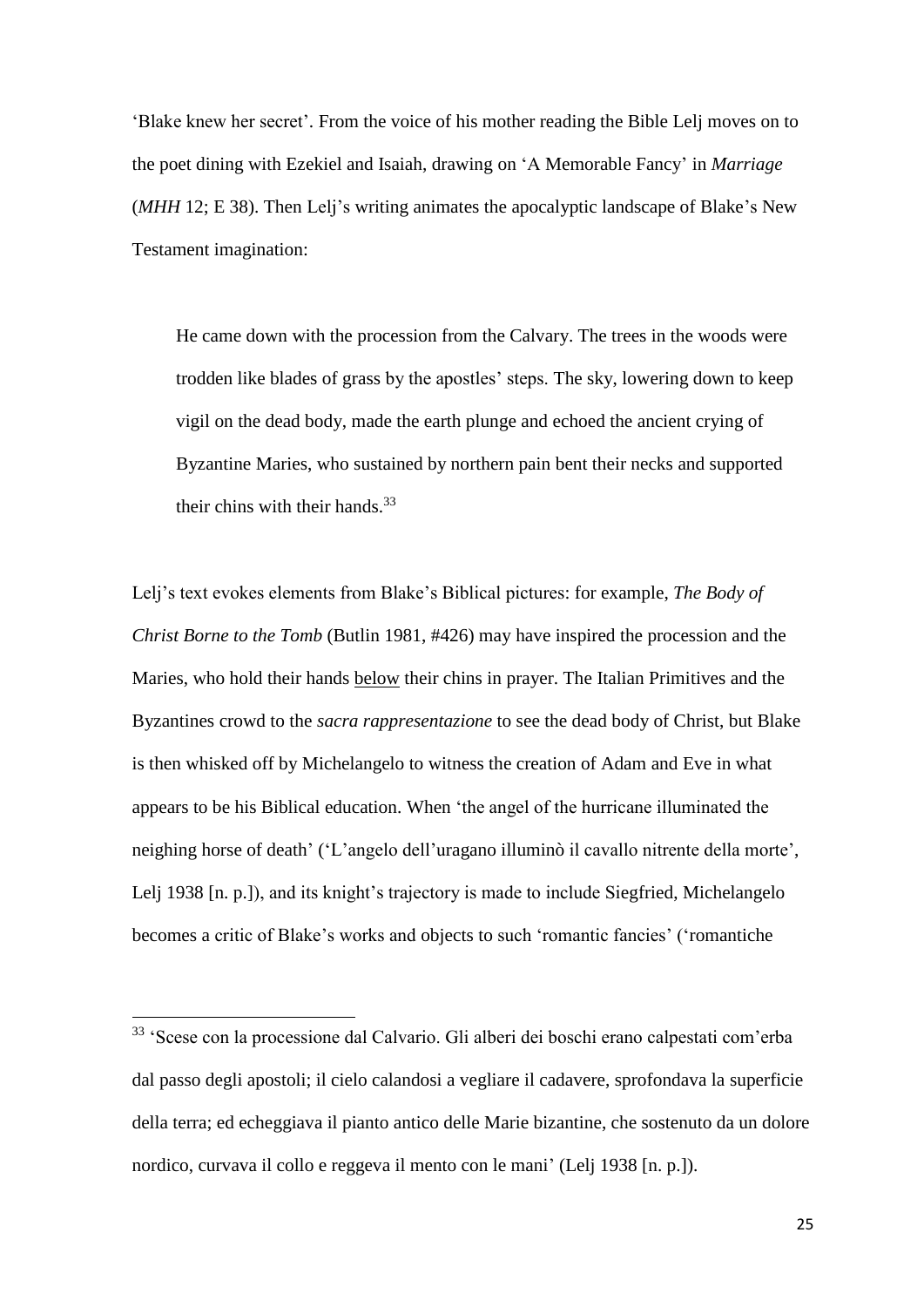'Blake knew her secret'. From the voice of his mother reading the Bible Lelj moves on to the poet dining with Ezekiel and Isaiah, drawing on 'A Memorable Fancy' in *Marriage* (*MHH* 12; E 38). Then Lelj's writing animates the apocalyptic landscape of Blake's New Testament imagination:

> He came down with the procession from the Calvary. The trees in the woods were trodden like blades of grass by the apostles' steps. The sky, lowering down to keep vigil on the dead body, made the earth plunge and echoed the ancient crying of Byzantine Maries, who sustained by northern pain bent their necks and supported their chins with their hands.[33]

Lelj's text evokes elements from Blake's Biblical pictures: for example, *The Body of Christ Borne to the Tomb* (Butlin 1981, #426) may have inspired the procession and the Maries, who hold their hands <u>below</u> their chins in prayer. The Italian Primitives and the Byzantines crowd to the *sacra rappresentazione* to see the dead body of Christ, but Blake is then whisked off by Michelangelo to witness the creation of Adam and Eve in what appears to be his Biblical education. When 'the angel of the hurricane illuminated the neighing horse of death' ('L'angelo dell'uragano illuminò il cavallo nitrente della morte', Lelj 1938 [n. p.]), and its knight's trajectory is made to include Siegfried, Michelangelo becomes a critic of Blake's works and objects to such 'romantic fancies' ('romantiche

---

[33] 'Scese con la processione dal Calvario. Gli alberi dei boschi erano calpestati com'erba dal passo degli apostoli; il cielo calandosi a vegliare il cadavere, sprofondava la superficie della terra; ed echeggiava il pianto antico delle Marie bizantine, che sostenuto da un dolore nordico, curvava il collo e reggeva il mento con le mani' (Lelj 1938 [n. p.]).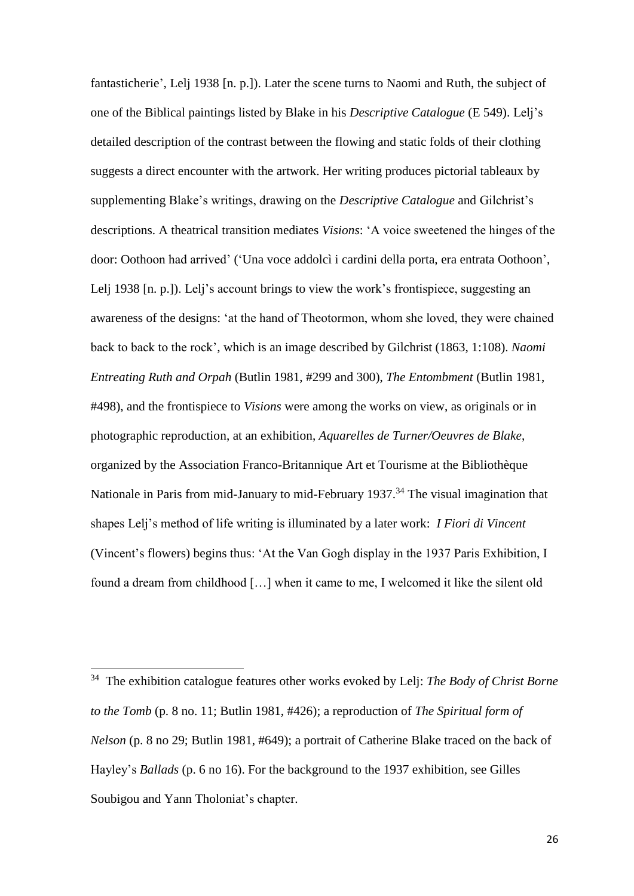fantasticherie', Lelj 1938 [n. p.]). Later the scene turns to Naomi and Ruth, the subject of one of the Biblical paintings listed by Blake in his *Descriptive Catalogue* (E 549). Lelj's detailed description of the contrast between the flowing and static folds of their clothing suggests a direct encounter with the artwork. Her writing produces pictorial tableaux by supplementing Blake's writings, drawing on the *Descriptive Catalogue* and Gilchrist's descriptions. A theatrical transition mediates *Visions*: 'A voice sweetened the hinges of the door: Oothoon had arrived' ('Una voce addolcì i cardini della porta, era entrata Oothoon', Lelj 1938 [n. p.]). Lelj's account brings to view the work's frontispiece, suggesting an awareness of the designs: 'at the hand of Theotormon, whom she loved, they were chained back to back to the rock', which is an image described by Gilchrist (1863, 1:108). *Naomi Entreating Ruth and Orpah* (Butlin 1981, #299 and 300), *The Entombment* (Butlin 1981, #498), and the frontispiece to *Visions* were among the works on view, as originals or in photographic reproduction, at an exhibition, *Aquarelles de Turner/Oeuvres de Blake*, organized by the Association Franco-Britannique Art et Tourisme at the Bibliothèque Nationale in Paris from mid-January to mid-February 1937.[34] The visual imagination that shapes Lelj's method of life writing is illuminated by a later work: *I Fiori di Vincent* (Vincent's flowers) begins thus: 'At the Van Gogh display in the 1937 Paris Exhibition, I found a dream from childhood […] when it came to me, I welcomed it like the silent old

---

[34] The exhibition catalogue features other works evoked by Lelj: *The Body of Christ Borne to the Tomb* (p. 8 no. 11; Butlin 1981, #426); a reproduction of *The Spiritual form of Nelson* (p. 8 no 29; Butlin 1981, #649); a portrait of Catherine Blake traced on the back of Hayley's *Ballads* (p. 6 no 16). For the background to the 1937 exhibition, see Gilles Soubigou and Yann Tholoniat's chapter.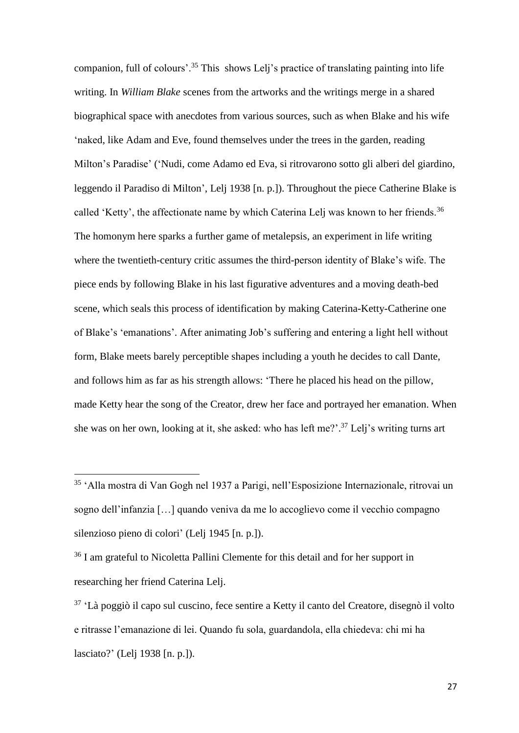companion, full of colours'.[35] This shows Lelj's practice of translating painting into life writing. In *William Blake* scenes from the artworks and the writings merge in a shared biographical space with anecdotes from various sources, such as when Blake and his wife 'naked, like Adam and Eve, found themselves under the trees in the garden, reading Milton's Paradise' ('Nudi, come Adamo ed Eva, si ritrovarono sotto gli alberi del giardino, leggendo il Paradiso di Milton', Lelj 1938 [n. p.]). Throughout the piece Catherine Blake is called 'Ketty', the affectionate name by which Caterina Lelj was known to her friends.[36] The homonym here sparks a further game of metalepsis, an experiment in life writing where the twentieth-century critic assumes the third-person identity of Blake's wife. The piece ends by following Blake in his last figurative adventures and a moving death-bed scene, which seals this process of identification by making Caterina-Ketty-Catherine one of Blake's 'emanations'. After animating Job's suffering and entering a light hell without form, Blake meets barely perceptible shapes including a youth he decides to call Dante, and follows him as far as his strength allows: 'There he placed his head on the pillow, made Ketty hear the song of the Creator, drew her face and portrayed her emanation. When she was on her own, looking at it, she asked: who has left me?'.[37] Lelj's writing turns art

---

[35] 'Alla mostra di Van Gogh nel 1937 a Parigi, nell'Esposizione Internazionale, ritrovai un sogno dell'infanzia […] quando veniva da me lo accoglievo come il vecchio compagno silenzioso pieno di colori' (Lelj 1945 [n. p.]).

[36] I am grateful to Nicoletta Pallini Clemente for this detail and for her support in researching her friend Caterina Lelj.

[37] 'Là poggiò il capo sul cuscino, fece sentire a Ketty il canto del Creatore, disegnò il volto e ritrasse l'emanazione di lei. Quando fu sola, guardandola, ella chiedeva: chi mi ha lasciato?' (Lelj 1938 [n. p.]).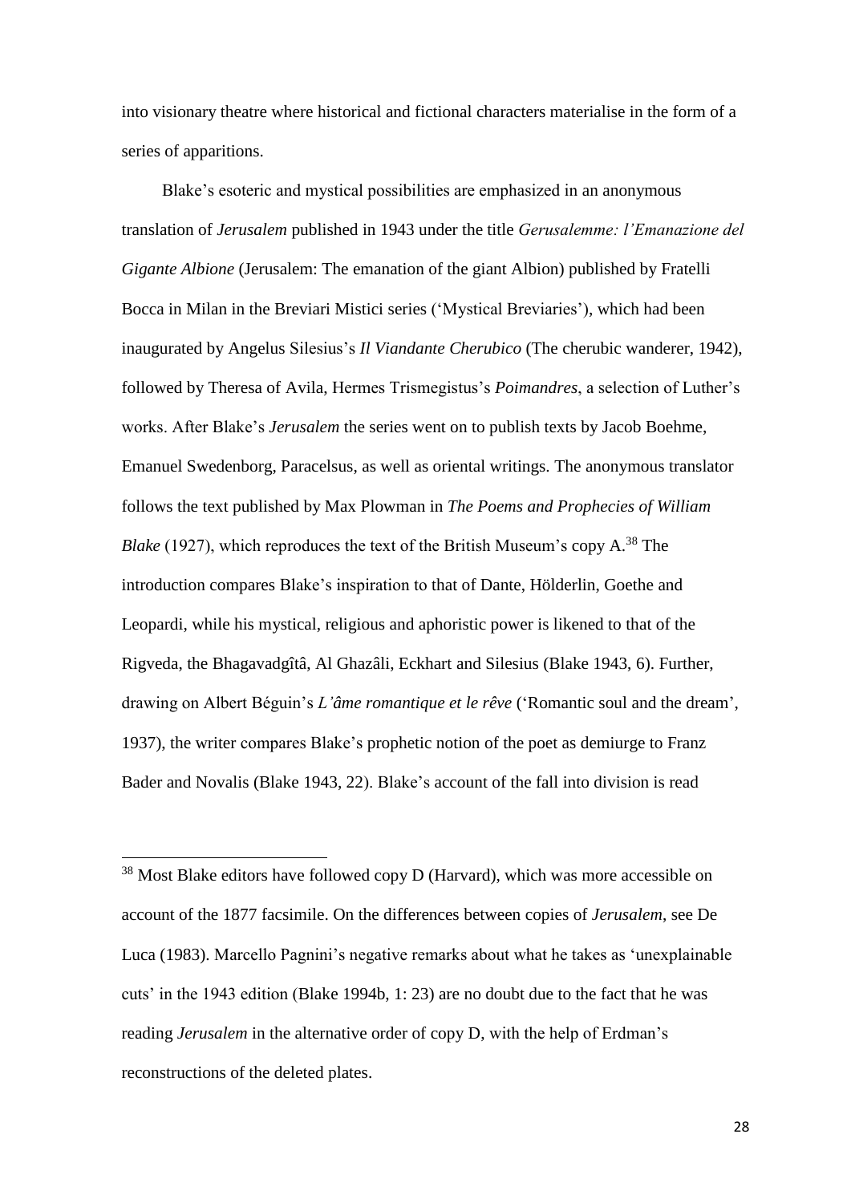into visionary theatre where historical and fictional characters materialise in the form of a series of apparitions.

Blake's esoteric and mystical possibilities are emphasized in an anonymous translation of *Jerusalem* published in 1943 under the title *Gerusalemme: l'Emanazione del Gigante Albione* (Jerusalem: The emanation of the giant Albion) published by Fratelli Bocca in Milan in the Breviari Mistici series ('Mystical Breviaries'), which had been inaugurated by Angelus Silesius's *Il Viandante Cherubico* (The cherubic wanderer, 1942), followed by Theresa of Avila, Hermes Trismegistus's *Poimandres*, a selection of Luther's works. After Blake's *Jerusalem* the series went on to publish texts by Jacob Boehme, Emanuel Swedenborg, Paracelsus, as well as oriental writings. The anonymous translator follows the text published by Max Plowman in *The Poems and Prophecies of William Blake* (1927), which reproduces the text of the British Museum's copy A.[38] The introduction compares Blake's inspiration to that of Dante, Hölderlin, Goethe and Leopardi, while his mystical, religious and aphoristic power is likened to that of the Rigveda, the Bhagavadgîtâ, Al Ghazâli, Eckhart and Silesius (Blake 1943, 6). Further, drawing on Albert Béguin's *L'âme romantique et le rêve* ('Romantic soul and the dream', 1937), the writer compares Blake's prophetic notion of the poet as demiurge to Franz Bader and Novalis (Blake 1943, 22). Blake's account of the fall into division is read

---

[38] Most Blake editors have followed copy D (Harvard), which was more accessible on account of the 1877 facsimile. On the differences between copies of *Jerusalem*, see De Luca (1983). Marcello Pagnini's negative remarks about what he takes as 'unexplainable cuts' in the 1943 edition (Blake 1994b, 1: 23) are no doubt due to the fact that he was reading *Jerusalem* in the alternative order of copy D, with the help of Erdman's reconstructions of the deleted plates.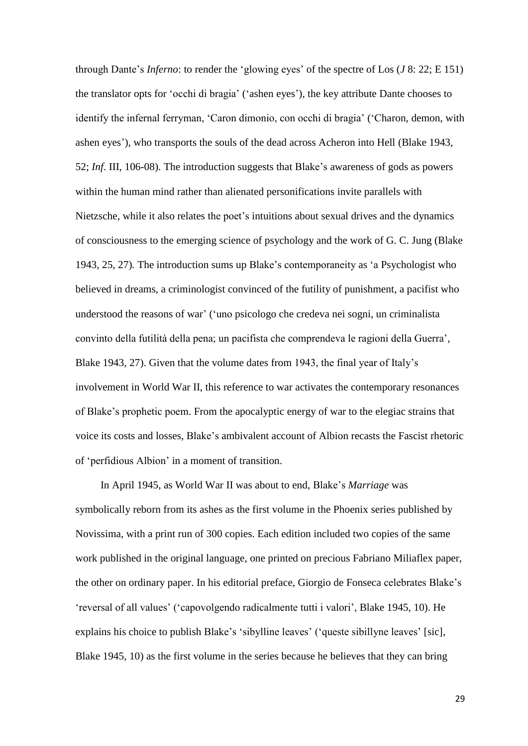through Dante's *Inferno*: to render the 'glowing eyes' of the spectre of Los (*J* 8: 22; E 151) the translator opts for 'occhi di bragia' ('ashen eyes'), the key attribute Dante chooses to identify the infernal ferryman, 'Caron dimonio, con occhi di bragia' ('Charon, demon, with ashen eyes'), who transports the souls of the dead across Acheron into Hell (Blake 1943, 52; *Inf*. III, 106-08). The introduction suggests that Blake's awareness of gods as powers within the human mind rather than alienated personifications invite parallels with Nietzsche, while it also relates the poet's intuitions about sexual drives and the dynamics of consciousness to the emerging science of psychology and the work of G. C. Jung (Blake 1943, 25, 27). The introduction sums up Blake's contemporaneity as 'a Psychologist who believed in dreams, a criminologist convinced of the futility of punishment, a pacifist who understood the reasons of war' ('uno psicologo che credeva nei sogni, un criminalista convinto della futilità della pena; un pacifista che comprendeva le ragioni della Guerra', Blake 1943, 27). Given that the volume dates from 1943, the final year of Italy's involvement in World War II, this reference to war activates the contemporary resonances of Blake's prophetic poem. From the apocalyptic energy of war to the elegiac strains that voice its costs and losses, Blake's ambivalent account of Albion recasts the Fascist rhetoric of 'perfidious Albion' in a moment of transition.

In April 1945, as World War II was about to end, Blake's *Marriage* was symbolically reborn from its ashes as the first volume in the Phoenix series published by Novissima, with a print run of 300 copies. Each edition included two copies of the same work published in the original language, one printed on precious Fabriano Miliaflex paper, the other on ordinary paper. In his editorial preface, Giorgio de Fonseca celebrates Blake's 'reversal of all values' ('capovolgendo radicalmente tutti i valori', Blake 1945, 10). He explains his choice to publish Blake's 'sibylline leaves' ('queste sibillyne leaves' [sic], Blake 1945, 10) as the first volume in the series because he believes that they can bring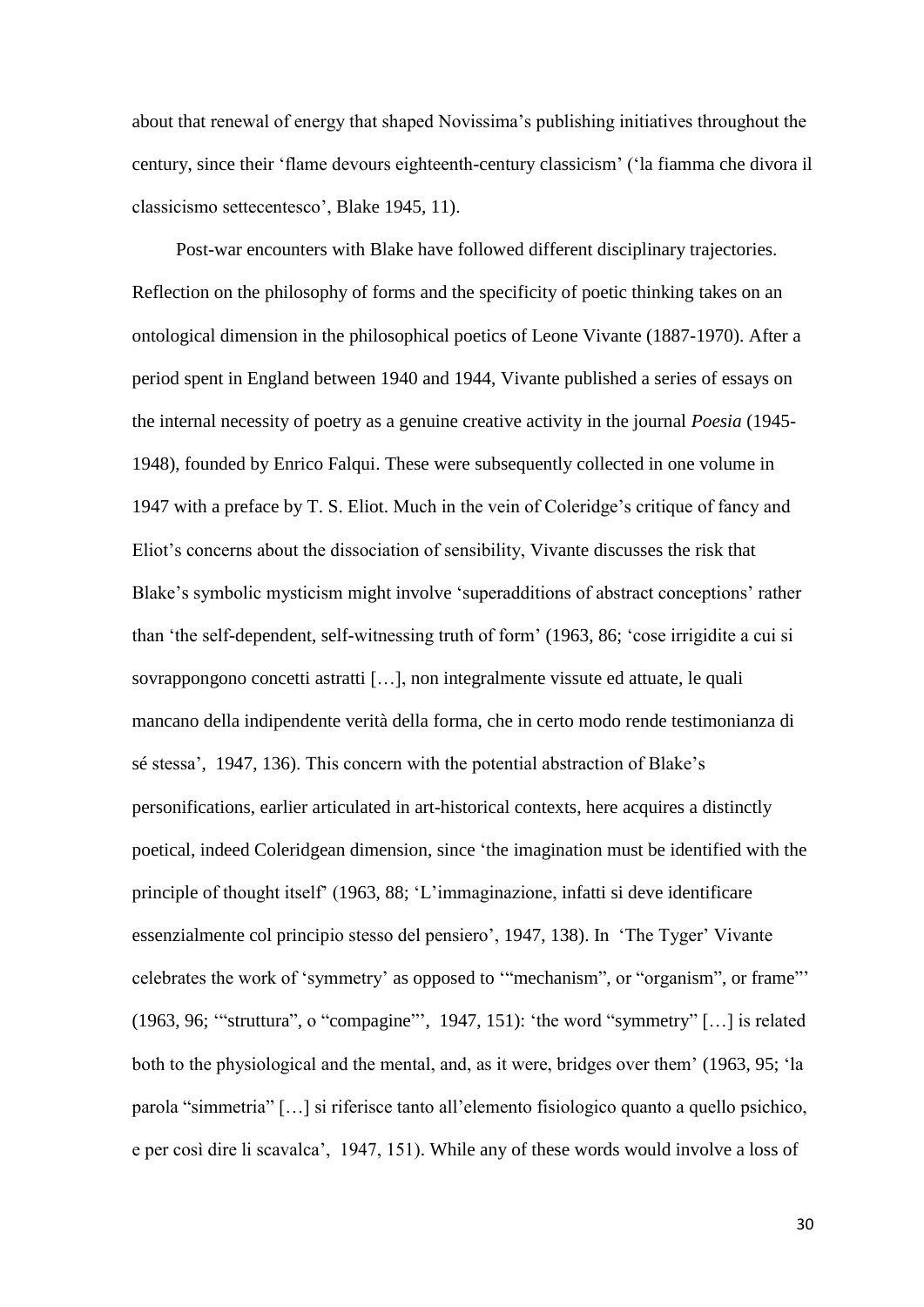about that renewal of energy that shaped Novissima's publishing initiatives throughout the century, since their 'flame devours eighteenth-century classicism' ('la fiamma che divora il classicismo settecentesco', Blake 1945, 11).

Post-war encounters with Blake have followed different disciplinary trajectories. Reflection on the philosophy of forms and the specificity of poetic thinking takes on an ontological dimension in the philosophical poetics of Leone Vivante (1887-1970). After a period spent in England between 1940 and 1944, Vivante published a series of essays on the internal necessity of poetry as a genuine creative activity in the journal *Poesia* (1945-1948), founded by Enrico Falqui. These were subsequently collected in one volume in 1947 with a preface by T. S. Eliot. Much in the vein of Coleridge's critique of fancy and Eliot's concerns about the dissociation of sensibility, Vivante discusses the risk that Blake's symbolic mysticism might involve 'superadditions of abstract conceptions' rather than 'the self-dependent, self-witnessing truth of form' (1963, 86; 'cose irrigidite a cui si sovrappongono concetti astratti […], non integralmente vissute ed attuate, le quali mancano della indipendente verità della forma, che in certo modo rende testimonianza di sé stessa', 1947, 136). This concern with the potential abstraction of Blake's personifications, earlier articulated in art-historical contexts, here acquires a distinctly poetical, indeed Coleridgean dimension, since 'the imagination must be identified with the principle of thought itself' (1963, 88; 'L'immaginazione, infatti si deve identificare essenzialmente col principio stesso del pensiero', 1947, 138). In 'The Tyger' Vivante celebrates the work of 'symmetry' as opposed to '"mechanism", or "organism", or frame"' (1963, 96; '"struttura", o "compagine"', 1947, 151): 'the word "symmetry" […] is related both to the physiological and the mental, and, as it were, bridges over them' (1963, 95; 'la parola "simmetria" […] si riferisce tanto all'elemento fisiologico quanto a quello psichico, e per così dire li scavalca', 1947, 151). While any of these words would involve a loss of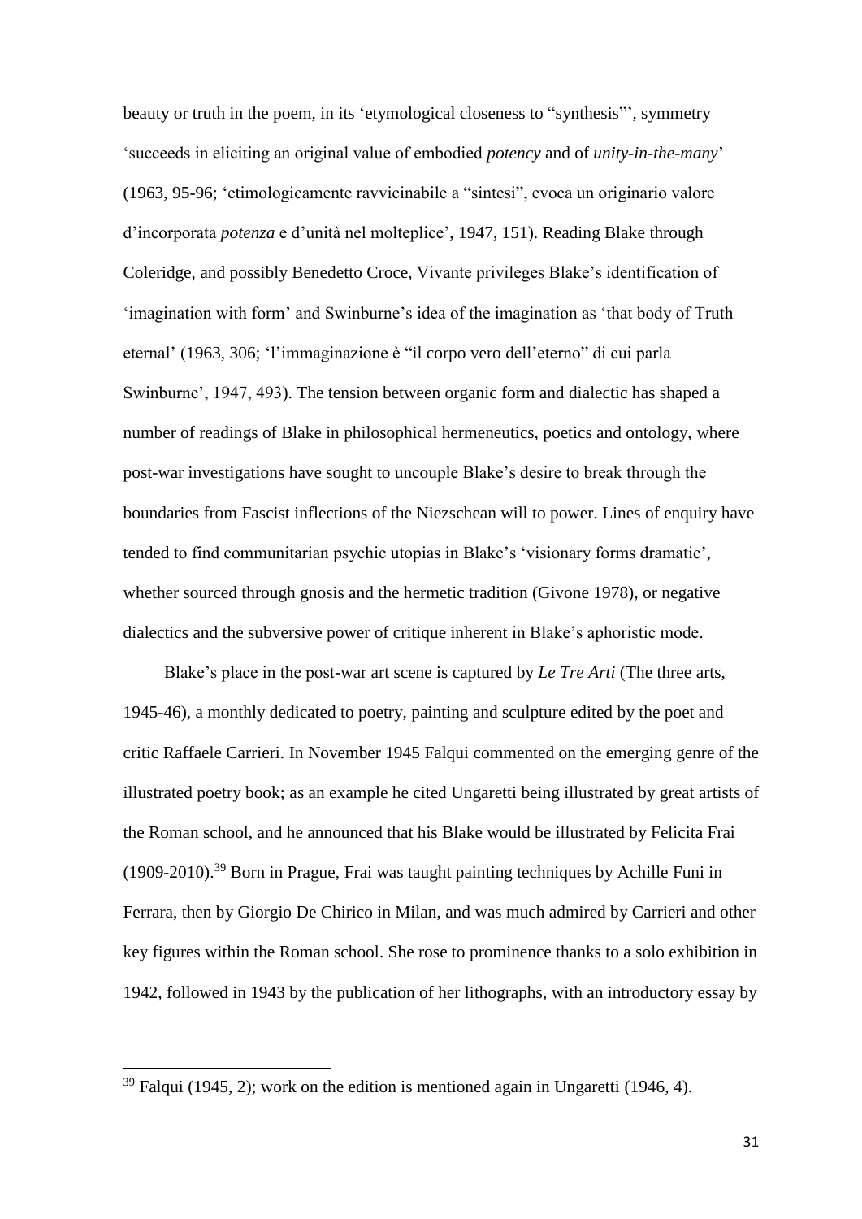beauty or truth in the poem, in its 'etymological closeness to "synthesis"', symmetry 'succeeds in eliciting an original value of embodied *potency* and of *unity-in-the-many*' (1963, 95-96; 'etimologicamente ravvicinabile a "sintesi", evoca un originario valore d'incorporata *potenza* e d'unità nel molteplice', 1947, 151). Reading Blake through Coleridge, and possibly Benedetto Croce, Vivante privileges Blake's identification of 'imagination with form' and Swinburne's idea of the imagination as 'that body of Truth eternal' (1963, 306; 'l'immaginazione è "il corpo vero dell'eterno" di cui parla Swinburne', 1947, 493). The tension between organic form and dialectic has shaped a number of readings of Blake in philosophical hermeneutics, poetics and ontology, where post-war investigations have sought to uncouple Blake's desire to break through the boundaries from Fascist inflections of the Niezschean will to power. Lines of enquiry have tended to find communitarian psychic utopias in Blake's 'visionary forms dramatic', whether sourced through gnosis and the hermetic tradition (Givone 1978), or negative dialectics and the subversive power of critique inherent in Blake's aphoristic mode.

Blake's place in the post-war art scene is captured by *Le Tre Arti* (The three arts, 1945-46), a monthly dedicated to poetry, painting and sculpture edited by the poet and critic Raffaele Carrieri. In November 1945 Falqui commented on the emerging genre of the illustrated poetry book; as an example he cited Ungaretti being illustrated by great artists of the Roman school, and he announced that his Blake would be illustrated by Felicita Frai (1909-2010).[39] Born in Prague, Frai was taught painting techniques by Achille Funi in Ferrara, then by Giorgio De Chirico in Milan, and was much admired by Carrieri and other key figures within the Roman school. She rose to prominence thanks to a solo exhibition in 1942, followed in 1943 by the publication of her lithographs, with an introductory essay by

[39] Falqui (1945, 2); work on the edition is mentioned again in Ungaretti (1946, 4).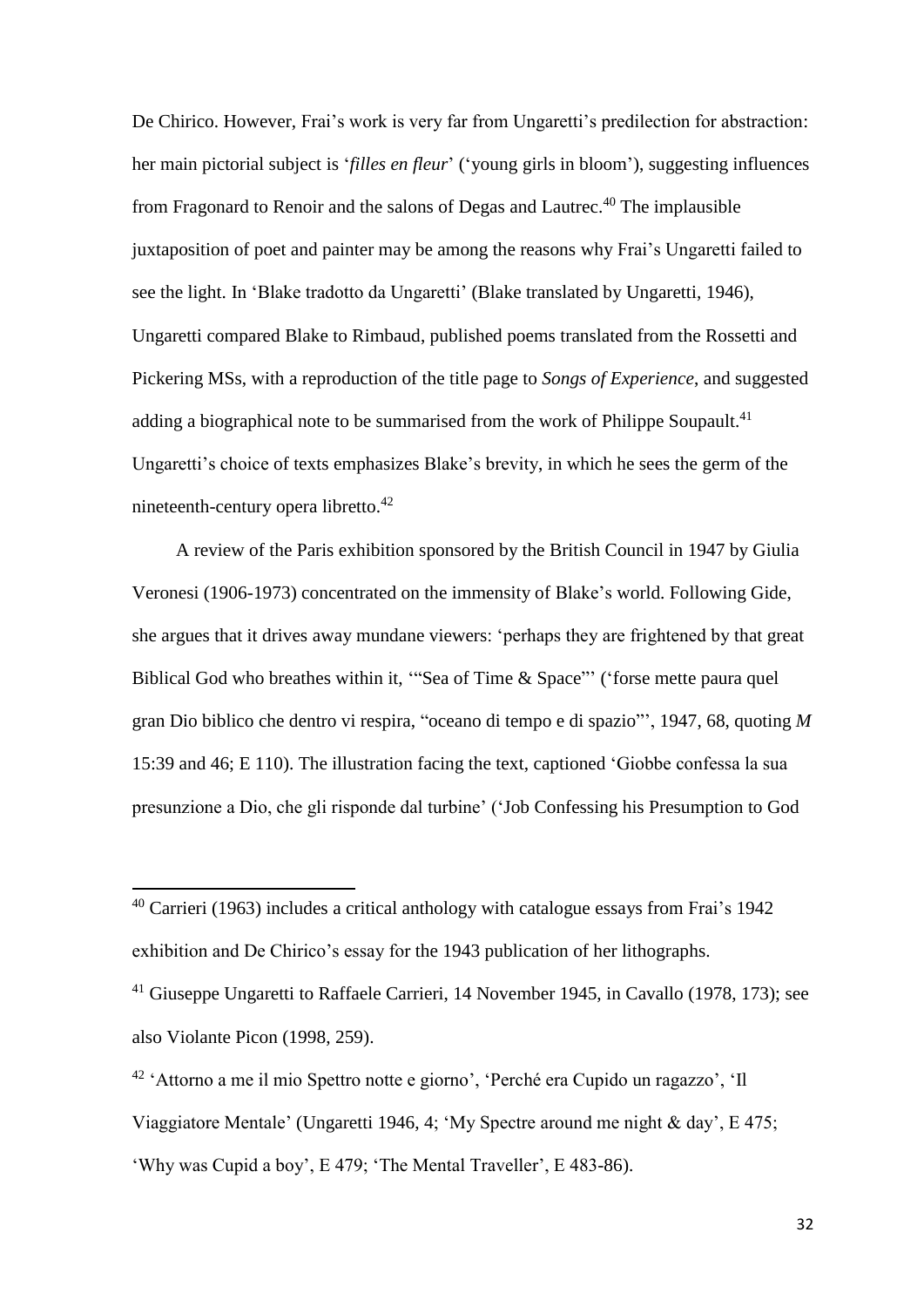De Chirico. However, Frai's work is very far from Ungaretti's predilection for abstraction: her main pictorial subject is '*filles en fleur*' ('young girls in bloom'), suggesting influences from Fragonard to Renoir and the salons of Degas and Lautrec.[40] The implausible juxtaposition of poet and painter may be among the reasons why Frai's Ungaretti failed to see the light. In 'Blake tradotto da Ungaretti' (Blake translated by Ungaretti, 1946), Ungaretti compared Blake to Rimbaud, published poems translated from the Rossetti and Pickering MSs, with a reproduction of the title page to *Songs of Experience*, and suggested adding a biographical note to be summarised from the work of Philippe Soupault.[41] Ungaretti's choice of texts emphasizes Blake's brevity, in which he sees the germ of the nineteenth-century opera libretto.[42]

A review of the Paris exhibition sponsored by the British Council in 1947 by Giulia Veronesi (1906-1973) concentrated on the immensity of Blake's world. Following Gide, she argues that it drives away mundane viewers: 'perhaps they are frightened by that great Biblical God who breathes within it, '"Sea of Time & Space"' ('forse mette paura quel gran Dio biblico che dentro vi respira, "oceano di tempo e di spazio"', 1947, 68, quoting *M* 15:39 and 46; E 110). The illustration facing the text, captioned 'Giobbe confessa la sua presunzione a Dio, che gli risponde dal turbine' ('Job Confessing his Presumption to God

---

[40] Carrieri (1963) includes a critical anthology with catalogue essays from Frai's 1942 exhibition and De Chirico's essay for the 1943 publication of her lithographs.

[41] Giuseppe Ungaretti to Raffaele Carrieri, 14 November 1945, in Cavallo (1978, 173); see also Violante Picon (1998, 259).

[42] 'Attorno a me il mio Spettro notte e giorno', 'Perché era Cupido un ragazzo', 'Il Viaggiatore Mentale' (Ungaretti 1946, 4; 'My Spectre around me night & day', E 475; 'Why was Cupid a boy', E 479; 'The Mental Traveller', E 483-86).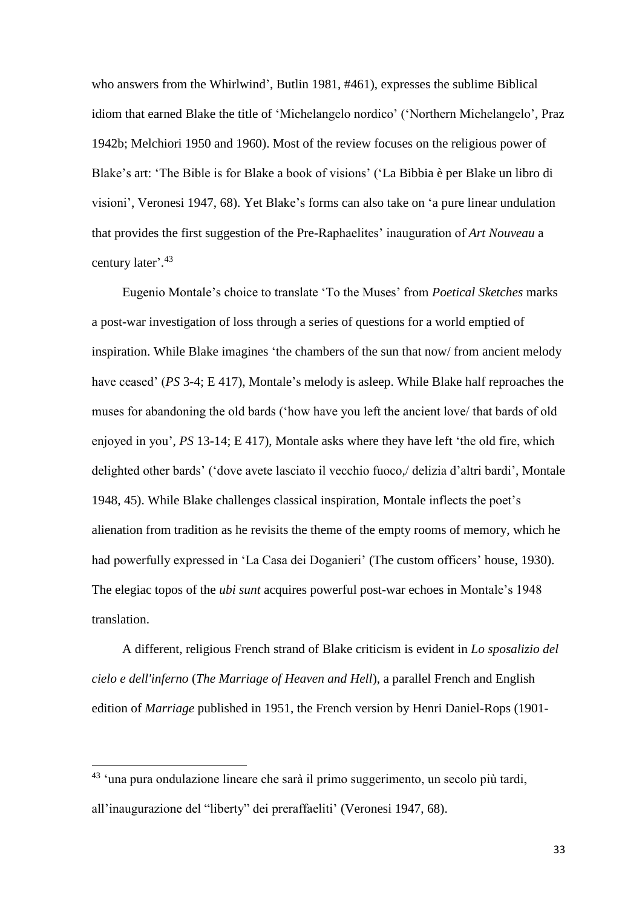who answers from the Whirlwind', Butlin 1981, #461), expresses the sublime Biblical idiom that earned Blake the title of 'Michelangelo nordico' ('Northern Michelangelo', Praz 1942b; Melchiori 1950 and 1960). Most of the review focuses on the religious power of Blake's art: 'The Bible is for Blake a book of visions' ('La Bibbia è per Blake un libro di visioni', Veronesi 1947, 68). Yet Blake's forms can also take on 'a pure linear undulation that provides the first suggestion of the Pre-Raphaelites' inauguration of *Art Nouveau* a century later'.[43]

Eugenio Montale's choice to translate 'To the Muses' from *Poetical Sketches* marks a post-war investigation of loss through a series of questions for a world emptied of inspiration. While Blake imagines 'the chambers of the sun that now/ from ancient melody have ceased' (*PS* 3-4; E 417), Montale's melody is asleep. While Blake half reproaches the muses for abandoning the old bards ('how have you left the ancient love/ that bards of old enjoyed in you', *PS* 13-14; E 417), Montale asks where they have left 'the old fire, which delighted other bards' ('dove avete lasciato il vecchio fuoco,/ delizia d'altri bardi', Montale 1948, 45). While Blake challenges classical inspiration, Montale inflects the poet's alienation from tradition as he revisits the theme of the empty rooms of memory, which he had powerfully expressed in 'La Casa dei Doganieri' (The custom officers' house, 1930). The elegiac topos of the *ubi sunt* acquires powerful post-war echoes in Montale's 1948 translation.

A different, religious French strand of Blake criticism is evident in *Lo sposalizio del cielo e dell'inferno* (*The Marriage of Heaven and Hell*), a parallel French and English edition of *Marriage* published in 1951, the French version by Henri Daniel-Rops (1901-

---

[43] 'una pura ondulazione lineare che sarà il primo suggerimento, un secolo più tardi, all'inaugurazione del "liberty" dei preraffaeliti' (Veronesi 1947, 68).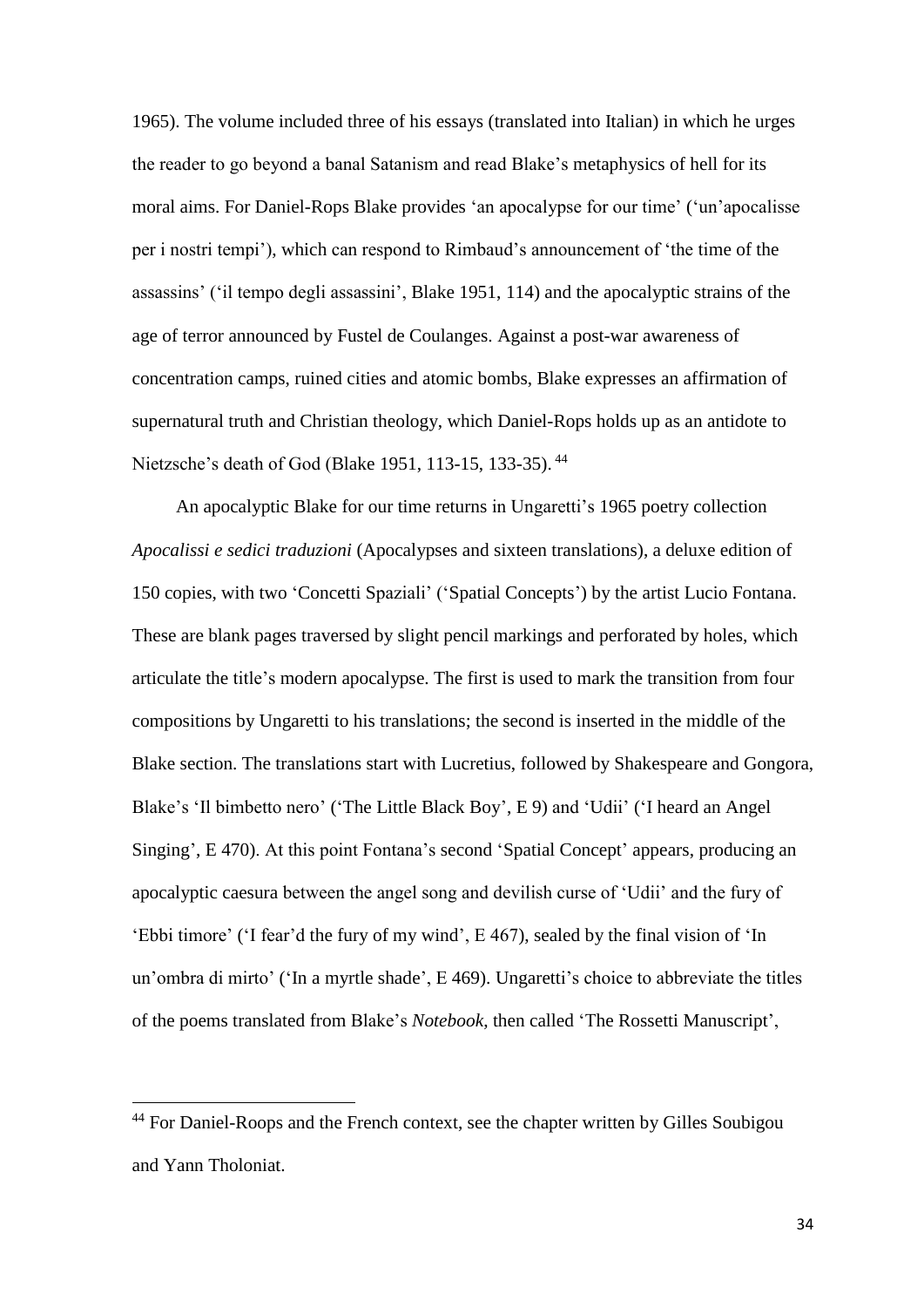1965). The volume included three of his essays (translated into Italian) in which he urges the reader to go beyond a banal Satanism and read Blake's metaphysics of hell for its moral aims. For Daniel-Rops Blake provides 'an apocalypse for our time' ('un'apocalisse per i nostri tempi'), which can respond to Rimbaud's announcement of 'the time of the assassins' ('il tempo degli assassini', Blake 1951, 114) and the apocalyptic strains of the age of terror announced by Fustel de Coulanges. Against a post-war awareness of concentration camps, ruined cities and atomic bombs, Blake expresses an affirmation of supernatural truth and Christian theology, which Daniel-Rops holds up as an antidote to Nietzsche's death of God (Blake 1951, 113-15, 133-35).[44]

An apocalyptic Blake for our time returns in Ungaretti's 1965 poetry collection *Apocalissi e sedici traduzioni* (Apocalypses and sixteen translations), a deluxe edition of 150 copies, with two 'Concetti Spaziali' ('Spatial Concepts') by the artist Lucio Fontana. These are blank pages traversed by slight pencil markings and perforated by holes, which articulate the title's modern apocalypse. The first is used to mark the transition from four compositions by Ungaretti to his translations; the second is inserted in the middle of the Blake section. The translations start with Lucretius, followed by Shakespeare and Gongora, Blake's 'Il bimbetto nero' ('The Little Black Boy', E 9) and 'Udii' ('I heard an Angel Singing', E 470). At this point Fontana's second 'Spatial Concept' appears, producing an apocalyptic caesura between the angel song and devilish curse of 'Udii' and the fury of 'Ebbi timore' ('I fear'd the fury of my wind', E 467), sealed by the final vision of 'In un'ombra di mirto' ('In a myrtle shade', E 469). Ungaretti's choice to abbreviate the titles of the poems translated from Blake's *Notebook*, then called 'The Rossetti Manuscript',

---

[44] For Daniel-Roops and the French context, see the chapter written by Gilles Soubigou and Yann Tholoniat.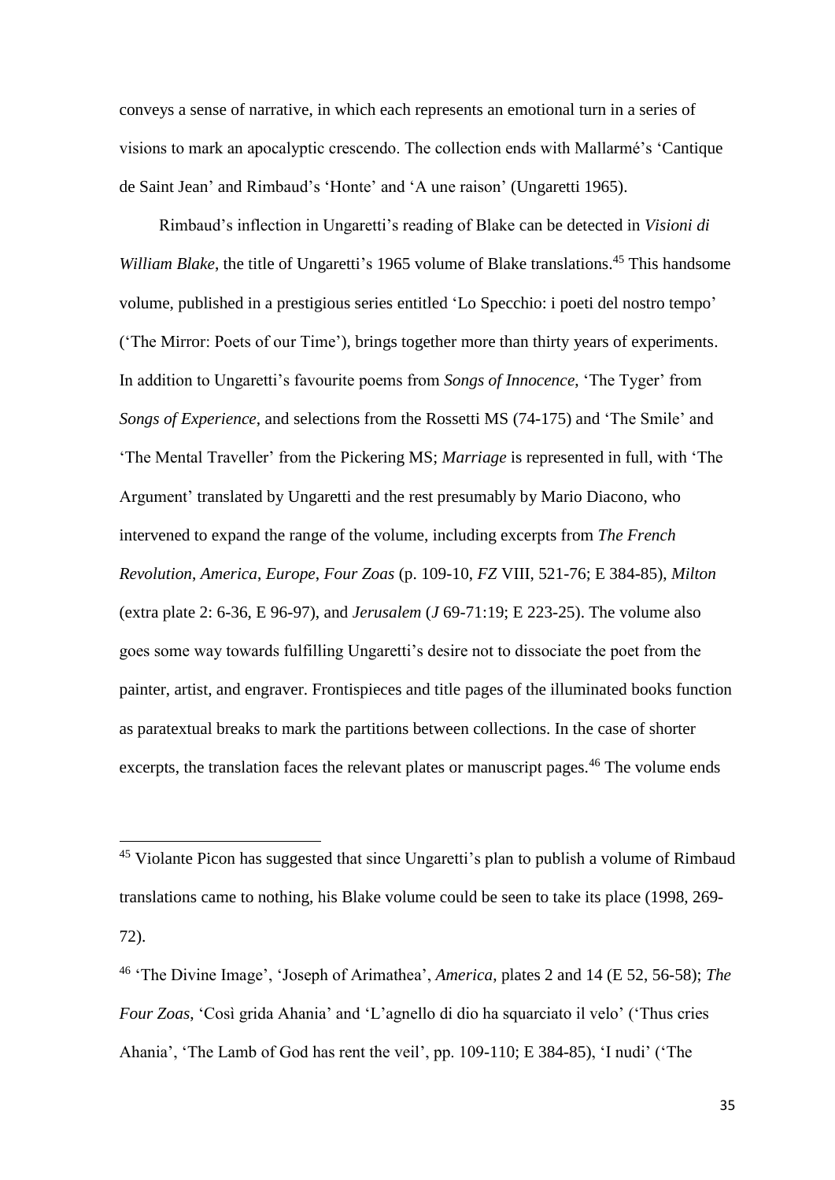conveys a sense of narrative, in which each represents an emotional turn in a series of visions to mark an apocalyptic crescendo. The collection ends with Mallarmé's 'Cantique de Saint Jean' and Rimbaud's 'Honte' and 'A une raison' (Ungaretti 1965).

Rimbaud's inflection in Ungaretti's reading of Blake can be detected in *Visioni di William Blake*, the title of Ungaretti's 1965 volume of Blake translations.[45] This handsome volume, published in a prestigious series entitled 'Lo Specchio: i poeti del nostro tempo' ('The Mirror: Poets of our Time'), brings together more than thirty years of experiments. In addition to Ungaretti's favourite poems from *Songs of Innocence*, 'The Tyger' from *Songs of Experience*, and selections from the Rossetti MS (74-175) and 'The Smile' and 'The Mental Traveller' from the Pickering MS; *Marriage* is represented in full, with 'The Argument' translated by Ungaretti and the rest presumably by Mario Diacono, who intervened to expand the range of the volume, including excerpts from *The French Revolution*, *America*, *Europe*, *Four Zoas* (p. 109-10, *FZ* VIII, 521-76; E 384-85), *Milton* (extra plate 2: 6-36, E 96-97), and *Jerusalem* (*J* 69-71:19; E 223-25). The volume also goes some way towards fulfilling Ungaretti's desire not to dissociate the poet from the painter, artist, and engraver. Frontispieces and title pages of the illuminated books function as paratextual breaks to mark the partitions between collections. In the case of shorter excerpts, the translation faces the relevant plates or manuscript pages.[46] The volume ends

---

[45] Violante Picon has suggested that since Ungaretti's plan to publish a volume of Rimbaud translations came to nothing, his Blake volume could be seen to take its place (1998, 269-72).

[46] 'The Divine Image', 'Joseph of Arimathea', *America*, plates 2 and 14 (E 52, 56-58); *The Four Zoas*, 'Così grida Ahania' and 'L'agnello di dio ha squarciato il velo' ('Thus cries Ahania', 'The Lamb of God has rent the veil', pp. 109-110; E 384-85), 'I nudi' ('The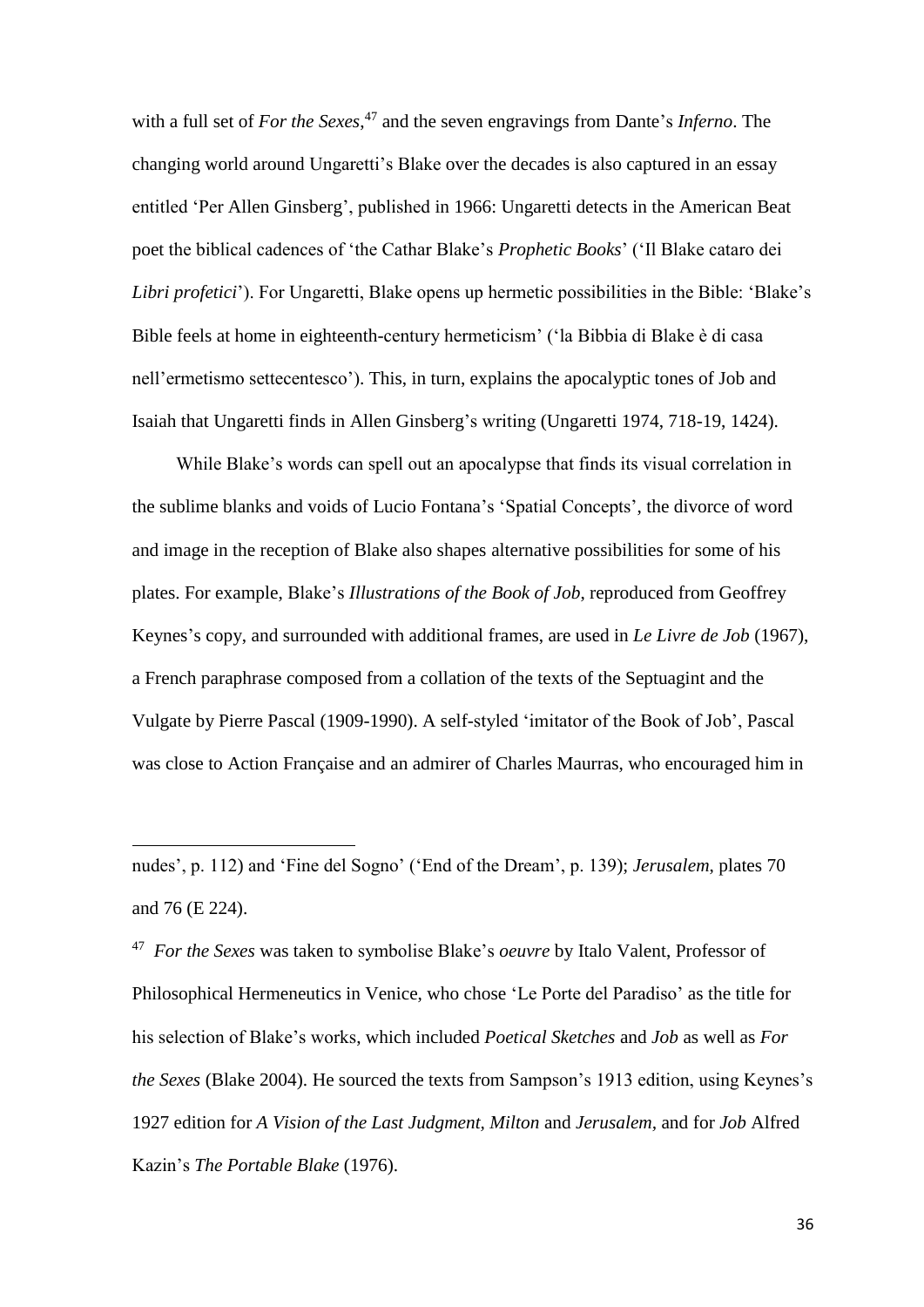with a full set of *For the Sexes*,[47] and the seven engravings from Dante's *Inferno*. The changing world around Ungaretti's Blake over the decades is also captured in an essay entitled 'Per Allen Ginsberg', published in 1966: Ungaretti detects in the American Beat poet the biblical cadences of 'the Cathar Blake's *Prophetic Books*' ('Il Blake cataro dei *Libri profetici*'). For Ungaretti, Blake opens up hermetic possibilities in the Bible: 'Blake's Bible feels at home in eighteenth-century hermeticism' ('la Bibbia di Blake è di casa nell'ermetismo settecentesco'). This, in turn, explains the apocalyptic tones of Job and Isaiah that Ungaretti finds in Allen Ginsberg's writing (Ungaretti 1974, 718-19, 1424).

While Blake's words can spell out an apocalypse that finds its visual correlation in the sublime blanks and voids of Lucio Fontana's 'Spatial Concepts', the divorce of word and image in the reception of Blake also shapes alternative possibilities for some of his plates. For example, Blake's *Illustrations of the Book of Job*, reproduced from Geoffrey Keynes's copy, and surrounded with additional frames, are used in *Le Livre de Job* (1967), a French paraphrase composed from a collation of the texts of the Septuagint and the Vulgate by Pierre Pascal (1909-1990). A self-styled 'imitator of the Book of Job', Pascal was close to Action Française and an admirer of Charles Maurras, who encouraged him in

---

nudes', p. 112) and 'Fine del Sogno' ('End of the Dream', p. 139); *Jerusalem*, plates 70 and 76 (E 224).

[47] *For the Sexes* was taken to symbolise Blake's *oeuvre* by Italo Valent, Professor of Philosophical Hermeneutics in Venice, who chose 'Le Porte del Paradiso' as the title for his selection of Blake's works, which included *Poetical Sketches* and *Job* as well as *For the Sexes* (Blake 2004). He sourced the texts from Sampson's 1913 edition, using Keynes's 1927 edition for *A Vision of the Last Judgment, Milton* and *Jerusalem*, and for *Job* Alfred Kazin's *The Portable Blake* (1976).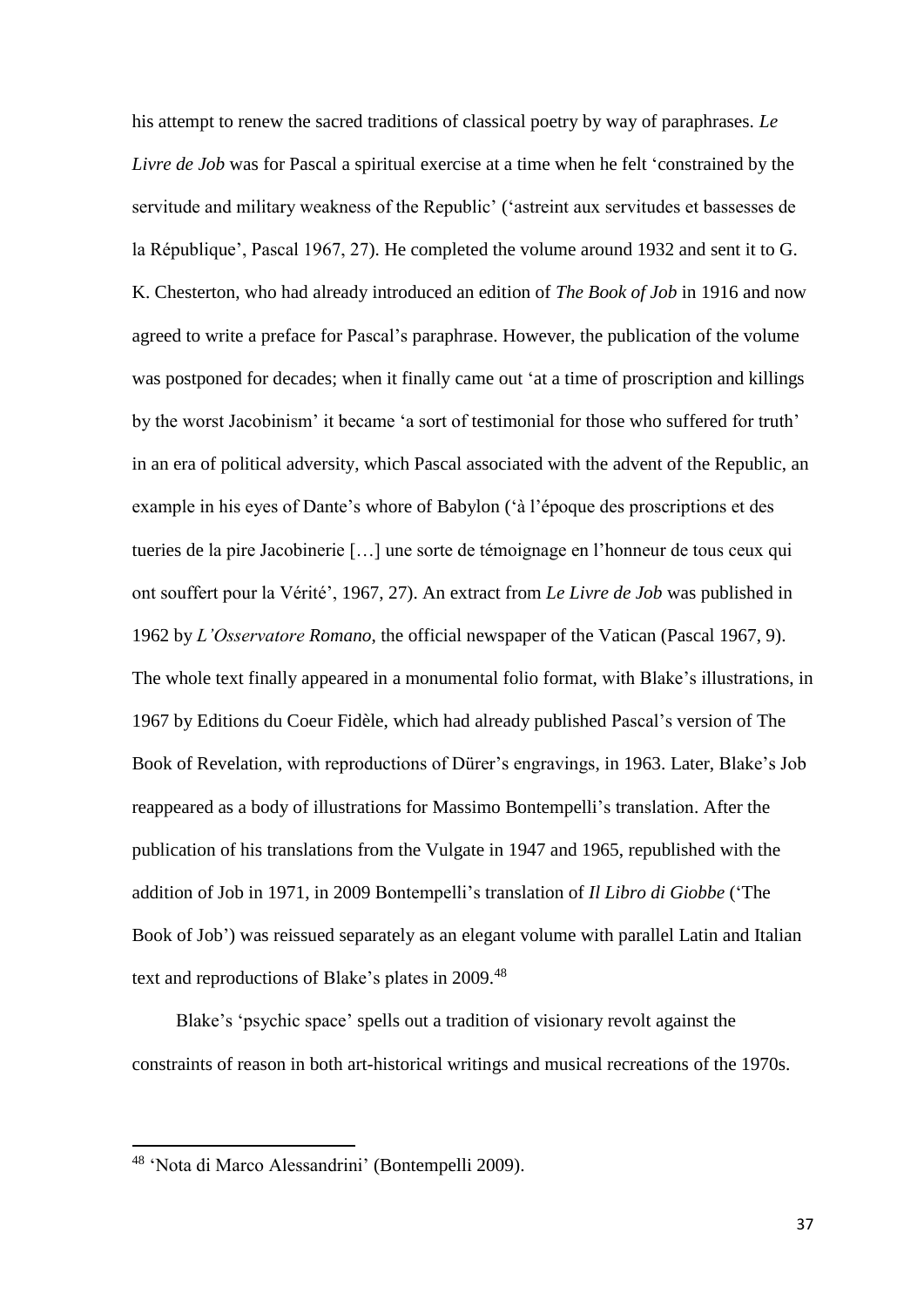his attempt to renew the sacred traditions of classical poetry by way of paraphrases. *Le Livre de Job* was for Pascal a spiritual exercise at a time when he felt 'constrained by the servitude and military weakness of the Republic' ('astreint aux servitudes et bassesses de la République', Pascal 1967, 27). He completed the volume around 1932 and sent it to G. K. Chesterton, who had already introduced an edition of *The Book of Job* in 1916 and now agreed to write a preface for Pascal's paraphrase. However, the publication of the volume was postponed for decades; when it finally came out 'at a time of proscription and killings by the worst Jacobinism' it became 'a sort of testimonial for those who suffered for truth' in an era of political adversity, which Pascal associated with the advent of the Republic, an example in his eyes of Dante's whore of Babylon ('à l'époque des proscriptions et des tueries de la pire Jacobinerie […] une sorte de témoignage en l'honneur de tous ceux qui ont souffert pour la Vérité', 1967, 27). An extract from *Le Livre de Job* was published in 1962 by *L'Osservatore Romano*, the official newspaper of the Vatican (Pascal 1967, 9). The whole text finally appeared in a monumental folio format, with Blake's illustrations, in 1967 by Editions du Coeur Fidèle, which had already published Pascal's version of The Book of Revelation, with reproductions of Dürer's engravings, in 1963. Later, Blake's Job reappeared as a body of illustrations for Massimo Bontempelli's translation. After the publication of his translations from the Vulgate in 1947 and 1965, republished with the addition of Job in 1971, in 2009 Bontempelli's translation of *Il Libro di Giobbe* ('The Book of Job') was reissued separately as an elegant volume with parallel Latin and Italian text and reproductions of Blake's plates in 2009.[48]

Blake's 'psychic space' spells out a tradition of visionary revolt against the constraints of reason in both art-historical writings and musical recreations of the 1970s.

---

[48] 'Nota di Marco Alessandrini' (Bontempelli 2009).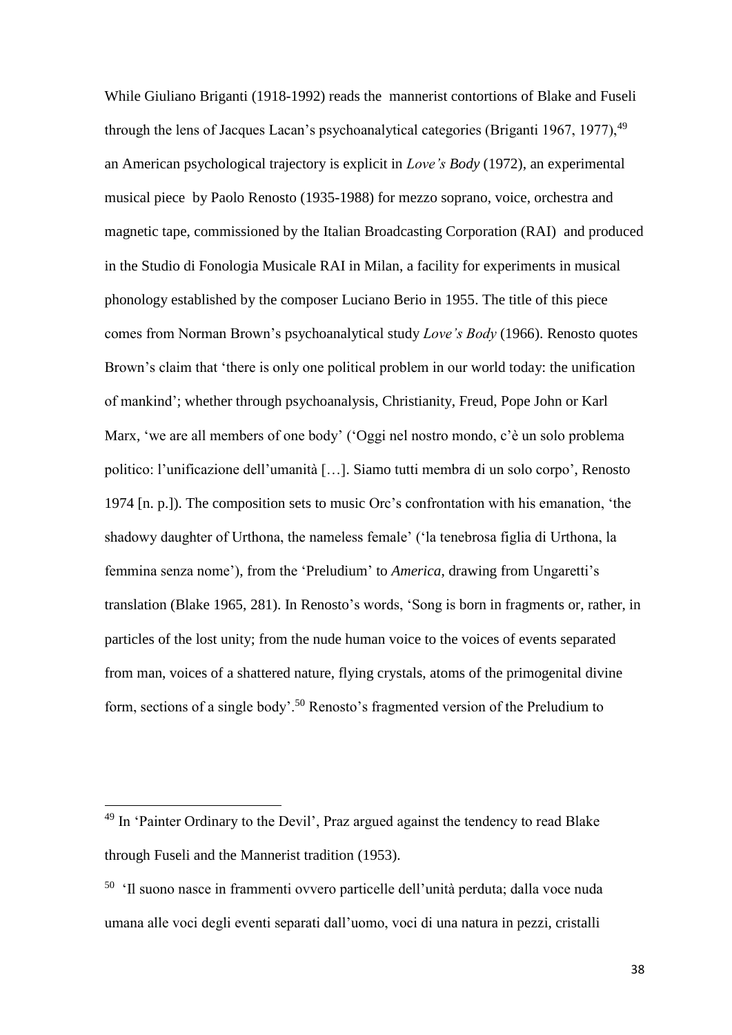While Giuliano Briganti (1918-1992) reads the mannerist contortions of Blake and Fuseli through the lens of Jacques Lacan's psychoanalytical categories (Briganti 1967, 1977),[49] an American psychological trajectory is explicit in *Love's Body* (1972), an experimental musical piece by Paolo Renosto (1935-1988) for mezzo soprano, voice, orchestra and magnetic tape, commissioned by the Italian Broadcasting Corporation (RAI) and produced in the Studio di Fonologia Musicale RAI in Milan, a facility for experiments in musical phonology established by the composer Luciano Berio in 1955. The title of this piece comes from Norman Brown's psychoanalytical study *Love's Body* (1966). Renosto quotes Brown's claim that 'there is only one political problem in our world today: the unification of mankind'; whether through psychoanalysis, Christianity, Freud, Pope John or Karl Marx, 'we are all members of one body' ('Oggi nel nostro mondo, c'è un solo problema politico: l'unificazione dell'umanità […]. Siamo tutti membra di un solo corpo', Renosto 1974 [n. p.]). The composition sets to music Orc's confrontation with his emanation, 'the shadowy daughter of Urthona, the nameless female' ('la tenebrosa figlia di Urthona, la femmina senza nome'), from the 'Preludium' to *America*, drawing from Ungaretti's translation (Blake 1965, 281). In Renosto's words, 'Song is born in fragments or, rather, in particles of the lost unity; from the nude human voice to the voices of events separated from man, voices of a shattered nature, flying crystals, atoms of the primogenital divine form, sections of a single body'.[50] Renosto's fragmented version of the Preludium to

---

[49] In 'Painter Ordinary to the Devil', Praz argued against the tendency to read Blake through Fuseli and the Mannerist tradition (1953).

[50] 'Il suono nasce in frammenti ovvero particelle dell'unità perduta; dalla voce nuda umana alle voci degli eventi separati dall'uomo, voci di una natura in pezzi, cristalli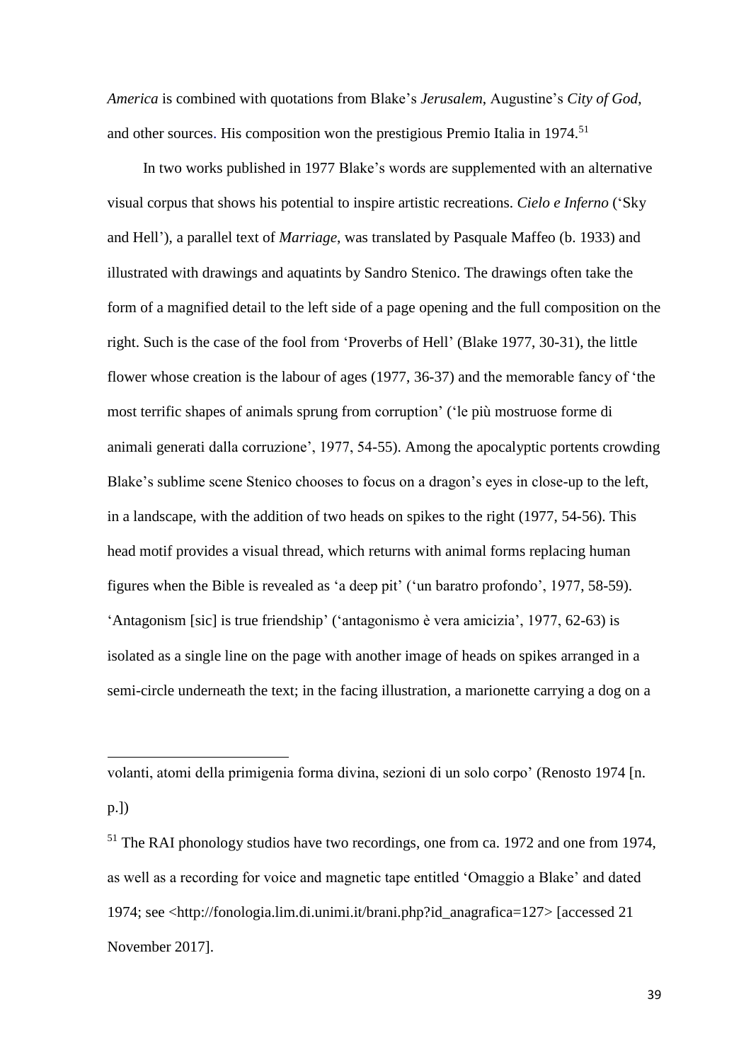*America* is combined with quotations from Blake's *Jerusalem*, Augustine's *City of God*, and other sources. His composition won the prestigious Premio Italia in 1974.[51]

In two works published in 1977 Blake's words are supplemented with an alternative visual corpus that shows his potential to inspire artistic recreations. *Cielo e Inferno* ('Sky and Hell'), a parallel text of *Marriage*, was translated by Pasquale Maffeo (b. 1933) and illustrated with drawings and aquatints by Sandro Stenico. The drawings often take the form of a magnified detail to the left side of a page opening and the full composition on the right. Such is the case of the fool from 'Proverbs of Hell' (Blake 1977, 30-31), the little flower whose creation is the labour of ages (1977, 36-37) and the memorable fancy of 'the most terrific shapes of animals sprung from corruption' ('le più mostruose forme di animali generati dalla corruzione', 1977, 54-55). Among the apocalyptic portents crowding Blake's sublime scene Stenico chooses to focus on a dragon's eyes in close-up to the left, in a landscape, with the addition of two heads on spikes to the right (1977, 54-56). This head motif provides a visual thread, which returns with animal forms replacing human figures when the Bible is revealed as 'a deep pit' ('un baratro profondo', 1977, 58-59). 'Antagonism [sic] is true friendship' ('antagonismo è vera amicizia', 1977, 62-63) is isolated as a single line on the page with another image of heads on spikes arranged in a semi-circle underneath the text; in the facing illustration, a marionette carrying a dog on a

---

volanti, atomi della primigenia forma divina, sezioni di un solo corpo' (Renosto 1974 [n. p.])

[51] The RAI phonology studios have two recordings, one from ca. 1972 and one from 1974, as well as a recording for voice and magnetic tape entitled 'Omaggio a Blake' and dated 1974; see <http://fonologia.lim.di.unimi.it/brani.php?id_anagrafica=127> [accessed 21 November 2017].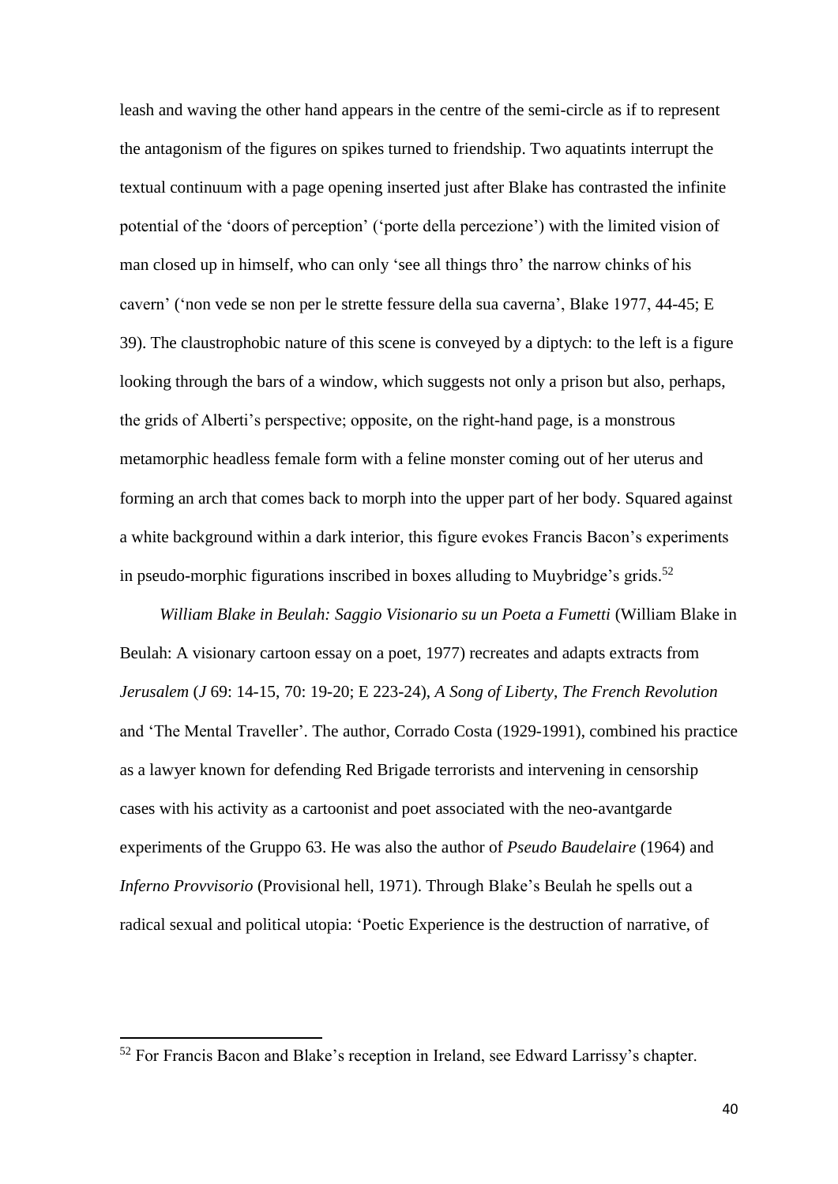leash and waving the other hand appears in the centre of the semi-circle as if to represent the antagonism of the figures on spikes turned to friendship. Two aquatints interrupt the textual continuum with a page opening inserted just after Blake has contrasted the infinite potential of the 'doors of perception' ('porte della percezione') with the limited vision of man closed up in himself, who can only 'see all things thro' the narrow chinks of his cavern' ('non vede se non per le strette fessure della sua caverna', Blake 1977, 44-45; E 39). The claustrophobic nature of this scene is conveyed by a diptych: to the left is a figure looking through the bars of a window, which suggests not only a prison but also, perhaps, the grids of Alberti's perspective; opposite, on the right-hand page, is a monstrous metamorphic headless female form with a feline monster coming out of her uterus and forming an arch that comes back to morph into the upper part of her body. Squared against a white background within a dark interior, this figure evokes Francis Bacon's experiments in pseudo-morphic figurations inscribed in boxes alluding to Muybridge's grids.[52]

*William Blake in Beulah: Saggio Visionario su un Poeta a Fumetti* (William Blake in Beulah: A visionary cartoon essay on a poet, 1977) recreates and adapts extracts from *Jerusalem* (*J* 69: 14-15, 70: 19-20; E 223-24), *A Song of Liberty*, *The French Revolution* and 'The Mental Traveller'. The author, Corrado Costa (1929-1991), combined his practice as a lawyer known for defending Red Brigade terrorists and intervening in censorship cases with his activity as a cartoonist and poet associated with the neo-avantgarde experiments of the Gruppo 63. He was also the author of *Pseudo Baudelaire* (1964) and *Inferno Provvisorio* (Provisional hell, 1971). Through Blake's Beulah he spells out a radical sexual and political utopia: 'Poetic Experience is the destruction of narrative, of

[52] For Francis Bacon and Blake's reception in Ireland, see Edward Larrissy's chapter.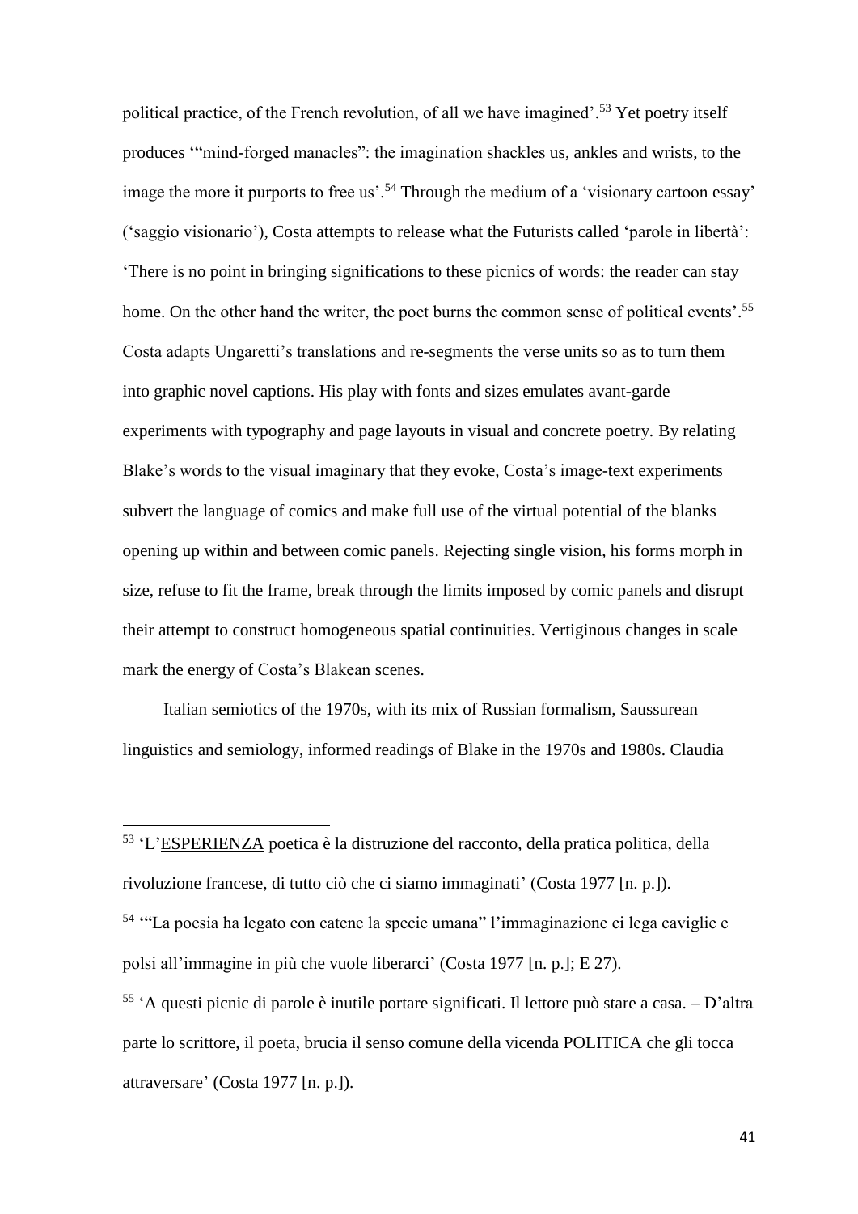political practice, of the French revolution, of all we have imagined'.[53] Yet poetry itself produces '"mind-forged manacles": the imagination shackles us, ankles and wrists, to the image the more it purports to free us'.[54] Through the medium of a 'visionary cartoon essay' ('saggio visionario'), Costa attempts to release what the Futurists called 'parole in libertà': 'There is no point in bringing significations to these picnics of words: the reader can stay home. On the other hand the writer, the poet burns the common sense of political events'.[55] Costa adapts Ungaretti's translations and re-segments the verse units so as to turn them into graphic novel captions. His play with fonts and sizes emulates avant-garde experiments with typography and page layouts in visual and concrete poetry. By relating Blake's words to the visual imaginary that they evoke, Costa's image-text experiments subvert the language of comics and make full use of the virtual potential of the blanks opening up within and between comic panels. Rejecting single vision, his forms morph in size, refuse to fit the frame, break through the limits imposed by comic panels and disrupt their attempt to construct homogeneous spatial continuities. Vertiginous changes in scale mark the energy of Costa's Blakean scenes.

Italian semiotics of the 1970s, with its mix of Russian formalism, Saussurean linguistics and semiology, informed readings of Blake in the 1970s and 1980s. Claudia

---

[53] 'L'ESPERIENZA poetica è la distruzione del racconto, della pratica politica, della rivoluzione francese, di tutto ciò che ci siamo immaginati' (Costa 1977 [n. p.]).

[54] '"La poesia ha legato con catene la specie umana" l'immaginazione ci lega caviglie e polsi all'immagine in più che vuole liberarci' (Costa 1977 [n. p.]; E 27).

[55] 'A questi picnic di parole è inutile portare significati. Il lettore può stare a casa. – D'altra parte lo scrittore, il poeta, brucia il senso comune della vicenda POLITICA che gli tocca attraversare' (Costa 1977 [n. p.]).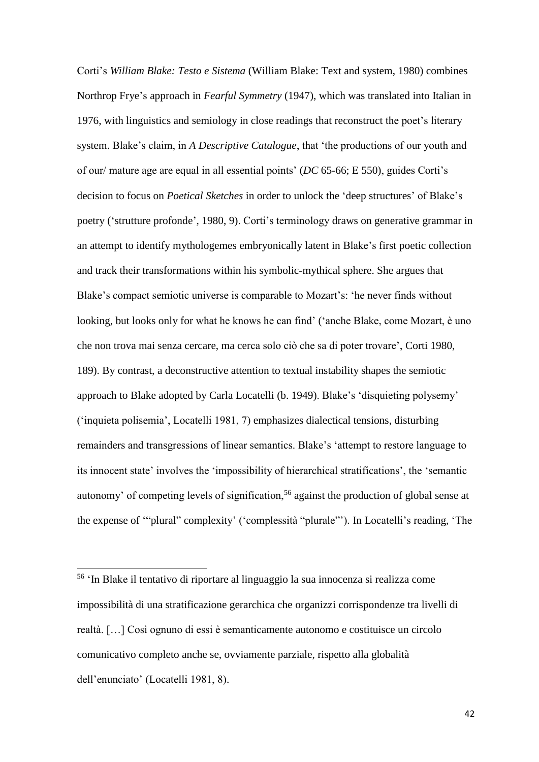Corti's *William Blake: Testo e Sistema* (William Blake: Text and system, 1980) combines Northrop Frye's approach in *Fearful Symmetry* (1947), which was translated into Italian in 1976, with linguistics and semiology in close readings that reconstruct the poet's literary system. Blake's claim, in *A Descriptive Catalogue*, that 'the productions of our youth and of our/ mature age are equal in all essential points' (*DC* 65-66; E 550), guides Corti's decision to focus on *Poetical Sketches* in order to unlock the 'deep structures' of Blake's poetry ('strutture profonde', 1980, 9). Corti's terminology draws on generative grammar in an attempt to identify mythologemes embryonically latent in Blake's first poetic collection and track their transformations within his symbolic-mythical sphere. She argues that Blake's compact semiotic universe is comparable to Mozart's: 'he never finds without looking, but looks only for what he knows he can find' ('anche Blake, come Mozart, è uno che non trova mai senza cercare, ma cerca solo ciò che sa di poter trovare', Corti 1980, 189). By contrast, a deconstructive attention to textual instability shapes the semiotic approach to Blake adopted by Carla Locatelli (b. 1949). Blake's 'disquieting polysemy' ('inquieta polisemia', Locatelli 1981, 7) emphasizes dialectical tensions, disturbing remainders and transgressions of linear semantics. Blake's 'attempt to restore language to its innocent state' involves the 'impossibility of hierarchical stratifications', the 'semantic autonomy' of competing levels of signification,[56] against the production of global sense at the expense of '"plural" complexity' ('complessità "plurale"'). In Locatelli's reading, 'The

---

[56] 'In Blake il tentativo di riportare al linguaggio la sua innocenza si realizza come impossibilità di una stratificazione gerarchica che organizzi corrispondenze tra livelli di realtà. […] Così ognuno di essi è semanticamente autonomo e costituisce un circolo comunicativo completo anche se, ovviamente parziale, rispetto alla globalità dell'enunciato' (Locatelli 1981, 8).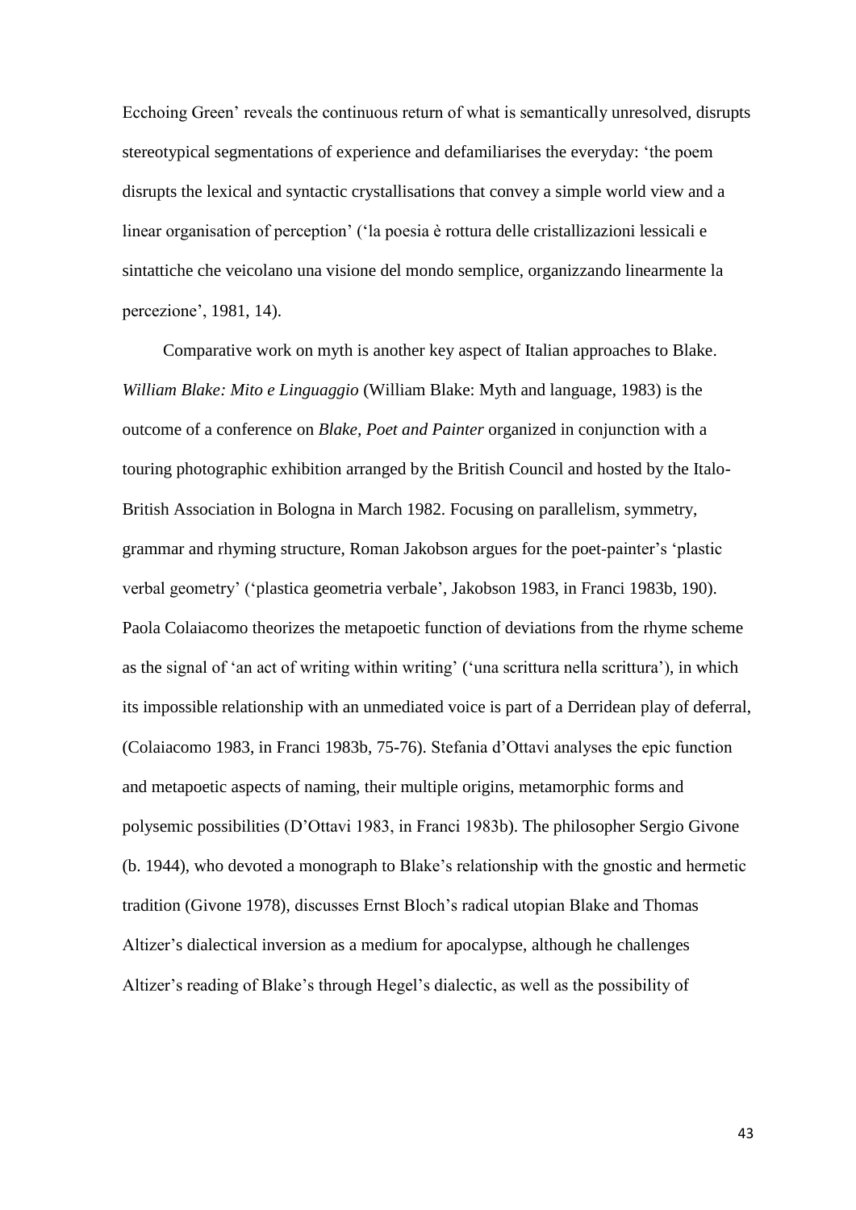Ecchoing Green' reveals the continuous return of what is semantically unresolved, disrupts stereotypical segmentations of experience and defamiliarises the everyday: 'the poem disrupts the lexical and syntactic crystallisations that convey a simple world view and a linear organisation of perception' ('la poesia è rottura delle cristallizazioni lessicali e sintattiche che veicolano una visione del mondo semplice, organizzando linearmente la percezione', 1981, 14).

Comparative work on myth is another key aspect of Italian approaches to Blake. *William Blake: Mito e Linguaggio* (William Blake: Myth and language, 1983) is the outcome of a conference on *Blake, Poet and Painter* organized in conjunction with a touring photographic exhibition arranged by the British Council and hosted by the Italo-British Association in Bologna in March 1982. Focusing on parallelism, symmetry, grammar and rhyming structure, Roman Jakobson argues for the poet-painter's 'plastic verbal geometry' ('plastica geometria verbale', Jakobson 1983, in Franci 1983b, 190). Paola Colaiacomo theorizes the metapoetic function of deviations from the rhyme scheme as the signal of 'an act of writing within writing' ('una scrittura nella scrittura'), in which its impossible relationship with an unmediated voice is part of a Derridean play of deferral, (Colaiacomo 1983, in Franci 1983b, 75-76). Stefania d'Ottavi analyses the epic function and metapoetic aspects of naming, their multiple origins, metamorphic forms and polysemic possibilities (D'Ottavi 1983, in Franci 1983b). The philosopher Sergio Givone (b. 1944), who devoted a monograph to Blake's relationship with the gnostic and hermetic tradition (Givone 1978), discusses Ernst Bloch's radical utopian Blake and Thomas Altizer's dialectical inversion as a medium for apocalypse, although he challenges Altizer's reading of Blake's through Hegel's dialectic, as well as the possibility of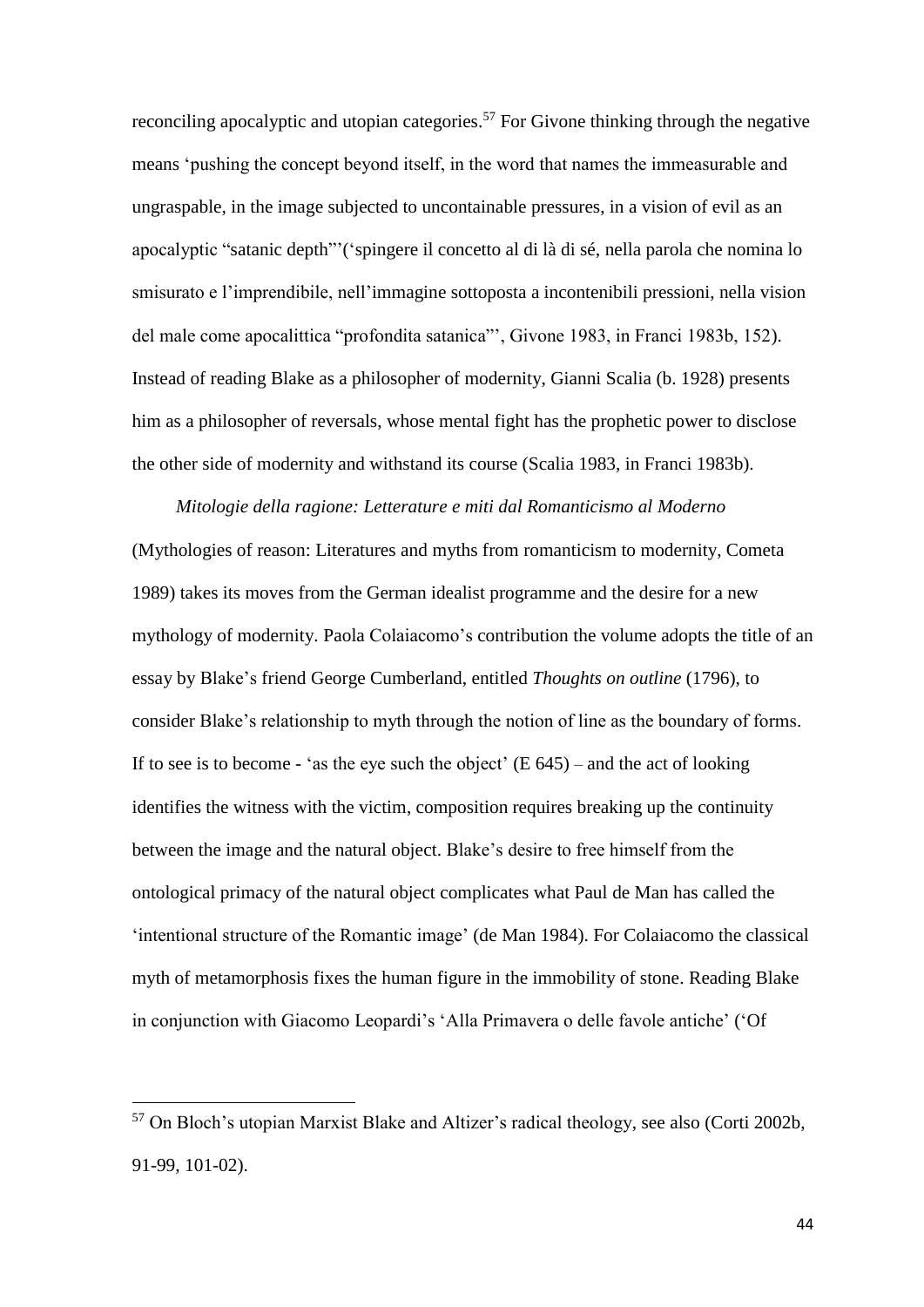reconciling apocalyptic and utopian categories.[57] For Givone thinking through the negative means 'pushing the concept beyond itself, in the word that names the immeasurable and ungraspable, in the image subjected to uncontainable pressures, in a vision of evil as an apocalyptic "satanic depth"'('spingere il concetto al di là di sé, nella parola che nomina lo smisurato e l'imprendibile, nell'immagine sottoposta a incontenibili pressioni, nella vision del male come apocalittica "profondita satanica"', Givone 1983, in Franci 1983b, 152). Instead of reading Blake as a philosopher of modernity, Gianni Scalia (b. 1928) presents him as a philosopher of reversals, whose mental fight has the prophetic power to disclose the other side of modernity and withstand its course (Scalia 1983, in Franci 1983b).

*Mitologie della ragione: Letterature e miti dal Romanticismo al Moderno* (Mythologies of reason: Literatures and myths from romanticism to modernity, Cometa 1989) takes its moves from the German idealist programme and the desire for a new mythology of modernity. Paola Colaiacomo's contribution the volume adopts the title of an essay by Blake's friend George Cumberland, entitled *Thoughts on outline* (1796), to consider Blake's relationship to myth through the notion of line as the boundary of forms. If to see is to become - 'as the eye such the object' (E 645) – and the act of looking identifies the witness with the victim, composition requires breaking up the continuity between the image and the natural object. Blake's desire to free himself from the ontological primacy of the natural object complicates what Paul de Man has called the 'intentional structure of the Romantic image' (de Man 1984). For Colaiacomo the classical myth of metamorphosis fixes the human figure in the immobility of stone. Reading Blake in conjunction with Giacomo Leopardi's 'Alla Primavera o delle favole antiche' ('Of

[57] On Bloch's utopian Marxist Blake and Altizer's radical theology, see also (Corti 2002b, 91-99, 101-02).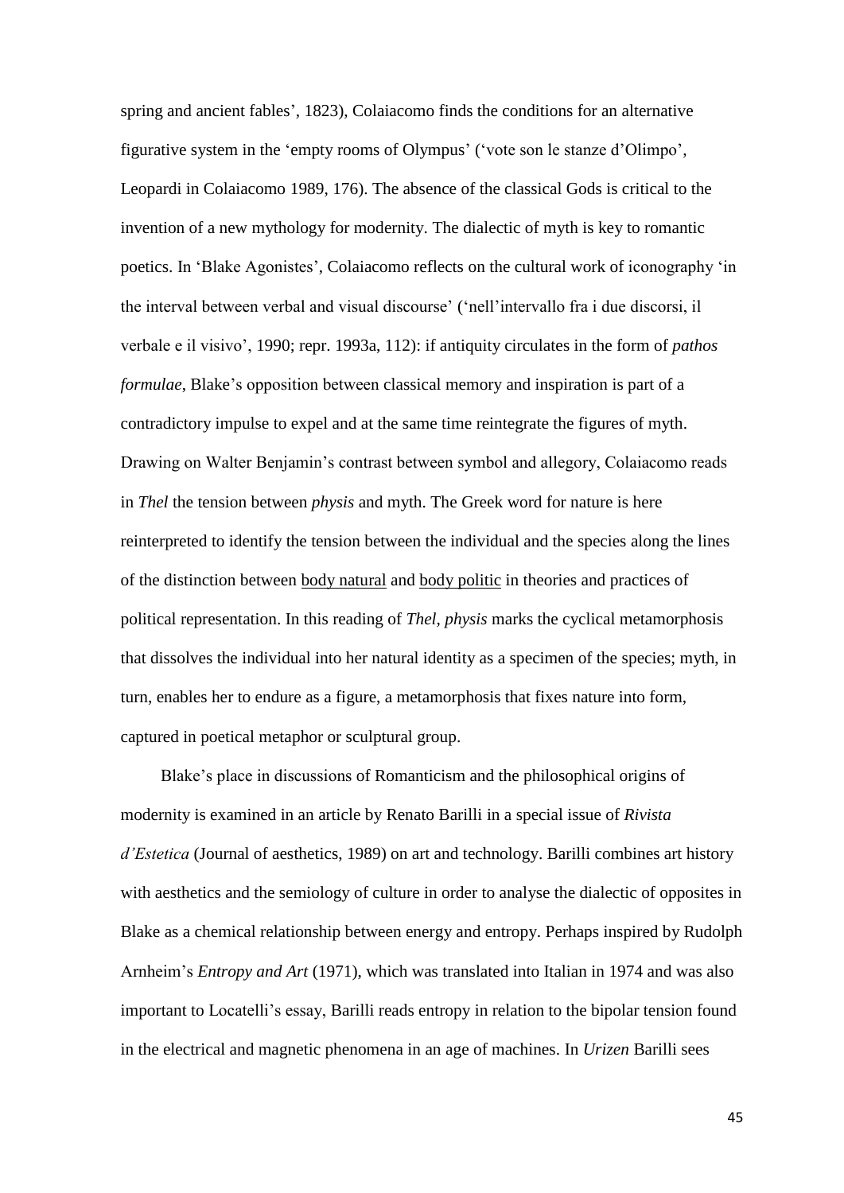spring and ancient fables', 1823), Colaiacomo finds the conditions for an alternative figurative system in the 'empty rooms of Olympus' ('vote son le stanze d'Olimpo', Leopardi in Colaiacomo 1989, 176). The absence of the classical Gods is critical to the invention of a new mythology for modernity. The dialectic of myth is key to romantic poetics. In 'Blake Agonistes', Colaiacomo reflects on the cultural work of iconography 'in the interval between verbal and visual discourse' ('nell'intervallo fra i due discorsi, il verbale e il visivo', 1990; repr. 1993a, 112): if antiquity circulates in the form of *pathos formulae*, Blake's opposition between classical memory and inspiration is part of a contradictory impulse to expel and at the same time reintegrate the figures of myth. Drawing on Walter Benjamin's contrast between symbol and allegory, Colaiacomo reads in *Thel* the tension between *physis* and myth. The Greek word for nature is here reinterpreted to identify the tension between the individual and the species along the lines of the distinction between body natural and body politic in theories and practices of political representation. In this reading of *Thel*, *physis* marks the cyclical metamorphosis that dissolves the individual into her natural identity as a specimen of the species; myth, in turn, enables her to endure as a figure, a metamorphosis that fixes nature into form, captured in poetical metaphor or sculptural group.

Blake's place in discussions of Romanticism and the philosophical origins of modernity is examined in an article by Renato Barilli in a special issue of *Rivista d'Estetica* (Journal of aesthetics, 1989) on art and technology. Barilli combines art history with aesthetics and the semiology of culture in order to analyse the dialectic of opposites in Blake as a chemical relationship between energy and entropy. Perhaps inspired by Rudolph Arnheim's *Entropy and Art* (1971), which was translated into Italian in 1974 and was also important to Locatelli's essay, Barilli reads entropy in relation to the bipolar tension found in the electrical and magnetic phenomena in an age of machines. In *Urizen* Barilli sees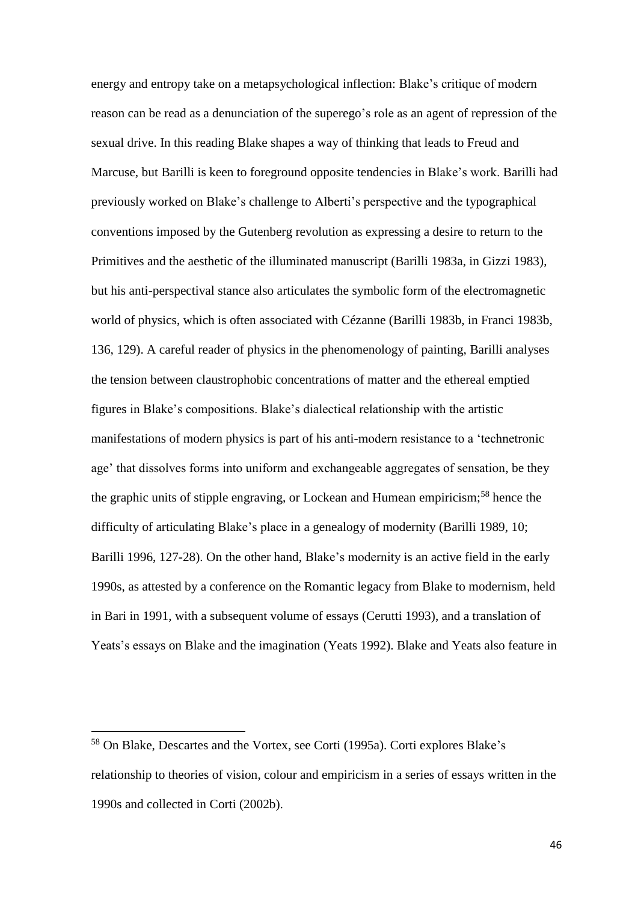energy and entropy take on a metapsychological inflection: Blake's critique of modern reason can be read as a denunciation of the superego's role as an agent of repression of the sexual drive. In this reading Blake shapes a way of thinking that leads to Freud and Marcuse, but Barilli is keen to foreground opposite tendencies in Blake's work. Barilli had previously worked on Blake's challenge to Alberti's perspective and the typographical conventions imposed by the Gutenberg revolution as expressing a desire to return to the Primitives and the aesthetic of the illuminated manuscript (Barilli 1983a, in Gizzi 1983), but his anti-perspectival stance also articulates the symbolic form of the electromagnetic world of physics, which is often associated with Cézanne (Barilli 1983b, in Franci 1983b, 136, 129). A careful reader of physics in the phenomenology of painting, Barilli analyses the tension between claustrophobic concentrations of matter and the ethereal emptied figures in Blake's compositions. Blake's dialectical relationship with the artistic manifestations of modern physics is part of his anti-modern resistance to a 'technetronic age' that dissolves forms into uniform and exchangeable aggregates of sensation, be they the graphic units of stipple engraving, or Lockean and Humean empiricism;[58] hence the difficulty of articulating Blake's place in a genealogy of modernity (Barilli 1989, 10; Barilli 1996, 127-28). On the other hand, Blake's modernity is an active field in the early 1990s, as attested by a conference on the Romantic legacy from Blake to modernism, held in Bari in 1991, with a subsequent volume of essays (Cerutti 1993), and a translation of Yeats's essays on Blake and the imagination (Yeats 1992). Blake and Yeats also feature in

[58] On Blake, Descartes and the Vortex, see Corti (1995a). Corti explores Blake's relationship to theories of vision, colour and empiricism in a series of essays written in the 1990s and collected in Corti (2002b).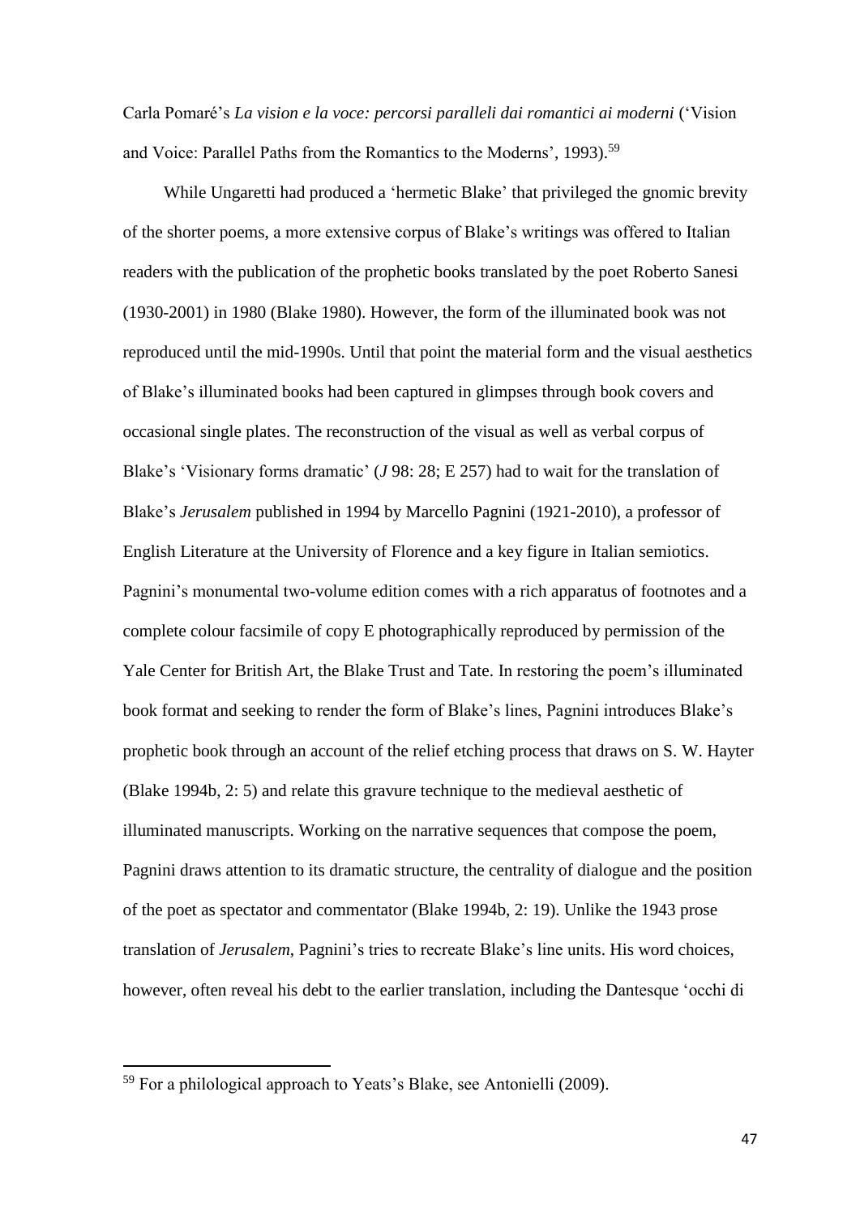Carla Pomaré's *La vision e la voce: percorsi paralleli dai romantici ai moderni* ('Vision and Voice: Parallel Paths from the Romantics to the Moderns', 1993).[59]

While Ungaretti had produced a 'hermetic Blake' that privileged the gnomic brevity of the shorter poems, a more extensive corpus of Blake's writings was offered to Italian readers with the publication of the prophetic books translated by the poet Roberto Sanesi (1930-2001) in 1980 (Blake 1980). However, the form of the illuminated book was not reproduced until the mid-1990s. Until that point the material form and the visual aesthetics of Blake's illuminated books had been captured in glimpses through book covers and occasional single plates. The reconstruction of the visual as well as verbal corpus of Blake's 'Visionary forms dramatic' (*J* 98: 28; E 257) had to wait for the translation of Blake's *Jerusalem* published in 1994 by Marcello Pagnini (1921-2010), a professor of English Literature at the University of Florence and a key figure in Italian semiotics. Pagnini's monumental two-volume edition comes with a rich apparatus of footnotes and a complete colour facsimile of copy E photographically reproduced by permission of the Yale Center for British Art, the Blake Trust and Tate. In restoring the poem's illuminated book format and seeking to render the form of Blake's lines, Pagnini introduces Blake's prophetic book through an account of the relief etching process that draws on S. W. Hayter (Blake 1994b, 2: 5) and relate this gravure technique to the medieval aesthetic of illuminated manuscripts. Working on the narrative sequences that compose the poem, Pagnini draws attention to its dramatic structure, the centrality of dialogue and the position of the poet as spectator and commentator (Blake 1994b, 2: 19). Unlike the 1943 prose translation of *Jerusalem*, Pagnini's tries to recreate Blake's line units. His word choices, however, often reveal his debt to the earlier translation, including the Dantesque 'occhi di

[59] For a philological approach to Yeats's Blake, see Antonielli (2009).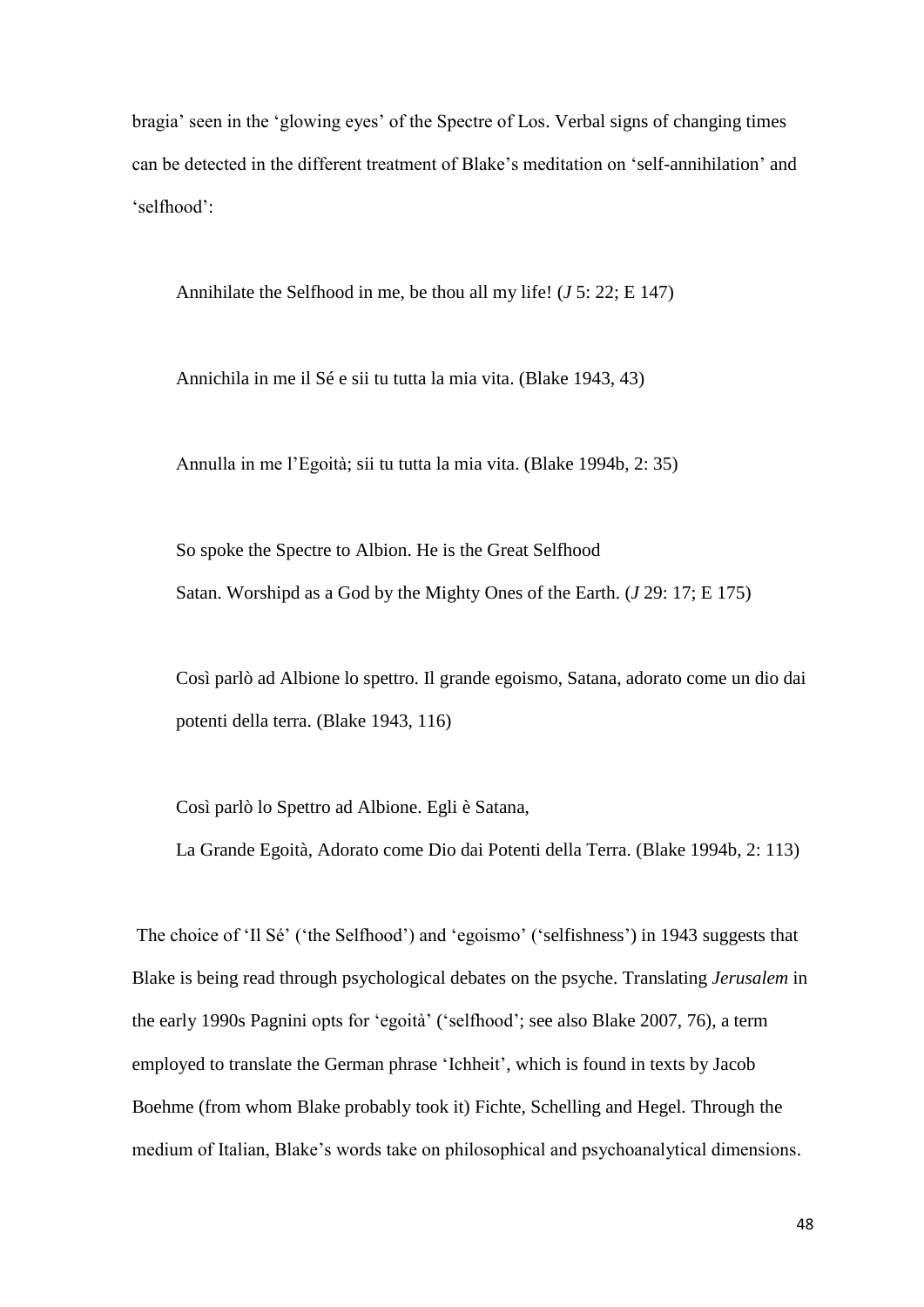bragia' seen in the 'glowing eyes' of the Spectre of Los. Verbal signs of changing times can be detected in the different treatment of Blake's meditation on 'self-annihilation' and 'selfhood':

> Annihilate the Selfhood in me, be thou all my life! (*J* 5: 22; E 147)
>
> Annichila in me il Sé e sii tu tutta la mia vita. (Blake 1943, 43)
>
> Annulla in me l'Egoità; sii tu tutta la mia vita. (Blake 1994b, 2: 35)
>
> So spoke the Spectre to Albion. He is the Great Selfhood
> Satan. Worshipd as a God by the Mighty Ones of the Earth. (*J* 29: 17; E 175)
>
> Così parlò ad Albione lo spettro. Il grande egoismo, Satana, adorato come un dio dai potenti della terra. (Blake 1943, 116)
>
> Così parlò lo Spettro ad Albione. Egli è Satana,
> La Grande Egoità, Adorato come Dio dai Potenti della Terra. (Blake 1994b, 2: 113)

The choice of 'Il Sé' ('the Selfhood') and 'egoismo' ('selfishness') in 1943 suggests that Blake is being read through psychological debates on the psyche. Translating *Jerusalem* in the early 1990s Pagnini opts for 'egoità' ('selfhood'; see also Blake 2007, 76), a term employed to translate the German phrase 'Ichheit', which is found in texts by Jacob Boehme (from whom Blake probably took it) Fichte, Schelling and Hegel. Through the medium of Italian, Blake's words take on philosophical and psychoanalytical dimensions.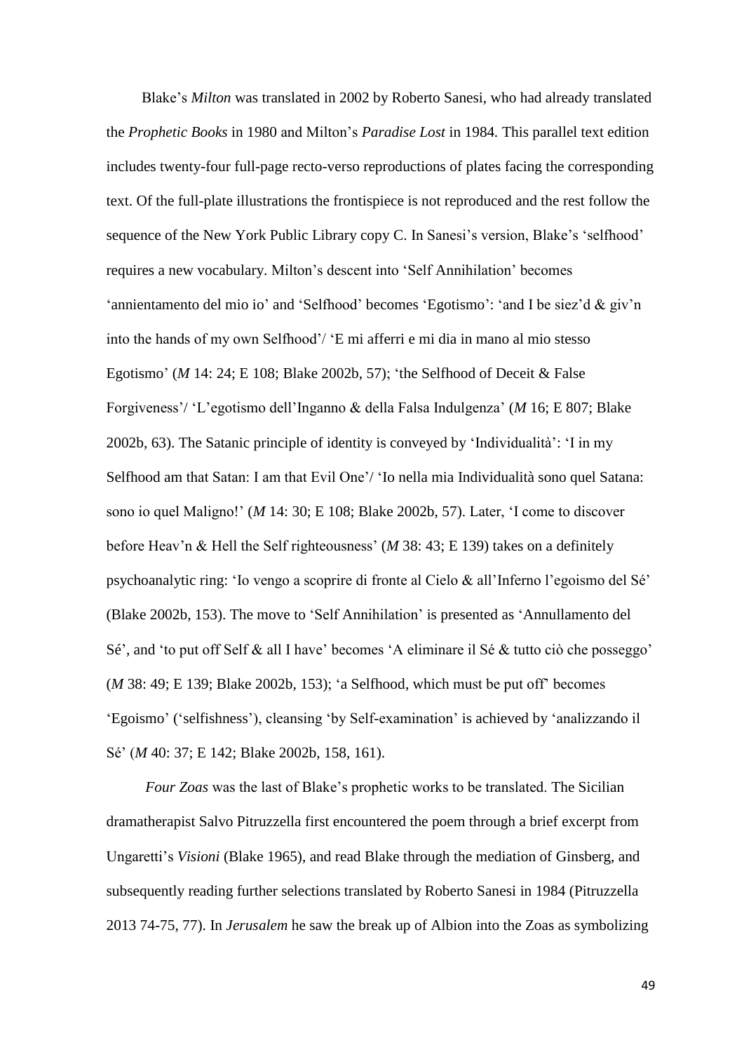Blake's *Milton* was translated in 2002 by Roberto Sanesi, who had already translated the *Prophetic Books* in 1980 and Milton's *Paradise Lost* in 1984. This parallel text edition includes twenty-four full-page recto-verso reproductions of plates facing the corresponding text. Of the full-plate illustrations the frontispiece is not reproduced and the rest follow the sequence of the New York Public Library copy C. In Sanesi's version, Blake's 'selfhood' requires a new vocabulary. Milton's descent into 'Self Annihilation' becomes 'annientamento del mio io' and 'Selfhood' becomes 'Egotismo': 'and I be siez'd & giv'n into the hands of my own Selfhood'/ 'E mi afferri e mi dia in mano al mio stesso Egotismo' (*M* 14: 24; E 108; Blake 2002b, 57); 'the Selfhood of Deceit & False Forgiveness'/ 'L'egotismo dell'Inganno & della Falsa Indulgenza' (*M* 16; E 807; Blake 2002b, 63). The Satanic principle of identity is conveyed by 'Individualità': 'I in my Selfhood am that Satan: I am that Evil One'/ 'Io nella mia Individualità sono quel Satana: sono io quel Maligno!' (*M* 14: 30; E 108; Blake 2002b, 57). Later, 'I come to discover before Heav'n & Hell the Self righteousness' (*M* 38: 43; E 139) takes on a definitely psychoanalytic ring: 'Io vengo a scoprire di fronte al Cielo & all'Inferno l'egoismo del Sé' (Blake 2002b, 153). The move to 'Self Annihilation' is presented as 'Annullamento del Sé', and 'to put off Self & all I have' becomes 'A eliminare il Sé & tutto ciò che posseggo' (*M* 38: 49; E 139; Blake 2002b, 153); 'a Selfhood, which must be put off' becomes 'Egoismo' ('selfishness'), cleansing 'by Self-examination' is achieved by 'analizzando il Sé' (*M* 40: 37; E 142; Blake 2002b, 158, 161).

*Four Zoas* was the last of Blake's prophetic works to be translated. The Sicilian dramatherapist Salvo Pitruzzella first encountered the poem through a brief excerpt from Ungaretti's *Visioni* (Blake 1965), and read Blake through the mediation of Ginsberg, and subsequently reading further selections translated by Roberto Sanesi in 1984 (Pitruzzella 2013 74-75, 77). In *Jerusalem* he saw the break up of Albion into the Zoas as symbolizing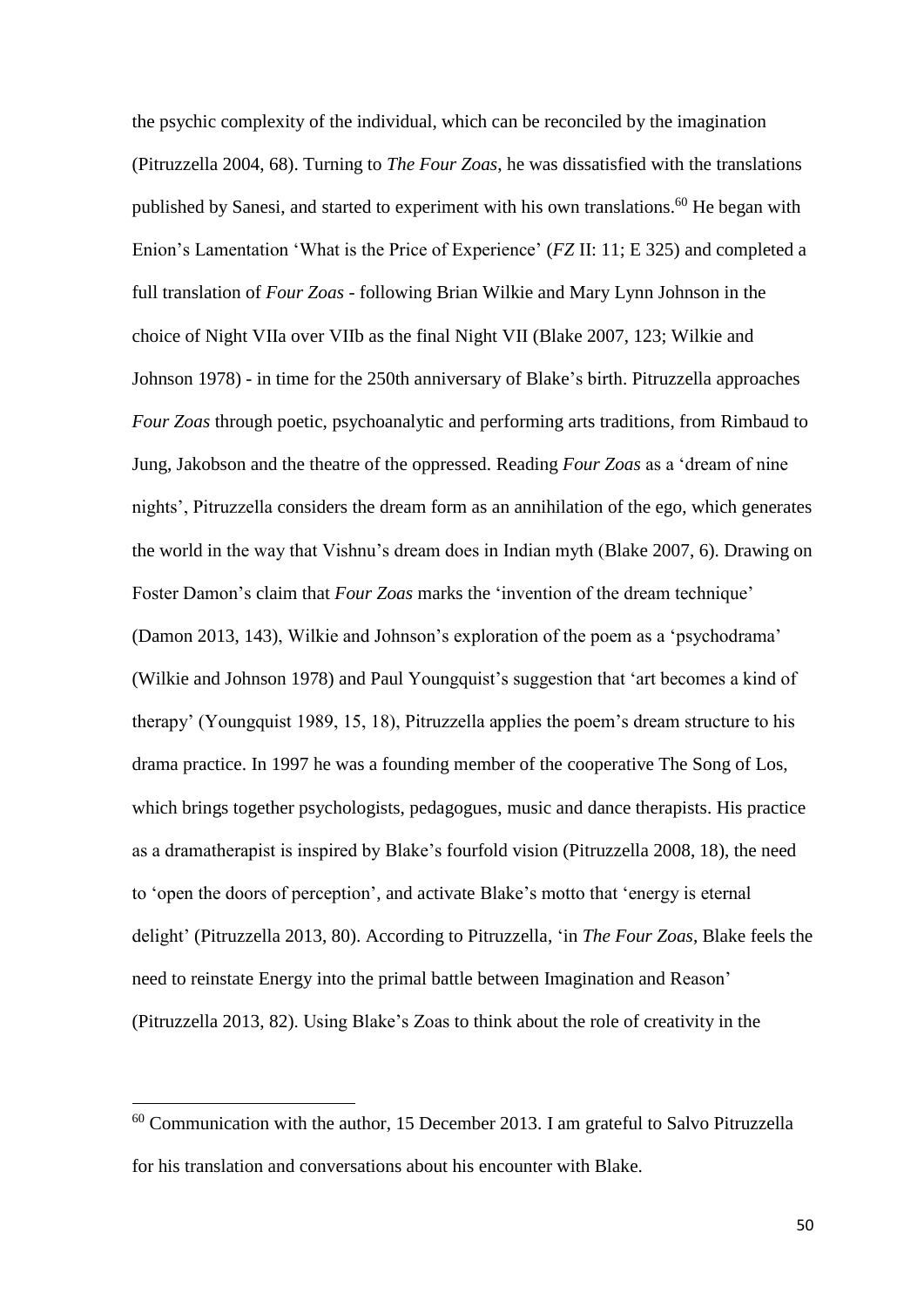the psychic complexity of the individual, which can be reconciled by the imagination (Pitruzzella 2004, 68). Turning to *The Four Zoas*, he was dissatisfied with the translations published by Sanesi, and started to experiment with his own translations.[60] He began with Enion's Lamentation 'What is the Price of Experience' (*FZ* II: 11; E 325) and completed a full translation of *Four Zoas* - following Brian Wilkie and Mary Lynn Johnson in the choice of Night VIIa over VIIb as the final Night VII (Blake 2007, 123; Wilkie and Johnson 1978) - in time for the 250th anniversary of Blake's birth. Pitruzzella approaches *Four Zoas* through poetic, psychoanalytic and performing arts traditions, from Rimbaud to Jung, Jakobson and the theatre of the oppressed. Reading *Four Zoas* as a 'dream of nine nights', Pitruzzella considers the dream form as an annihilation of the ego, which generates the world in the way that Vishnu's dream does in Indian myth (Blake 2007, 6). Drawing on Foster Damon's claim that *Four Zoas* marks the 'invention of the dream technique' (Damon 2013, 143), Wilkie and Johnson's exploration of the poem as a 'psychodrama' (Wilkie and Johnson 1978) and Paul Youngquist's suggestion that 'art becomes a kind of therapy' (Youngquist 1989, 15, 18), Pitruzzella applies the poem's dream structure to his drama practice. In 1997 he was a founding member of the cooperative The Song of Los, which brings together psychologists, pedagogues, music and dance therapists. His practice as a dramatherapist is inspired by Blake's fourfold vision (Pitruzzella 2008, 18), the need to 'open the doors of perception', and activate Blake's motto that 'energy is eternal delight' (Pitruzzella 2013, 80). According to Pitruzzella, 'in *The Four Zoas*, Blake feels the need to reinstate Energy into the primal battle between Imagination and Reason' (Pitruzzella 2013, 82). Using Blake's Zoas to think about the role of creativity in the

[60] Communication with the author, 15 December 2013. I am grateful to Salvo Pitruzzella for his translation and conversations about his encounter with Blake.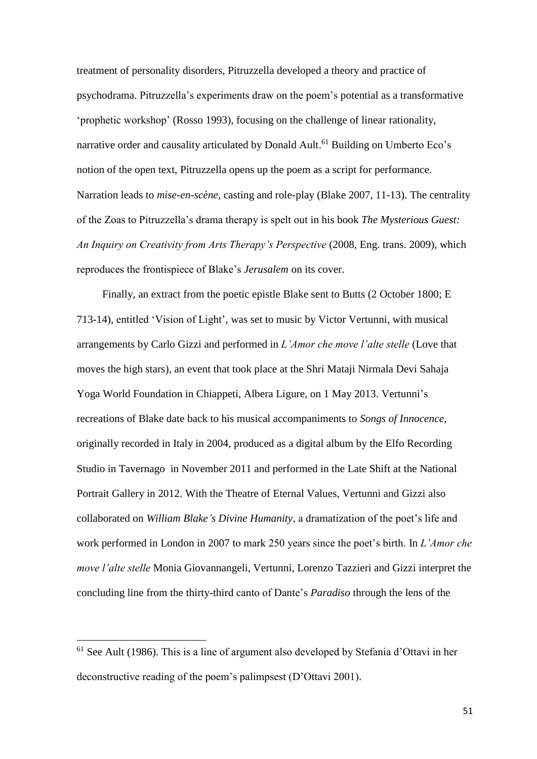treatment of personality disorders, Pitruzzella developed a theory and practice of psychodrama. Pitruzzella's experiments draw on the poem's potential as a transformative 'prophetic workshop' (Rosso 1993), focusing on the challenge of linear rationality, narrative order and causality articulated by Donald Ault.[61] Building on Umberto Eco's notion of the open text, Pitruzzella opens up the poem as a script for performance. Narration leads to *mise-en-scène*, casting and role-play (Blake 2007, 11-13). The centrality of the Zoas to Pitruzzella's drama therapy is spelt out in his book *The Mysterious Guest: An Inquiry on Creativity from Arts Therapy's Perspective* (2008, Eng. trans. 2009), which reproduces the frontispiece of Blake's *Jerusalem* on its cover.

Finally, an extract from the poetic epistle Blake sent to Butts (2 October 1800; E 713-14), entitled 'Vision of Light', was set to music by Victor Vertunni, with musical arrangements by Carlo Gizzi and performed in *L'Amor che move l'alte stelle* (Love that moves the high stars), an event that took place at the Shri Mataji Nirmala Devi Sahaja Yoga World Foundation in Chiappeti, Albera Ligure, on 1 May 2013. Vertunni's recreations of Blake date back to his musical accompaniments to *Songs of Innocence*, originally recorded in Italy in 2004, produced as a digital album by the Elfo Recording Studio in Tavernago in November 2011 and performed in the Late Shift at the National Portrait Gallery in 2012. With the Theatre of Eternal Values, Vertunni and Gizzi also collaborated on *William Blake's Divine Humanity*, a dramatization of the poet's life and work performed in London in 2007 to mark 250 years since the poet's birth. In *L'Amor che move l'alte stelle* Monia Giovannangeli, Vertunni, Lorenzo Tazzieri and Gizzi interpret the concluding line from the thirty-third canto of Dante's *Paradiso* through the lens of the

---

[61] See Ault (1986). This is a line of argument also developed by Stefania d'Ottavi in her deconstructive reading of the poem's palimpsest (D'Ottavi 2001).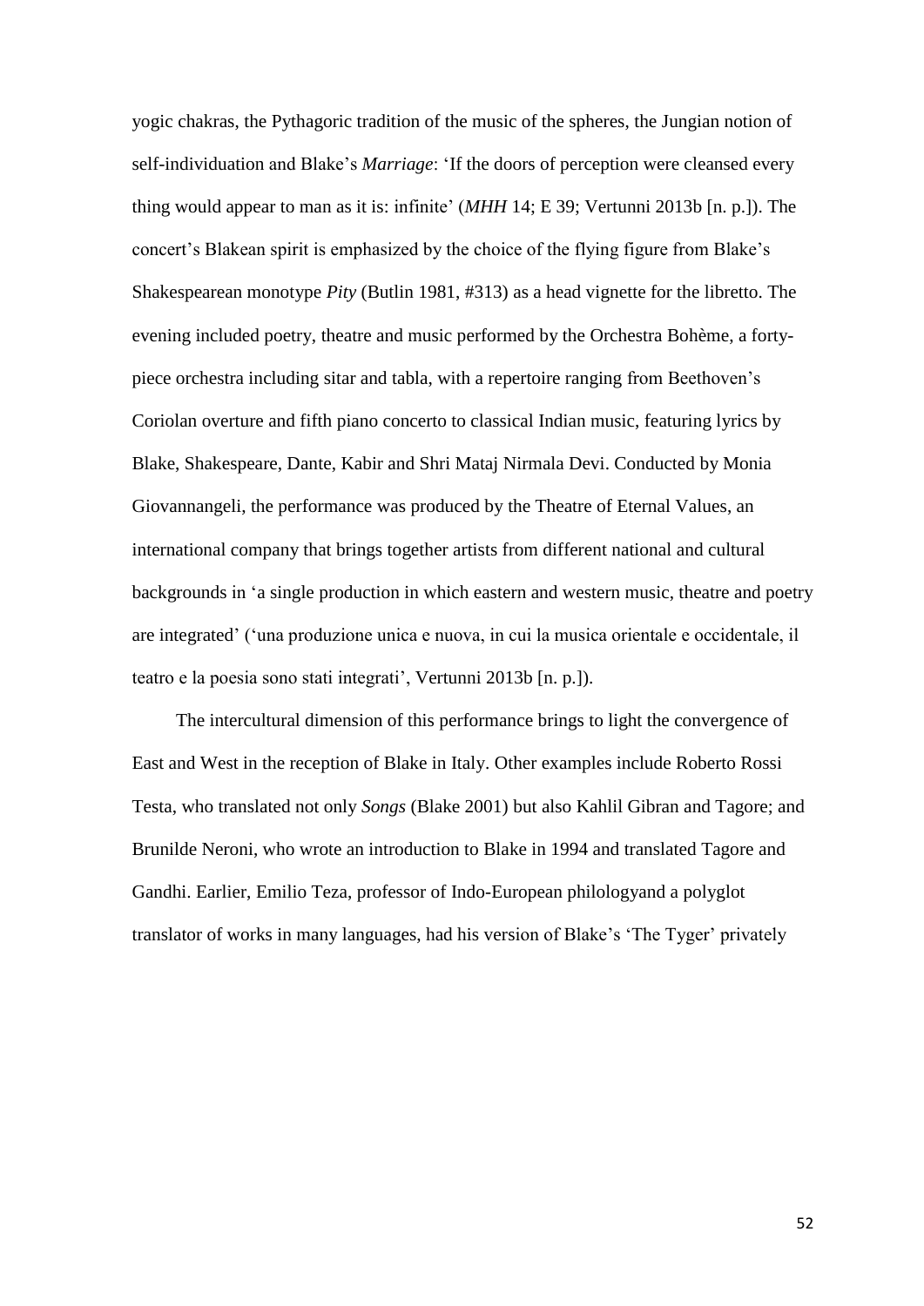yogic chakras, the Pythagoric tradition of the music of the spheres, the Jungian notion of self-individuation and Blake's *Marriage*: 'If the doors of perception were cleansed every thing would appear to man as it is: infinite' (*MHH* 14; E 39; Vertunni 2013b [n. p.]). The concert's Blakean spirit is emphasized by the choice of the flying figure from Blake's Shakespearean monotype *Pity* (Butlin 1981, #313) as a head vignette for the libretto. The evening included poetry, theatre and music performed by the Orchestra Bohème, a forty-piece orchestra including sitar and tabla, with a repertoire ranging from Beethoven's Coriolan overture and fifth piano concerto to classical Indian music, featuring lyrics by Blake, Shakespeare, Dante, Kabir and Shri Mataj Nirmala Devi. Conducted by Monia Giovannangeli, the performance was produced by the Theatre of Eternal Values, an international company that brings together artists from different national and cultural backgrounds in 'a single production in which eastern and western music, theatre and poetry are integrated' ('una produzione unica e nuova, in cui la musica orientale e occidentale, il teatro e la poesia sono stati integrati', Vertunni 2013b [n. p.]).

The intercultural dimension of this performance brings to light the convergence of East and West in the reception of Blake in Italy. Other examples include Roberto Rossi Testa, who translated not only *Songs* (Blake 2001) but also Kahlil Gibran and Tagore; and Brunilde Neroni, who wrote an introduction to Blake in 1994 and translated Tagore and Gandhi. Earlier, Emilio Teza, professor of Indo-European philologyand a polyglot translator of works in many languages, had his version of Blake's 'The Tyger' privately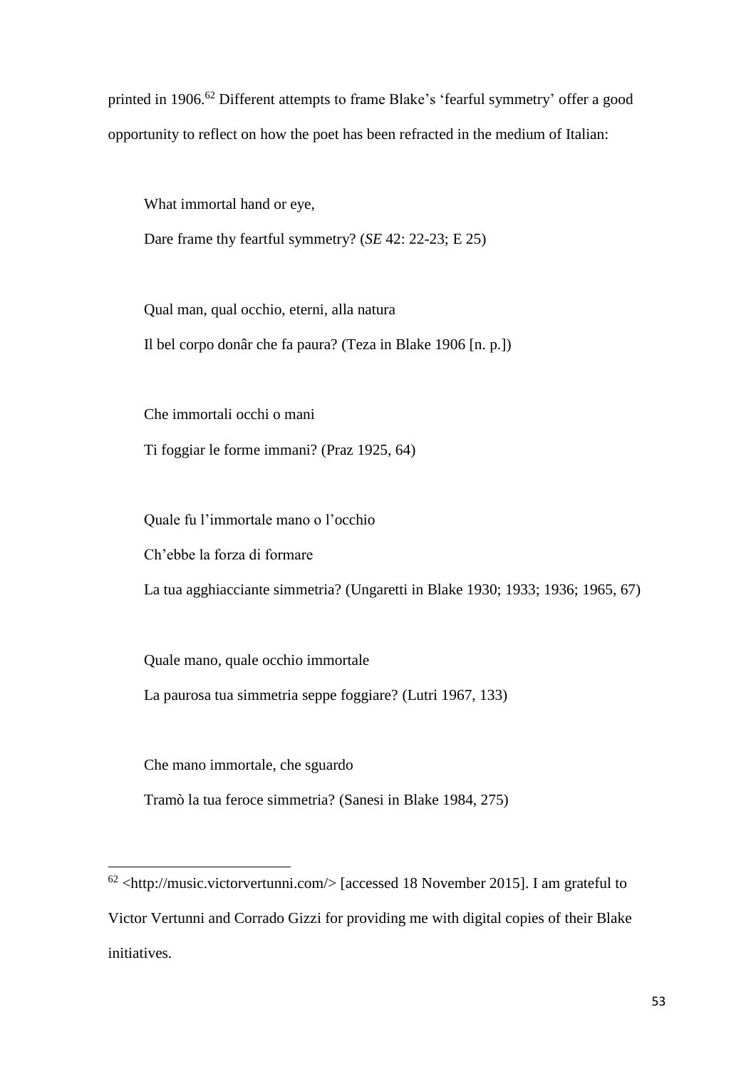printed in 1906.[62] Different attempts to frame Blake's 'fearful symmetry' offer a good opportunity to reflect on how the poet has been refracted in the medium of Italian:

> What immortal hand or eye,
>
> Dare frame thy feartful symmetry? (*SE* 42: 22-23; E 25)

> Qual man, qual occhio, eterni, alla natura
>
> Il bel corpo donâr che fa paura? (Teza in Blake 1906 [n. p.])

> Che immortali occhi o mani
>
> Ti foggiar le forme immani? (Praz 1925, 64)

> Quale fu l'immortale mano o l'occhio
>
> Ch'ebbe la forza di formare
>
> La tua agghiacciante simmetria? (Ungaretti in Blake 1930; 1933; 1936; 1965, 67)

> Quale mano, quale occhio immortale
>
> La paurosa tua simmetria seppe foggiare? (Lutri 1967, 133)

> Che mano immortale, che sguardo
>
> Tramò la tua feroce simmetria? (Sanesi in Blake 1984, 275)

---

[62] <http://music.victorvertunni.com/> [accessed 18 November 2015]. I am grateful to Victor Vertunni and Corrado Gizzi for providing me with digital copies of their Blake initiatives.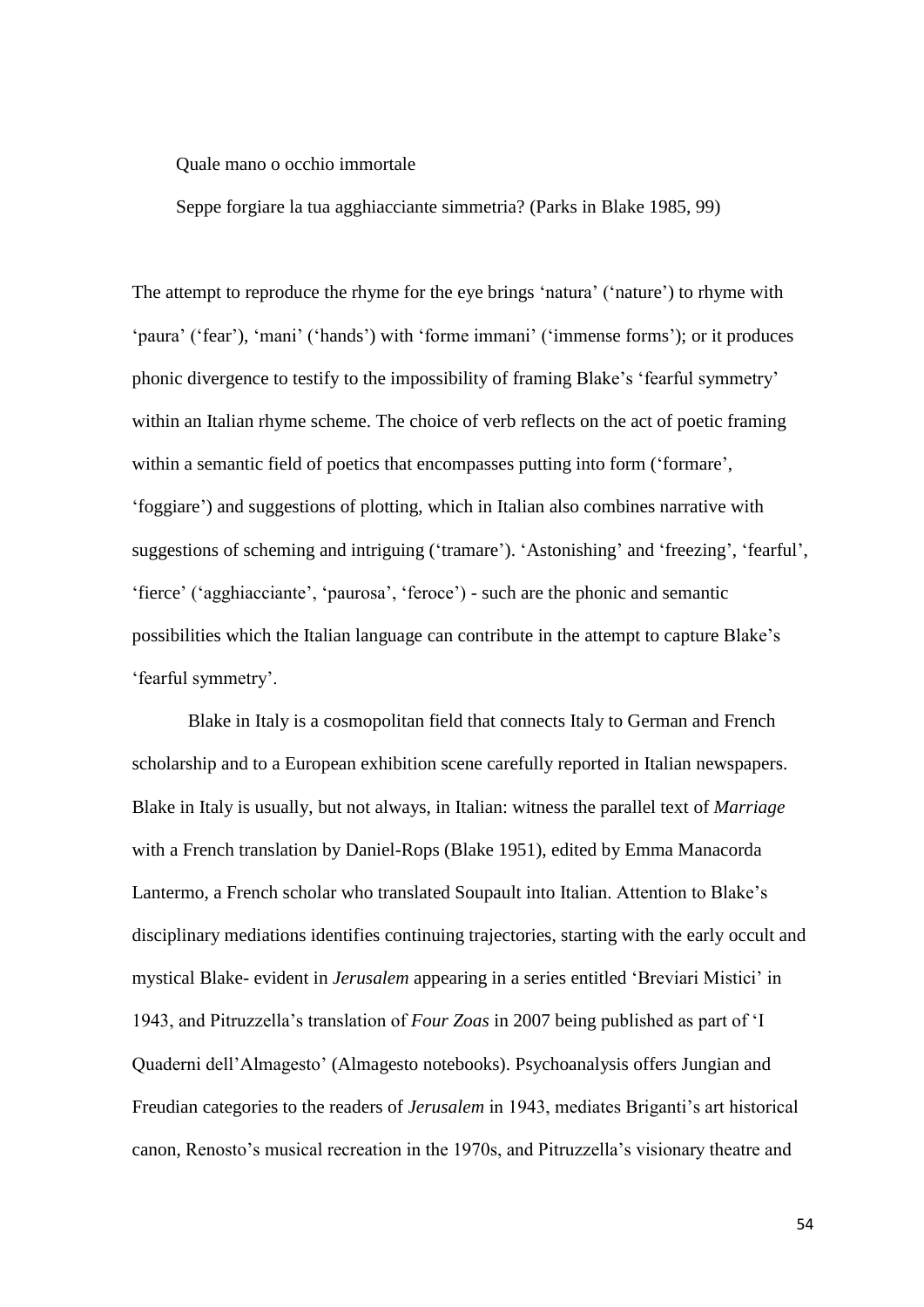Quale mano o occhio immortale

Seppe forgiare la tua agghiacciante simmetria? (Parks in Blake 1985, 99)

The attempt to reproduce the rhyme for the eye brings 'natura' ('nature') to rhyme with 'paura' ('fear'), 'mani' ('hands') with 'forme immani' ('immense forms'); or it produces phonic divergence to testify to the impossibility of framing Blake's 'fearful symmetry' within an Italian rhyme scheme. The choice of verb reflects on the act of poetic framing within a semantic field of poetics that encompasses putting into form ('formare', 'foggiare') and suggestions of plotting, which in Italian also combines narrative with suggestions of scheming and intriguing ('tramare'). 'Astonishing' and 'freezing', 'fearful', 'fierce' ('agghiacciante', 'paurosa', 'feroce') - such are the phonic and semantic possibilities which the Italian language can contribute in the attempt to capture Blake's 'fearful symmetry'.

Blake in Italy is a cosmopolitan field that connects Italy to German and French scholarship and to a European exhibition scene carefully reported in Italian newspapers. Blake in Italy is usually, but not always, in Italian: witness the parallel text of *Marriage* with a French translation by Daniel-Rops (Blake 1951), edited by Emma Manacorda Lantermo, a French scholar who translated Soupault into Italian. Attention to Blake's disciplinary mediations identifies continuing trajectories, starting with the early occult and mystical Blake- evident in *Jerusalem* appearing in a series entitled 'Breviari Mistici' in 1943, and Pitruzzella's translation of *Four Zoas* in 2007 being published as part of 'I Quaderni dell'Almagesto' (Almagesto notebooks). Psychoanalysis offers Jungian and Freudian categories to the readers of *Jerusalem* in 1943, mediates Briganti's art historical canon, Renosto's musical recreation in the 1970s, and Pitruzzella's visionary theatre and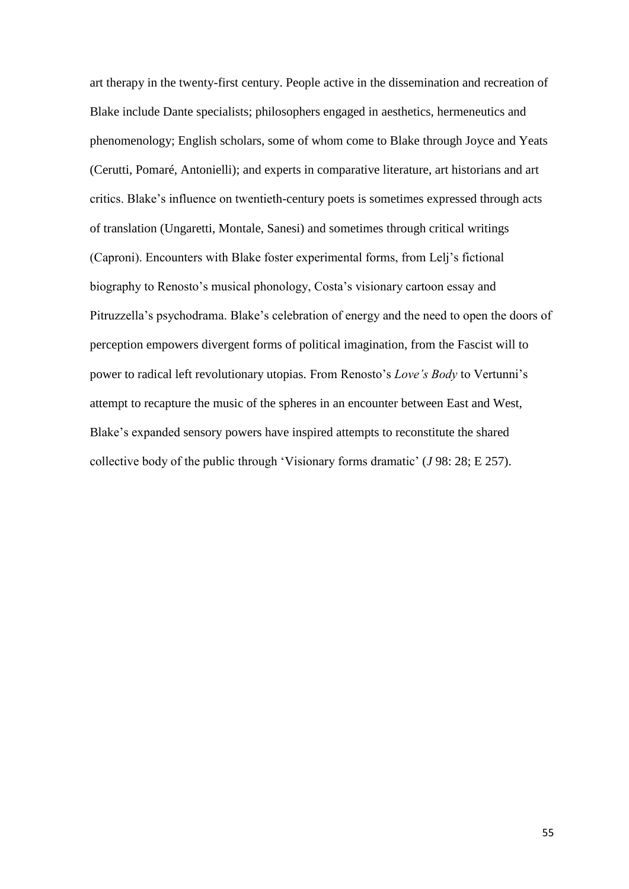art therapy in the twenty-first century. People active in the dissemination and recreation of Blake include Dante specialists; philosophers engaged in aesthetics, hermeneutics and phenomenology; English scholars, some of whom come to Blake through Joyce and Yeats (Cerutti, Pomaré, Antonielli); and experts in comparative literature, art historians and art critics. Blake's influence on twentieth-century poets is sometimes expressed through acts of translation (Ungaretti, Montale, Sanesi) and sometimes through critical writings (Caproni). Encounters with Blake foster experimental forms, from Lelj's fictional biography to Renosto's musical phonology, Costa's visionary cartoon essay and Pitruzzella's psychodrama. Blake's celebration of energy and the need to open the doors of perception empowers divergent forms of political imagination, from the Fascist will to power to radical left revolutionary utopias. From Renosto's *Love's Body* to Vertunni's attempt to recapture the music of the spheres in an encounter between East and West, Blake's expanded sensory powers have inspired attempts to reconstitute the shared collective body of the public through 'Visionary forms dramatic' (*J* 98: 28; E 257).